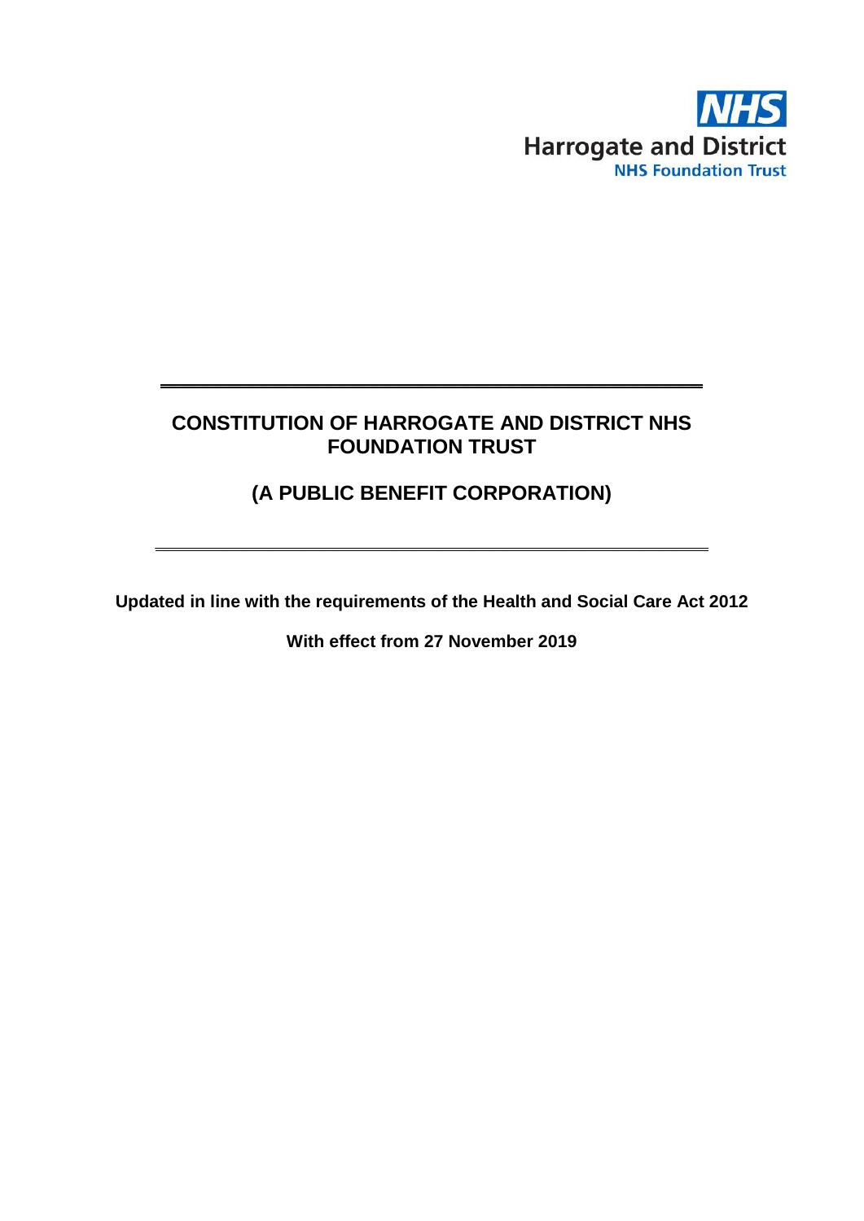NHS
Harrogate and District
NHS Foundation Trust

---

# CONSTITUTION OF HARROGATE AND DISTRICT NHS FOUNDATION TRUST

## (A PUBLIC BENEFIT CORPORATION)

---

**Updated in line with the requirements of the Health and Social Care Act 2012**

**With effect from 27 November 2019**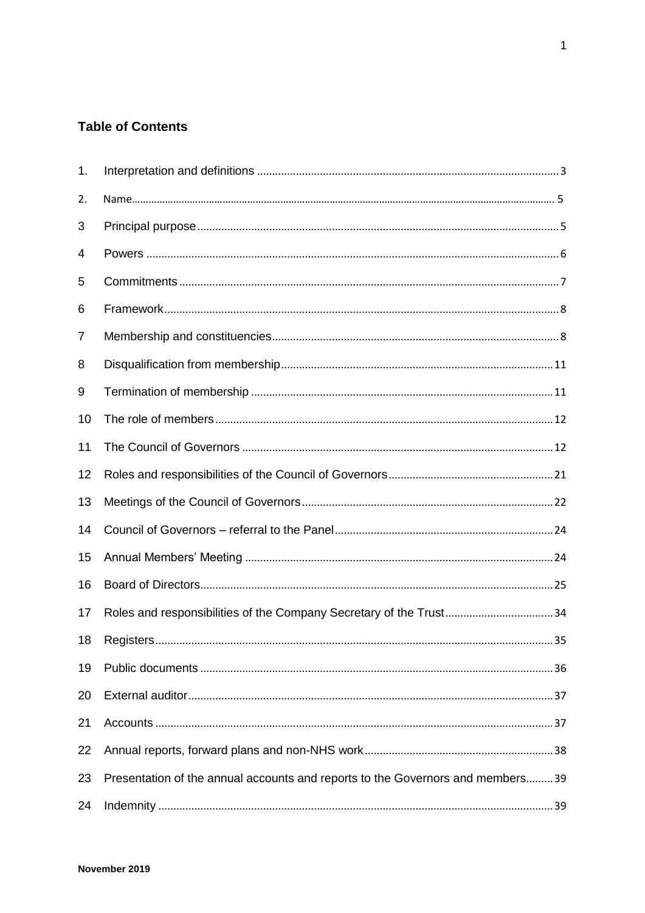## Table of Contents

| | | |
|---|---|---|
| 1. | Interpretation and definitions | 3 |
| 2. | Name | 5 |
| 3 | Principal purpose | 5 |
| 4 | Powers | 6 |
| 5 | Commitments | 7 |
| 6 | Framework | 8 |
| 7 | Membership and constituencies | 8 |
| 8 | Disqualification from membership | 11 |
| 9 | Termination of membership | 11 |
| 10 | The role of members | 12 |
| 11 | The Council of Governors | 12 |
| 12 | Roles and responsibilities of the Council of Governors | 21 |
| 13 | Meetings of the Council of Governors | 22 |
| 14 | Council of Governors – referral to the Panel | 24 |
| 15 | Annual Members' Meeting | 24 |
| 16 | Board of Directors | 25 |
| 17 | Roles and responsibilities of the Company Secretary of the Trust | 34 |
| 18 | Registers | 35 |
| 19 | Public documents | 36 |
| 20 | External auditor | 37 |
| 21 | Accounts | 37 |
| 22 | Annual reports, forward plans and non-NHS work | 38 |
| 23 | Presentation of the annual accounts and reports to the Governors and members | 39 |
| 24 | Indemnity | 39 |

November 2019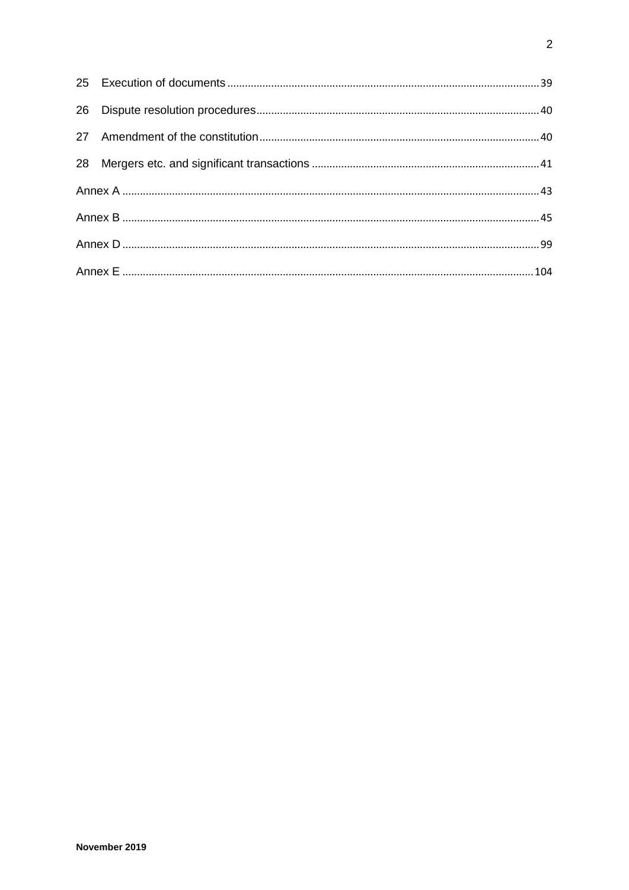25 Execution of documents ........................................................................................................ 39

26 Dispute resolution procedures ................................................................................................ 40

27 Amendment of the constitution ............................................................................................... 40

28 Mergers etc. and significant transactions ............................................................................. 41

Annex A ............................................................................................................................................ 43

Annex B ............................................................................................................................................ 45

Annex D ............................................................................................................................................ 99

Annex E .......................................................................................................................................... 104

**November 2019**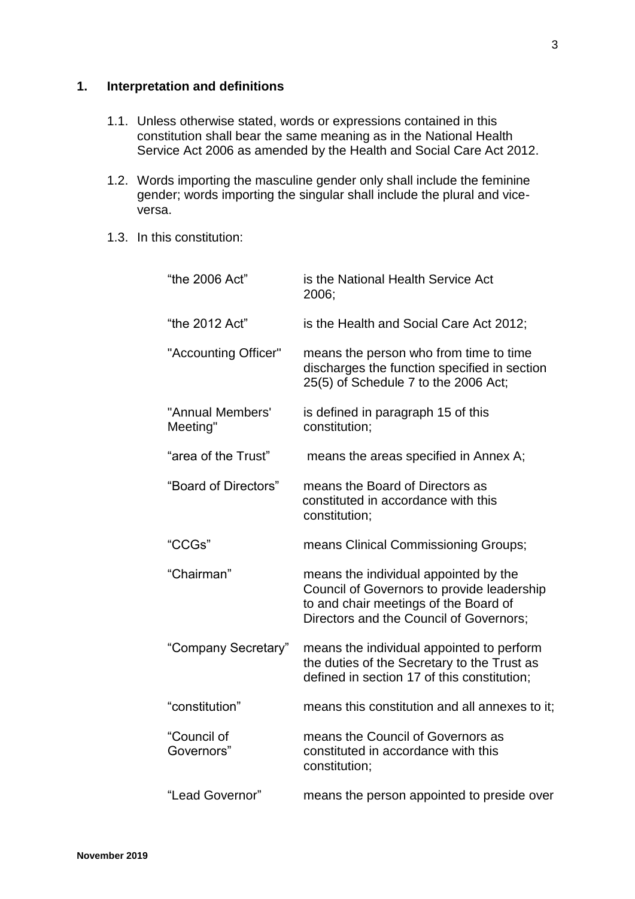## 1. Interpretation and definitions

1.1. Unless otherwise stated, words or expressions contained in this constitution shall bear the same meaning as in the National Health Service Act 2006 as amended by the Health and Social Care Act 2012.

1.2. Words importing the masculine gender only shall include the feminine gender; words importing the singular shall include the plural and vice-versa.

1.3. In this constitution:

| | |
|---|---|
| "the 2006 Act" | is the National Health Service Act 2006; |
| "the 2012 Act" | is the Health and Social Care Act 2012; |
| "Accounting Officer" | means the person who from time to time discharges the function specified in section 25(5) of Schedule 7 to the 2006 Act; |
| "Annual Members' Meeting" | is defined in paragraph 15 of this constitution; |
| "area of the Trust" | means the areas specified in Annex A; |
| "Board of Directors" | means the Board of Directors as constituted in accordance with this constitution; |
| "CCGs" | means Clinical Commissioning Groups; |
| "Chairman" | means the individual appointed by the Council of Governors to provide leadership to and chair meetings of the Board of Directors and the Council of Governors; |
| "Company Secretary" | means the individual appointed to perform the duties of the Secretary to the Trust as defined in section 17 of this constitution; |
| "constitution" | means this constitution and all annexes to it; |
| "Council of Governors" | means the Council of Governors as constituted in accordance with this constitution; |
| "Lead Governor" | means the person appointed to preside over |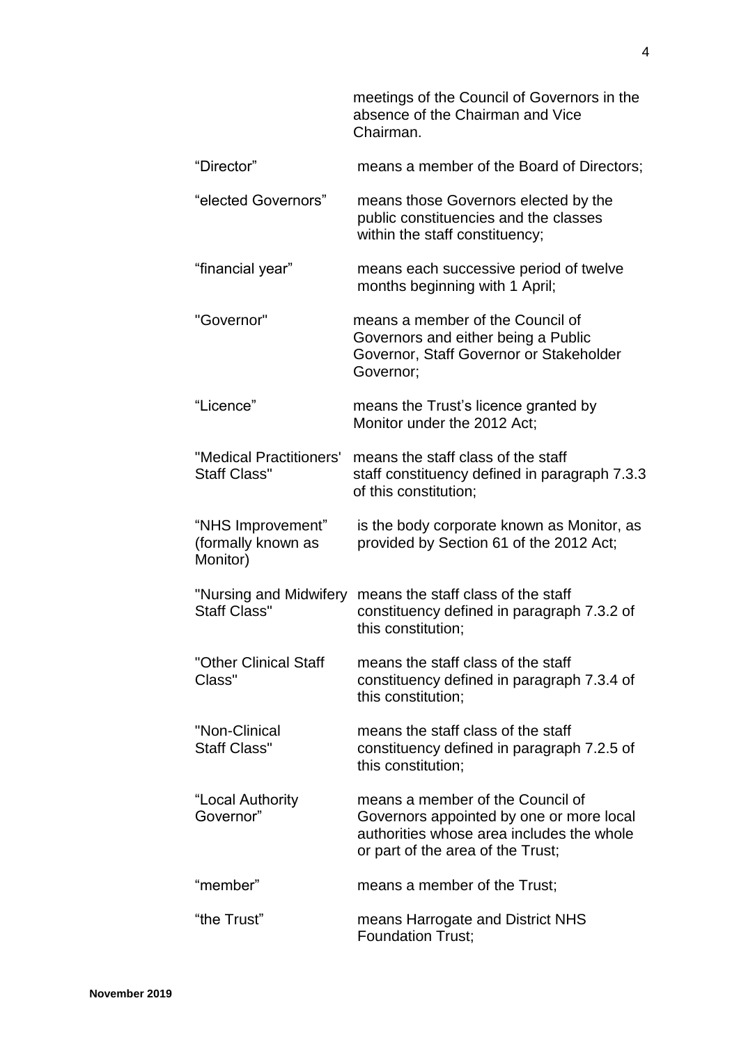| | |
|---|---|
| | meetings of the Council of Governors in the absence of the Chairman and Vice Chairman. |
| “Director” | means a member of the Board of Directors; |
| “elected Governors” | means those Governors elected by the public constituencies and the classes within the staff constituency; |
| “financial year” | means each successive period of twelve months beginning with 1 April; |
| "Governor" | means a member of the Council of Governors and either being a Public Governor, Staff Governor or Stakeholder Governor; |
| “Licence” | means the Trust’s licence granted by Monitor under the 2012 Act; |
| "Medical Practitioners' Staff Class" | means the staff class of the staff staff constituency defined in paragraph 7.3.3 of this constitution; |
| “NHS Improvement” (formally known as Monitor) | is the body corporate known as Monitor, as provided by Section 61 of the 2012 Act; |
| "Nursing and Midwifery Staff Class" | means the staff class of the staff constituency defined in paragraph 7.3.2 of this constitution; |
| "Other Clinical Staff Class" | means the staff class of the staff constituency defined in paragraph 7.3.4 of this constitution; |
| "Non-Clinical Staff Class" | means the staff class of the staff constituency defined in paragraph 7.2.5 of this constitution; |
| “Local Authority Governor” | means a member of the Council of Governors appointed by one or more local authorities whose area includes the whole or part of the area of the Trust; |
| “member” | means a member of the Trust; |
| “the Trust” | means Harrogate and District NHS Foundation Trust; |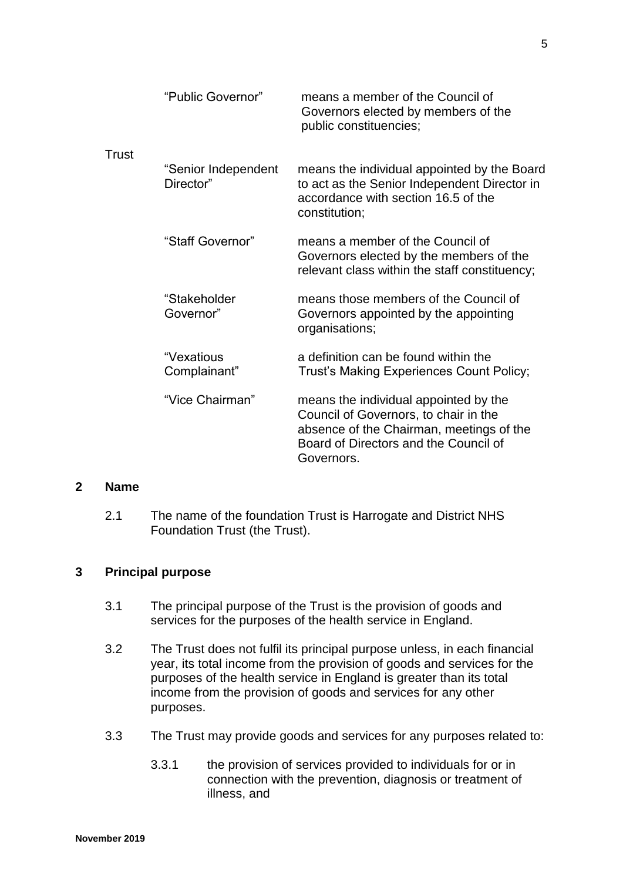| | | |
|---|---|---|
| | "Public Governor" | means a member of the Council of Governors elected by members of the public constituencies; |
| Trust | "Senior Independent Director" | means the individual appointed by the Board to act as the Senior Independent Director in accordance with section 16.5 of the constitution; |
| | "Staff Governor" | means a member of the Council of Governors elected by the members of the relevant class within the staff constituency; |
| | "Stakeholder Governor" | means those members of the Council of Governors appointed by the appointing organisations; |
| | "Vexatious Complainant" | a definition can be found within the Trust's Making Experiences Count Policy; |
| | "Vice Chairman" | means the individual appointed by the Council of Governors, to chair in the absence of the Chairman, meetings of the Board of Directors and the Council of Governors. |

## 2 Name

2.1 The name of the foundation Trust is Harrogate and District NHS Foundation Trust (the Trust).

## 3 Principal purpose

3.1 The principal purpose of the Trust is the provision of goods and services for the purposes of the health service in England.

3.2 The Trust does not fulfil its principal purpose unless, in each financial year, its total income from the provision of goods and services for the purposes of the health service in England is greater than its total income from the provision of goods and services for any other purposes.

3.3 The Trust may provide goods and services for any purposes related to:

3.3.1 the provision of services provided to individuals for or in connection with the prevention, diagnosis or treatment of illness, and

November 2019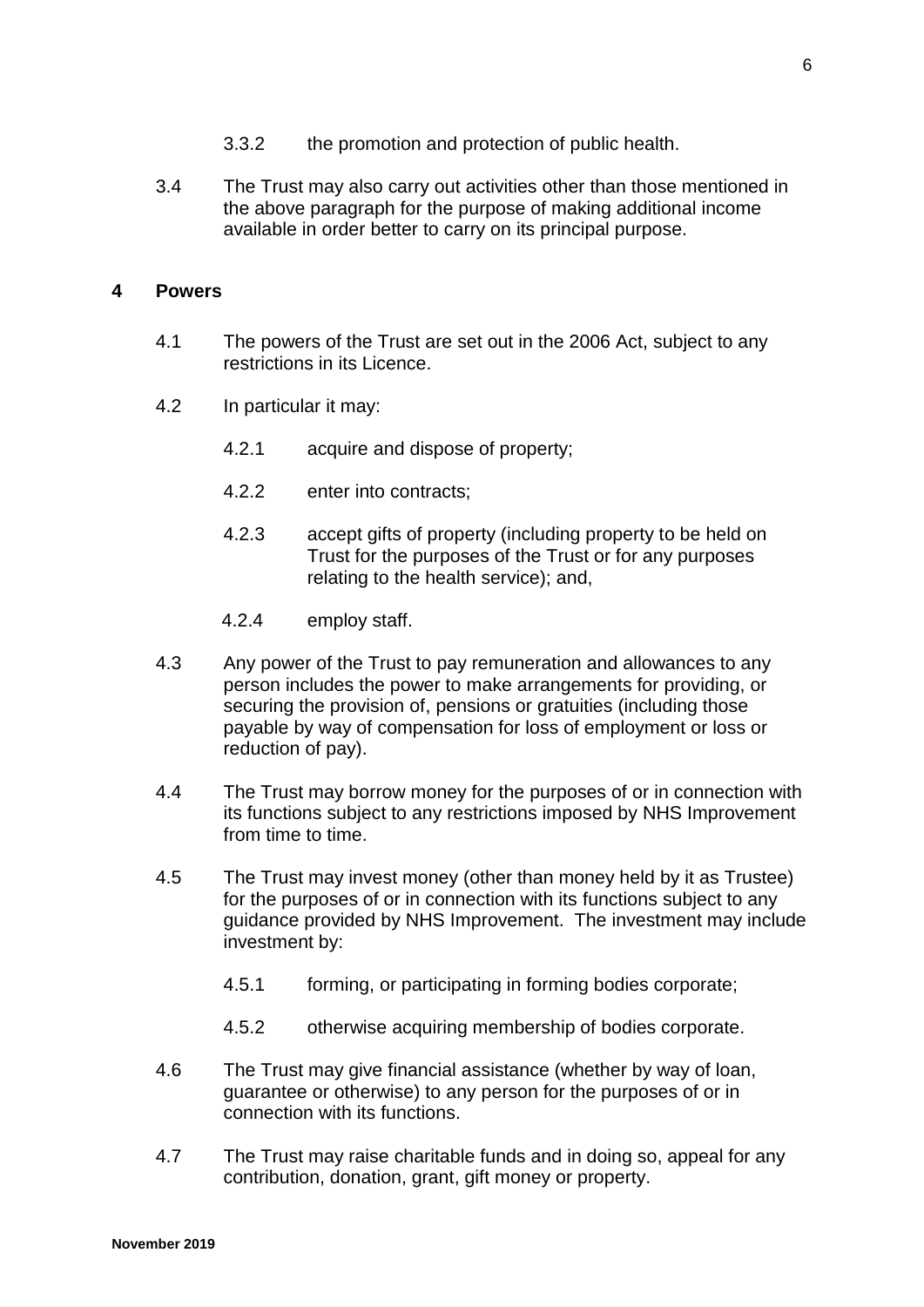3.3.2 the promotion and protection of public health.

3.4 The Trust may also carry out activities other than those mentioned in the above paragraph for the purpose of making additional income available in order better to carry on its principal purpose.

## 4 Powers

4.1 The powers of the Trust are set out in the 2006 Act, subject to any restrictions in its Licence.

4.2 In particular it may:

4.2.1 acquire and dispose of property;

4.2.2 enter into contracts;

4.2.3 accept gifts of property (including property to be held on Trust for the purposes of the Trust or for any purposes relating to the health service); and,

4.2.4 employ staff.

4.3 Any power of the Trust to pay remuneration and allowances to any person includes the power to make arrangements for providing, or securing the provision of, pensions or gratuities (including those payable by way of compensation for loss of employment or loss or reduction of pay).

4.4 The Trust may borrow money for the purposes of or in connection with its functions subject to any restrictions imposed by NHS Improvement from time to time.

4.5 The Trust may invest money (other than money held by it as Trustee) for the purposes of or in connection with its functions subject to any guidance provided by NHS Improvement. The investment may include investment by:

4.5.1 forming, or participating in forming bodies corporate;

4.5.2 otherwise acquiring membership of bodies corporate.

4.6 The Trust may give financial assistance (whether by way of loan, guarantee or otherwise) to any person for the purposes of or in connection with its functions.

4.7 The Trust may raise charitable funds and in doing so, appeal for any contribution, donation, grant, gift money or property.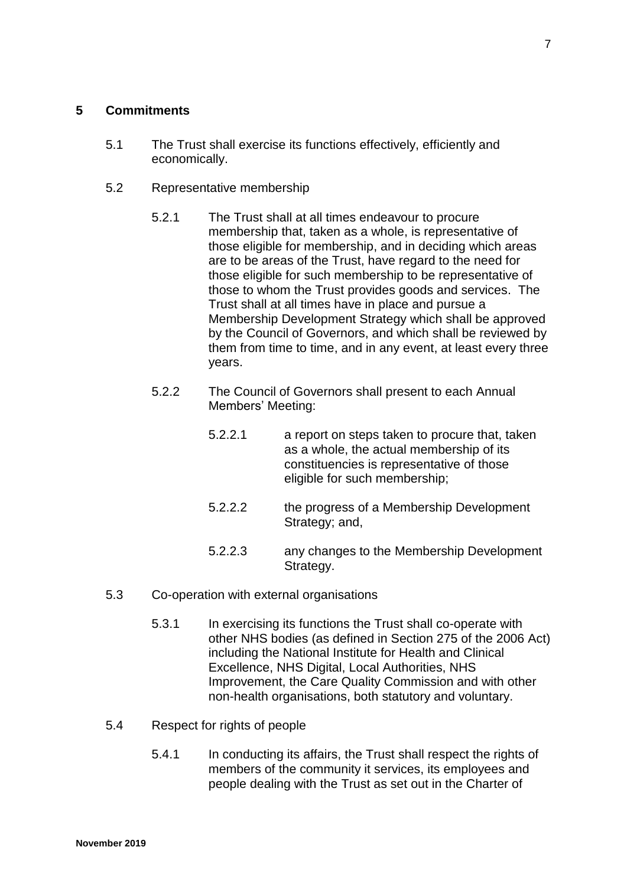## 5 Commitments

5.1 The Trust shall exercise its functions effectively, efficiently and economically.

5.2 Representative membership

5.2.1 The Trust shall at all times endeavour to procure membership that, taken as a whole, is representative of those eligible for membership, and in deciding which areas are to be areas of the Trust, have regard to the need for those eligible for such membership to be representative of those to whom the Trust provides goods and services. The Trust shall at all times have in place and pursue a Membership Development Strategy which shall be approved by the Council of Governors, and which shall be reviewed by them from time to time, and in any event, at least every three years.

5.2.2 The Council of Governors shall present to each Annual Members' Meeting:

5.2.2.1 a report on steps taken to procure that, taken as a whole, the actual membership of its constituencies is representative of those eligible for such membership;

5.2.2.2 the progress of a Membership Development Strategy; and,

5.2.2.3 any changes to the Membership Development Strategy.

5.3 Co-operation with external organisations

5.3.1 In exercising its functions the Trust shall co-operate with other NHS bodies (as defined in Section 275 of the 2006 Act) including the National Institute for Health and Clinical Excellence, NHS Digital, Local Authorities, NHS Improvement, the Care Quality Commission and with other non-health organisations, both statutory and voluntary.

5.4 Respect for rights of people

5.4.1 In conducting its affairs, the Trust shall respect the rights of members of the community it services, its employees and people dealing with the Trust as set out in the Charter of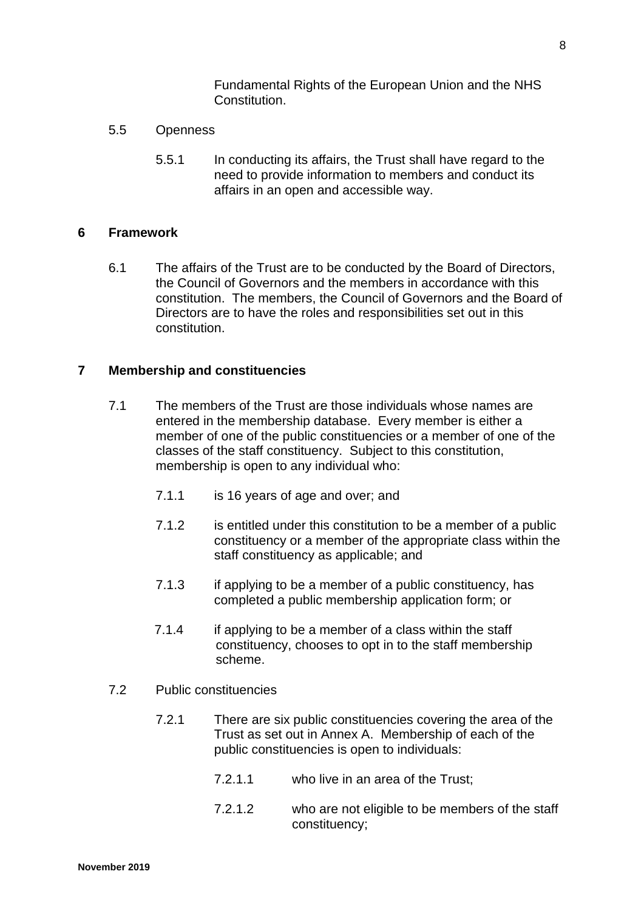Fundamental Rights of the European Union and the NHS Constitution.

5.5 Openness

5.5.1 In conducting its affairs, the Trust shall have regard to the need to provide information to members and conduct its affairs in an open and accessible way.

## 6 Framework

6.1 The affairs of the Trust are to be conducted by the Board of Directors, the Council of Governors and the members in accordance with this constitution. The members, the Council of Governors and the Board of Directors are to have the roles and responsibilities set out in this constitution.

## 7 Membership and constituencies

7.1 The members of the Trust are those individuals whose names are entered in the membership database. Every member is either a member of one of the public constituencies or a member of one of the classes of the staff constituency. Subject to this constitution, membership is open to any individual who:

7.1.1 is 16 years of age and over; and

7.1.2 is entitled under this constitution to be a member of a public constituency or a member of the appropriate class within the staff constituency as applicable; and

7.1.3 if applying to be a member of a public constituency, has completed a public membership application form; or

7.1.4 if applying to be a member of a class within the staff constituency, chooses to opt in to the staff membership scheme.

7.2 Public constituencies

7.2.1 There are six public constituencies covering the area of the Trust as set out in Annex A. Membership of each of the public constituencies is open to individuals:

7.2.1.1 who live in an area of the Trust;

7.2.1.2 who are not eligible to be members of the staff constituency;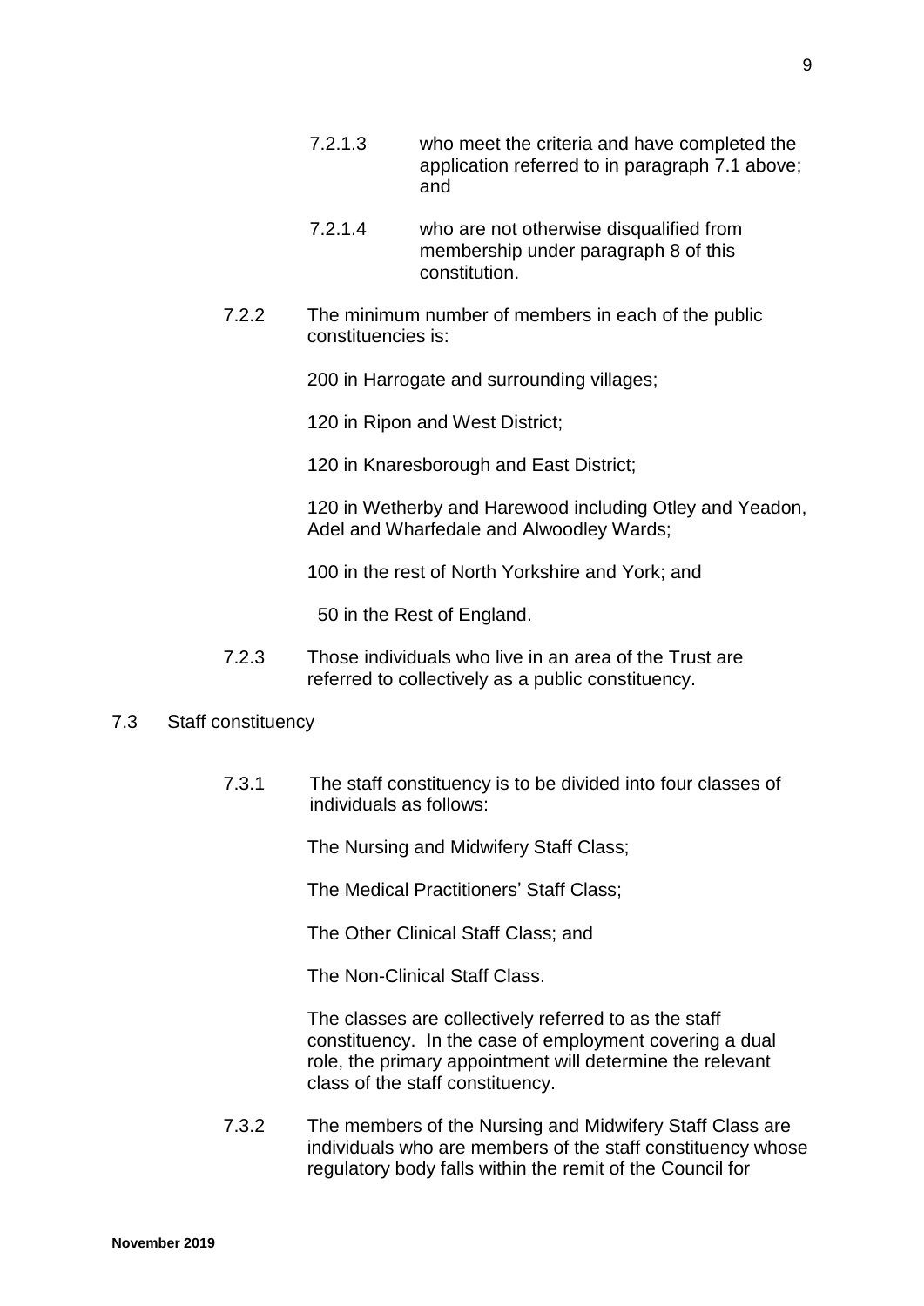7.2.1.3 who meet the criteria and have completed the application referred to in paragraph 7.1 above; and

7.2.1.4 who are not otherwise disqualified from membership under paragraph 8 of this constitution.

7.2.2 The minimum number of members in each of the public constituencies is:

200 in Harrogate and surrounding villages;

120 in Ripon and West District;

120 in Knaresborough and East District;

120 in Wetherby and Harewood including Otley and Yeadon, Adel and Wharfedale and Alwoodley Wards;

100 in the rest of North Yorkshire and York; and

50 in the Rest of England.

7.2.3 Those individuals who live in an area of the Trust are referred to collectively as a public constituency.

7.3 Staff constituency

7.3.1 The staff constituency is to be divided into four classes of individuals as follows:

The Nursing and Midwifery Staff Class;

The Medical Practitioners' Staff Class;

The Other Clinical Staff Class; and

The Non-Clinical Staff Class.

The classes are collectively referred to as the staff constituency. In the case of employment covering a dual role, the primary appointment will determine the relevant class of the staff constituency.

7.3.2 The members of the Nursing and Midwifery Staff Class are individuals who are members of the staff constituency whose regulatory body falls within the remit of the Council for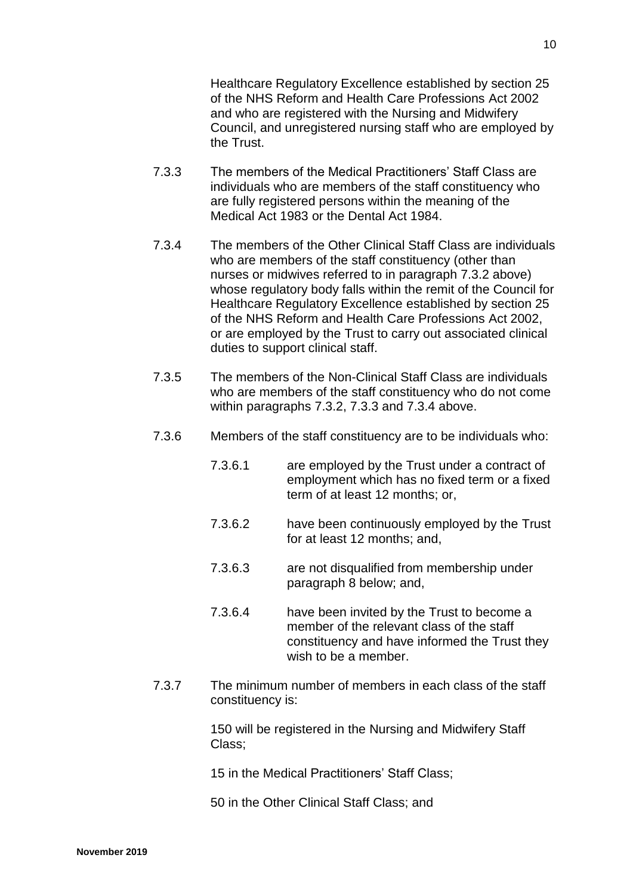Healthcare Regulatory Excellence established by section 25 of the NHS Reform and Health Care Professions Act 2002 and who are registered with the Nursing and Midwifery Council, and unregistered nursing staff who are employed by the Trust.

7.3.3 The members of the Medical Practitioners' Staff Class are individuals who are members of the staff constituency who are fully registered persons within the meaning of the Medical Act 1983 or the Dental Act 1984.

7.3.4 The members of the Other Clinical Staff Class are individuals who are members of the staff constituency (other than nurses or midwives referred to in paragraph 7.3.2 above) whose regulatory body falls within the remit of the Council for Healthcare Regulatory Excellence established by section 25 of the NHS Reform and Health Care Professions Act 2002, or are employed by the Trust to carry out associated clinical duties to support clinical staff.

7.3.5 The members of the Non-Clinical Staff Class are individuals who are members of the staff constituency who do not come within paragraphs 7.3.2, 7.3.3 and 7.3.4 above.

7.3.6 Members of the staff constituency are to be individuals who:

7.3.6.1 are employed by the Trust under a contract of employment which has no fixed term or a fixed term of at least 12 months; or,

7.3.6.2 have been continuously employed by the Trust for at least 12 months; and,

7.3.6.3 are not disqualified from membership under paragraph 8 below; and,

7.3.6.4 have been invited by the Trust to become a member of the relevant class of the staff constituency and have informed the Trust they wish to be a member.

7.3.7 The minimum number of members in each class of the staff constituency is:

150 will be registered in the Nursing and Midwifery Staff Class;

15 in the Medical Practitioners' Staff Class;

50 in the Other Clinical Staff Class; and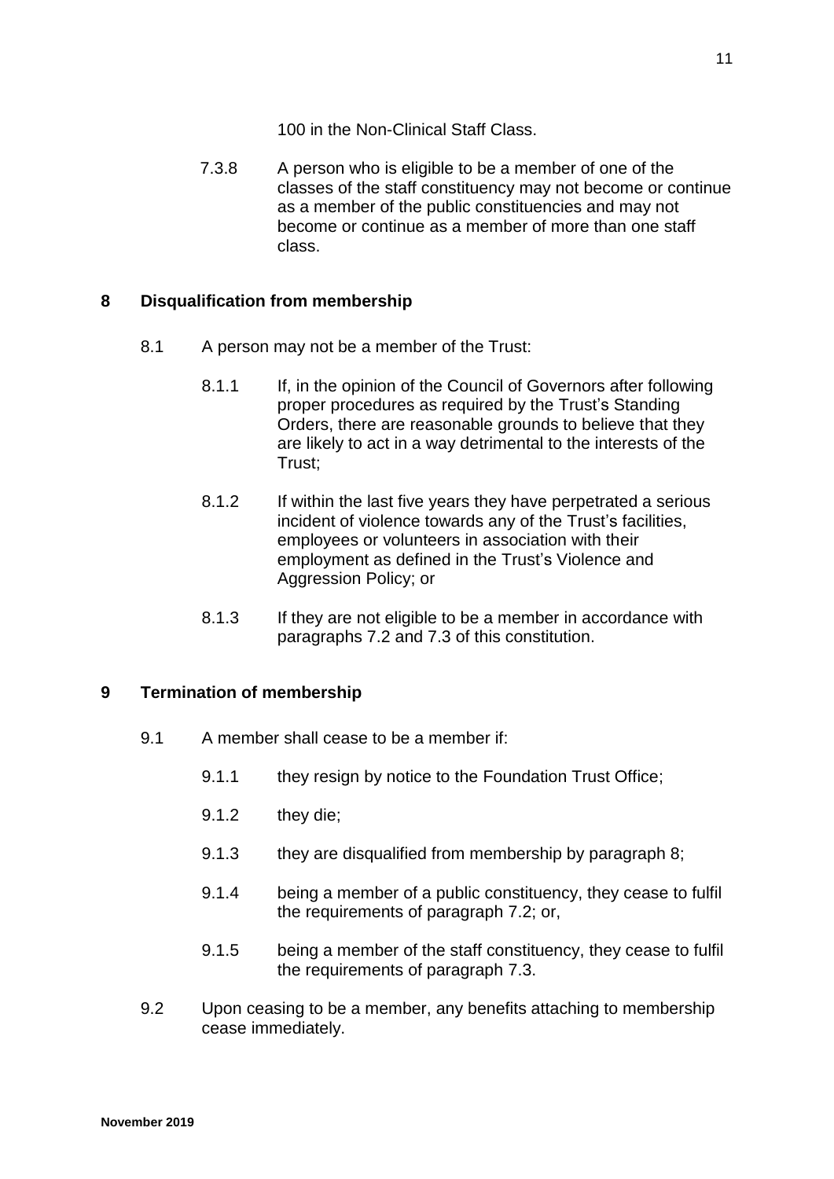100 in the Non-Clinical Staff Class.

7.3.8 A person who is eligible to be a member of one of the classes of the staff constituency may not become or continue as a member of the public constituencies and may not become or continue as a member of more than one staff class.

## 8 Disqualification from membership

8.1 A person may not be a member of the Trust:

8.1.1 If, in the opinion of the Council of Governors after following proper procedures as required by the Trust's Standing Orders, there are reasonable grounds to believe that they are likely to act in a way detrimental to the interests of the Trust;

8.1.2 If within the last five years they have perpetrated a serious incident of violence towards any of the Trust's facilities, employees or volunteers in association with their employment as defined in the Trust's Violence and Aggression Policy; or

8.1.3 If they are not eligible to be a member in accordance with paragraphs 7.2 and 7.3 of this constitution.

## 9 Termination of membership

9.1 A member shall cease to be a member if:

9.1.1 they resign by notice to the Foundation Trust Office;

9.1.2 they die;

9.1.3 they are disqualified from membership by paragraph 8;

9.1.4 being a member of a public constituency, they cease to fulfil the requirements of paragraph 7.2; or,

9.1.5 being a member of the staff constituency, they cease to fulfil the requirements of paragraph 7.3.

9.2 Upon ceasing to be a member, any benefits attaching to membership cease immediately.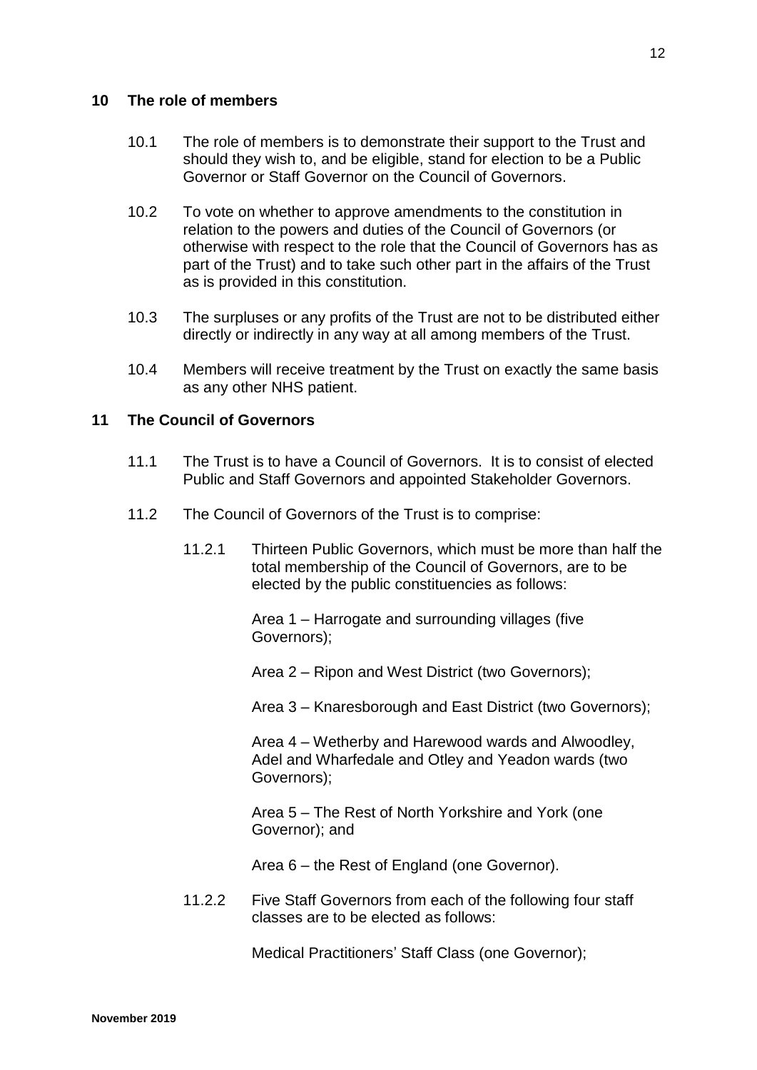## 10 The role of members

10.1 The role of members is to demonstrate their support to the Trust and should they wish to, and be eligible, stand for election to be a Public Governor or Staff Governor on the Council of Governors.

10.2 To vote on whether to approve amendments to the constitution in relation to the powers and duties of the Council of Governors (or otherwise with respect to the role that the Council of Governors has as part of the Trust) and to take such other part in the affairs of the Trust as is provided in this constitution.

10.3 The surpluses or any profits of the Trust are not to be distributed either directly or indirectly in any way at all among members of the Trust.

10.4 Members will receive treatment by the Trust on exactly the same basis as any other NHS patient.

## 11 The Council of Governors

11.1 The Trust is to have a Council of Governors. It is to consist of elected Public and Staff Governors and appointed Stakeholder Governors.

11.2 The Council of Governors of the Trust is to comprise:

11.2.1 Thirteen Public Governors, which must be more than half the total membership of the Council of Governors, are to be elected by the public constituencies as follows:

Area 1 – Harrogate and surrounding villages (five Governors);

Area 2 – Ripon and West District (two Governors);

Area 3 – Knaresborough and East District (two Governors);

Area 4 – Wetherby and Harewood wards and Alwoodley, Adel and Wharfedale and Otley and Yeadon wards (two Governors);

Area 5 – The Rest of North Yorkshire and York (one Governor); and

Area 6 – the Rest of England (one Governor).

11.2.2 Five Staff Governors from each of the following four staff classes are to be elected as follows:

Medical Practitioners' Staff Class (one Governor);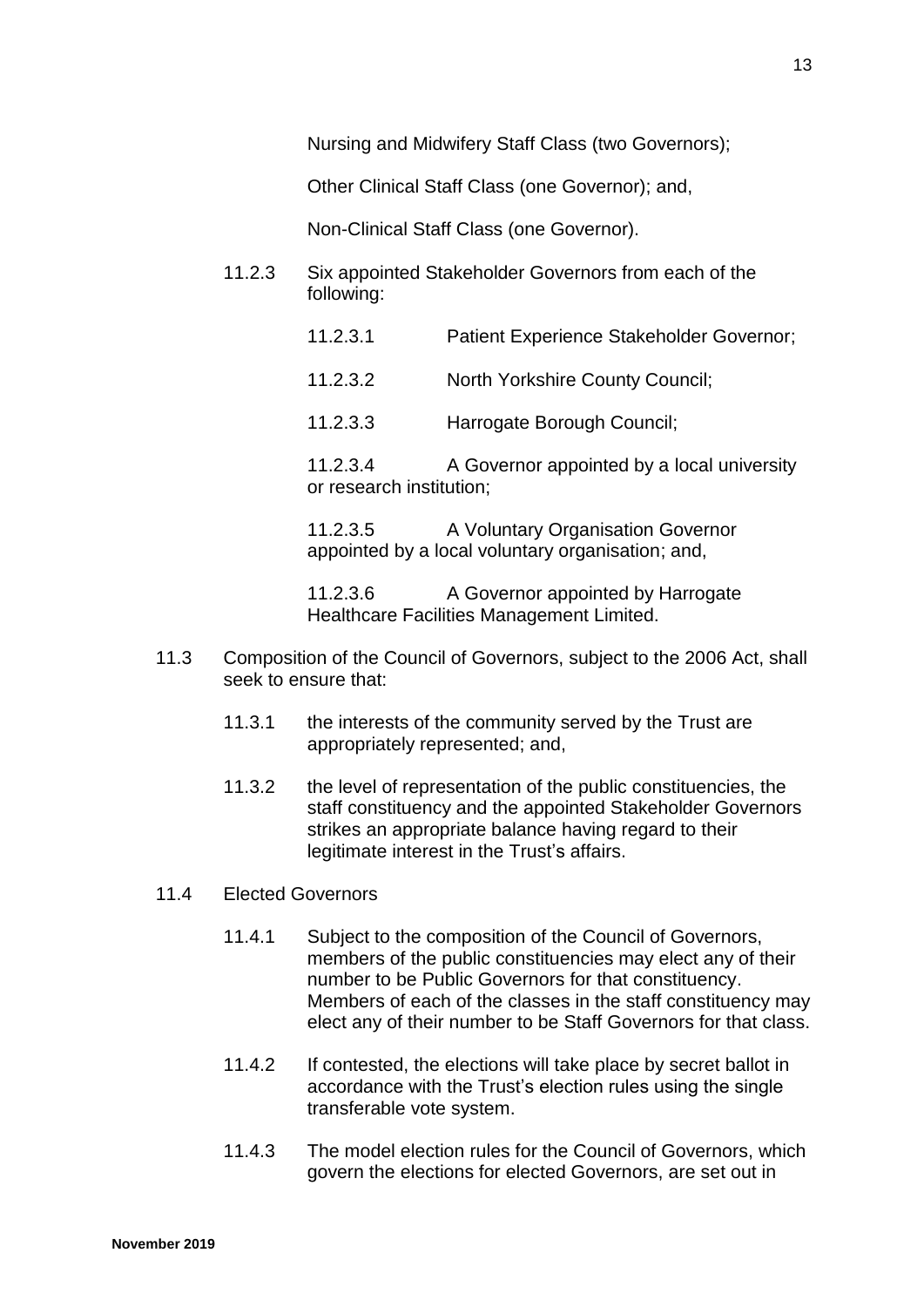Nursing and Midwifery Staff Class (two Governors);

Other Clinical Staff Class (one Governor); and,

Non-Clinical Staff Class (one Governor).

11.2.3 Six appointed Stakeholder Governors from each of the following:

11.2.3.1 Patient Experience Stakeholder Governor;

11.2.3.2 North Yorkshire County Council;

11.2.3.3 Harrogate Borough Council;

11.2.3.4 A Governor appointed by a local university or research institution;

11.2.3.5 A Voluntary Organisation Governor appointed by a local voluntary organisation; and,

11.2.3.6 A Governor appointed by Harrogate Healthcare Facilities Management Limited.

11.3 Composition of the Council of Governors, subject to the 2006 Act, shall seek to ensure that:

11.3.1 the interests of the community served by the Trust are appropriately represented; and,

11.3.2 the level of representation of the public constituencies, the staff constituency and the appointed Stakeholder Governors strikes an appropriate balance having regard to their legitimate interest in the Trust's affairs.

11.4 Elected Governors

11.4.1 Subject to the composition of the Council of Governors, members of the public constituencies may elect any of their number to be Public Governors for that constituency. Members of each of the classes in the staff constituency may elect any of their number to be Staff Governors for that class.

11.4.2 If contested, the elections will take place by secret ballot in accordance with the Trust's election rules using the single transferable vote system.

11.4.3 The model election rules for the Council of Governors, which govern the elections for elected Governors, are set out in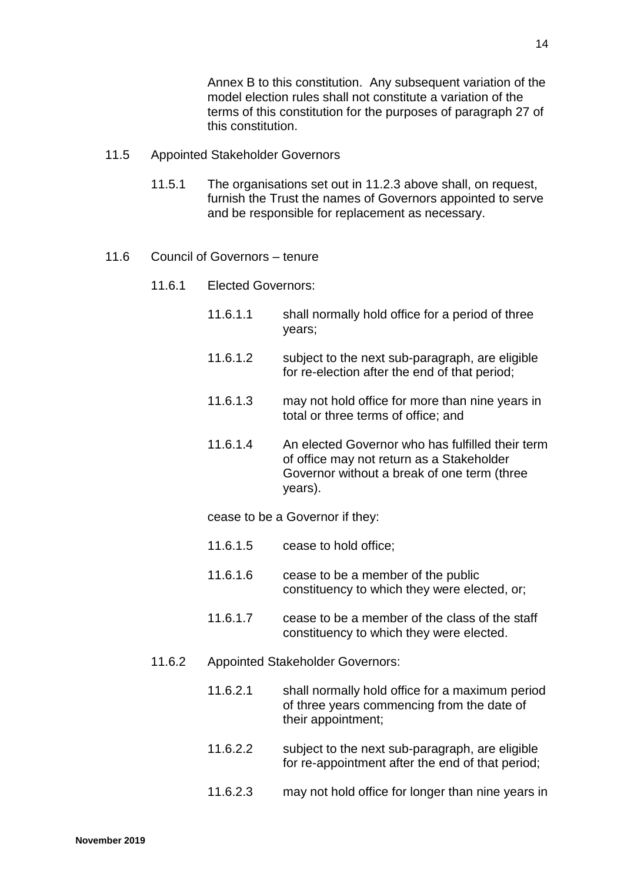Annex B to this constitution. Any subsequent variation of the model election rules shall not constitute a variation of the terms of this constitution for the purposes of paragraph 27 of this constitution.

11.5 Appointed Stakeholder Governors

11.5.1 The organisations set out in 11.2.3 above shall, on request, furnish the Trust the names of Governors appointed to serve and be responsible for replacement as necessary.

11.6 Council of Governors – tenure

11.6.1 Elected Governors:

11.6.1.1 shall normally hold office for a period of three years;

11.6.1.2 subject to the next sub-paragraph, are eligible for re-election after the end of that period;

11.6.1.3 may not hold office for more than nine years in total or three terms of office; and

11.6.1.4 An elected Governor who has fulfilled their term of office may not return as a Stakeholder Governor without a break of one term (three years).

cease to be a Governor if they:

11.6.1.5 cease to hold office;

11.6.1.6 cease to be a member of the public constituency to which they were elected, or;

11.6.1.7 cease to be a member of the class of the staff constituency to which they were elected.

11.6.2 Appointed Stakeholder Governors:

11.6.2.1 shall normally hold office for a maximum period of three years commencing from the date of their appointment;

11.6.2.2 subject to the next sub-paragraph, are eligible for re-appointment after the end of that period;

11.6.2.3 may not hold office for longer than nine years in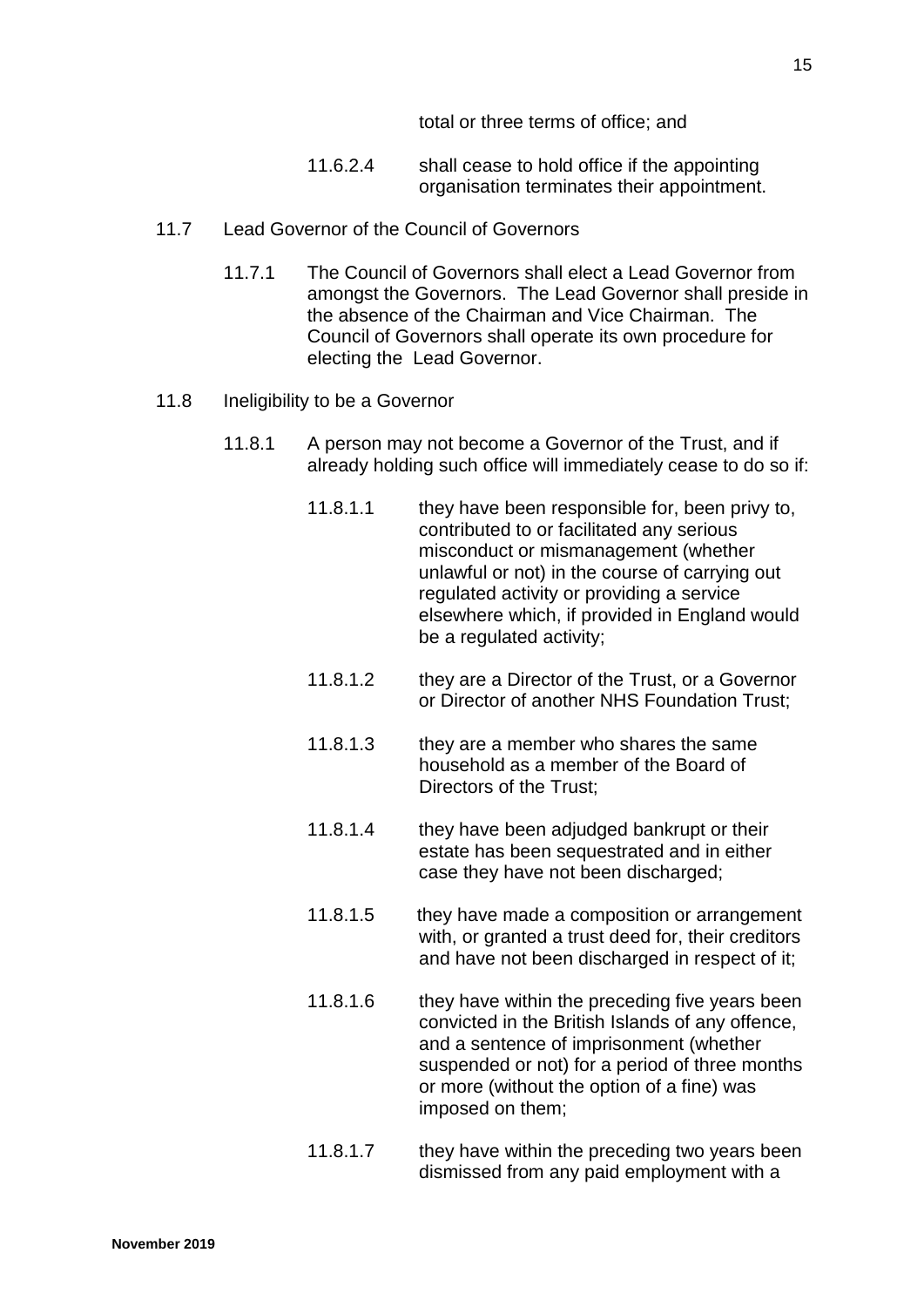total or three terms of office; and

11.6.2.4 shall cease to hold office if the appointing organisation terminates their appointment.

11.7 Lead Governor of the Council of Governors

11.7.1 The Council of Governors shall elect a Lead Governor from amongst the Governors. The Lead Governor shall preside in the absence of the Chairman and Vice Chairman. The Council of Governors shall operate its own procedure for electing the Lead Governor.

11.8 Ineligibility to be a Governor

11.8.1 A person may not become a Governor of the Trust, and if already holding such office will immediately cease to do so if:

11.8.1.1 they have been responsible for, been privy to, contributed to or facilitated any serious misconduct or mismanagement (whether unlawful or not) in the course of carrying out regulated activity or providing a service elsewhere which, if provided in England would be a regulated activity;

11.8.1.2 they are a Director of the Trust, or a Governor or Director of another NHS Foundation Trust;

11.8.1.3 they are a member who shares the same household as a member of the Board of Directors of the Trust;

11.8.1.4 they have been adjudged bankrupt or their estate has been sequestrated and in either case they have not been discharged;

11.8.1.5 they have made a composition or arrangement with, or granted a trust deed for, their creditors and have not been discharged in respect of it;

11.8.1.6 they have within the preceding five years been convicted in the British Islands of any offence, and a sentence of imprisonment (whether suspended or not) for a period of three months or more (without the option of a fine) was imposed on them;

11.8.1.7 they have within the preceding two years been dismissed from any paid employment with a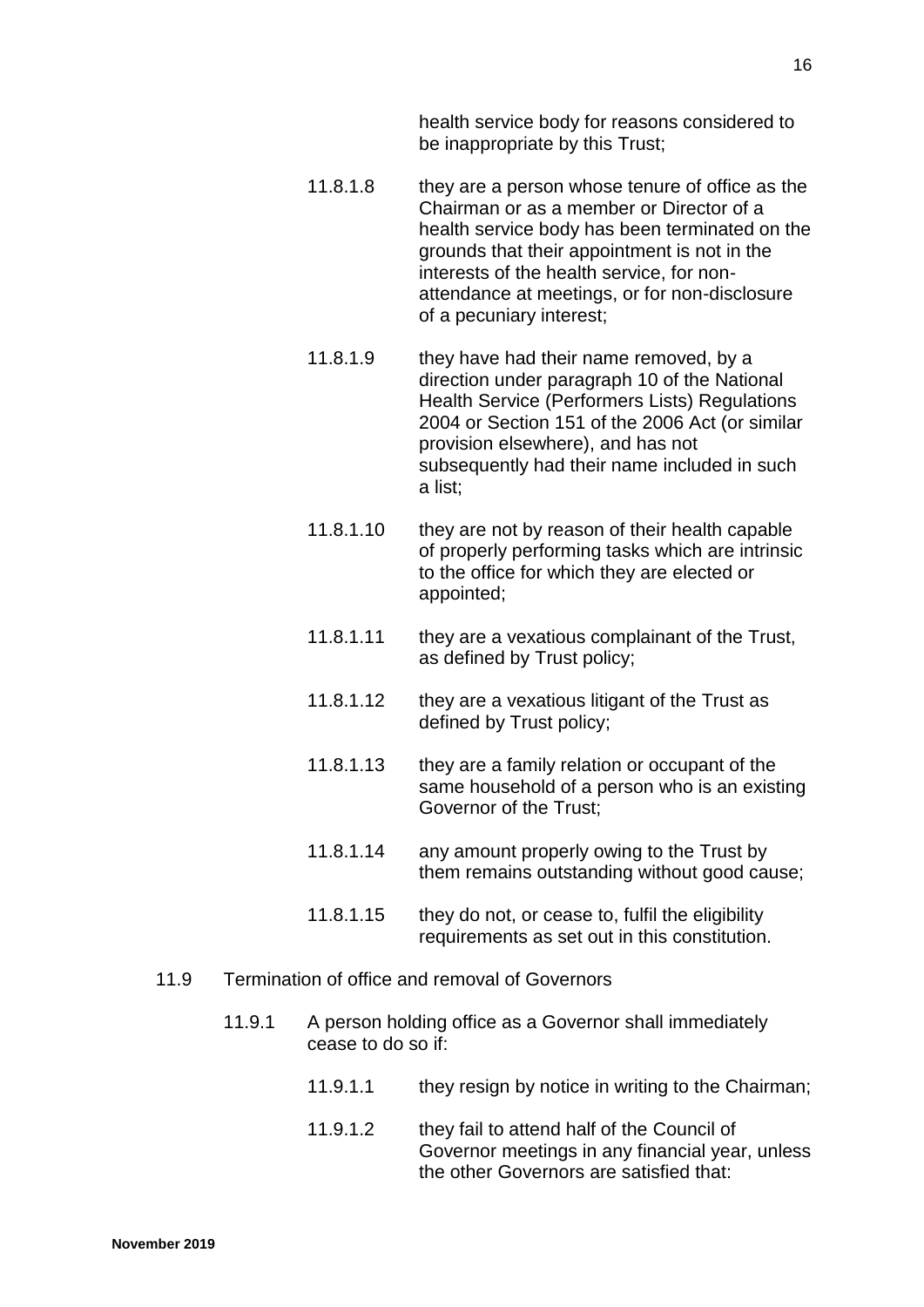health service body for reasons considered to be inappropriate by this Trust;

11.8.1.8 they are a person whose tenure of office as the Chairman or as a member or Director of a health service body has been terminated on the grounds that their appointment is not in the interests of the health service, for non-attendance at meetings, or for non-disclosure of a pecuniary interest;

11.8.1.9 they have had their name removed, by a direction under paragraph 10 of the National Health Service (Performers Lists) Regulations 2004 or Section 151 of the 2006 Act (or similar provision elsewhere), and has not subsequently had their name included in such a list;

11.8.1.10 they are not by reason of their health capable of properly performing tasks which are intrinsic to the office for which they are elected or appointed;

11.8.1.11 they are a vexatious complainant of the Trust, as defined by Trust policy;

11.8.1.12 they are a vexatious litigant of the Trust as defined by Trust policy;

11.8.1.13 they are a family relation or occupant of the same household of a person who is an existing Governor of the Trust;

11.8.1.14 any amount properly owing to the Trust by them remains outstanding without good cause;

11.8.1.15 they do not, or cease to, fulfil the eligibility requirements as set out in this constitution.

11.9 Termination of office and removal of Governors

11.9.1 A person holding office as a Governor shall immediately cease to do so if:

11.9.1.1 they resign by notice in writing to the Chairman;

11.9.1.2 they fail to attend half of the Council of Governor meetings in any financial year, unless the other Governors are satisfied that: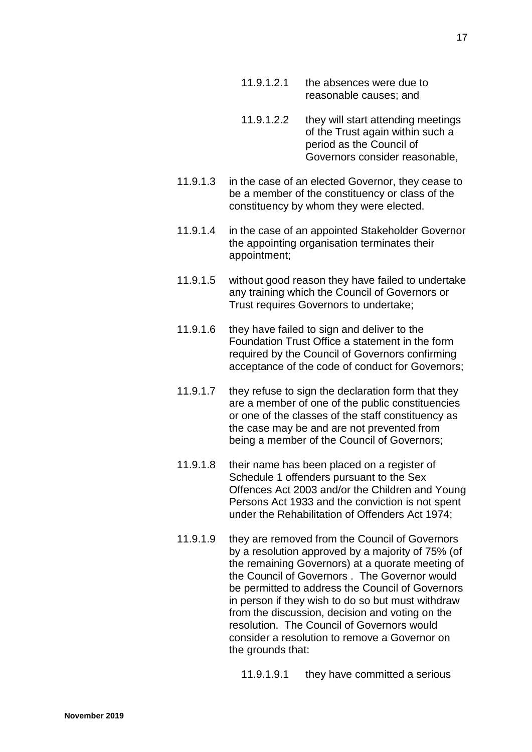11.9.1.2.1 the absences were due to reasonable causes; and

11.9.1.2.2 they will start attending meetings of the Trust again within such a period as the Council of Governors consider reasonable,

11.9.1.3 in the case of an elected Governor, they cease to be a member of the constituency or class of the constituency by whom they were elected.

11.9.1.4 in the case of an appointed Stakeholder Governor the appointing organisation terminates their appointment;

11.9.1.5 without good reason they have failed to undertake any training which the Council of Governors or Trust requires Governors to undertake;

11.9.1.6 they have failed to sign and deliver to the Foundation Trust Office a statement in the form required by the Council of Governors confirming acceptance of the code of conduct for Governors;

11.9.1.7 they refuse to sign the declaration form that they are a member of one of the public constituencies or one of the classes of the staff constituency as the case may be and are not prevented from being a member of the Council of Governors;

11.9.1.8 their name has been placed on a register of Schedule 1 offenders pursuant to the Sex Offences Act 2003 and/or the Children and Young Persons Act 1933 and the conviction is not spent under the Rehabilitation of Offenders Act 1974;

11.9.1.9 they are removed from the Council of Governors by a resolution approved by a majority of 75% (of the remaining Governors) at a quorate meeting of the Council of Governors . The Governor would be permitted to address the Council of Governors in person if they wish to do so but must withdraw from the discussion, decision and voting on the resolution. The Council of Governors would consider a resolution to remove a Governor on the grounds that:

11.9.1.9.1 they have committed a serious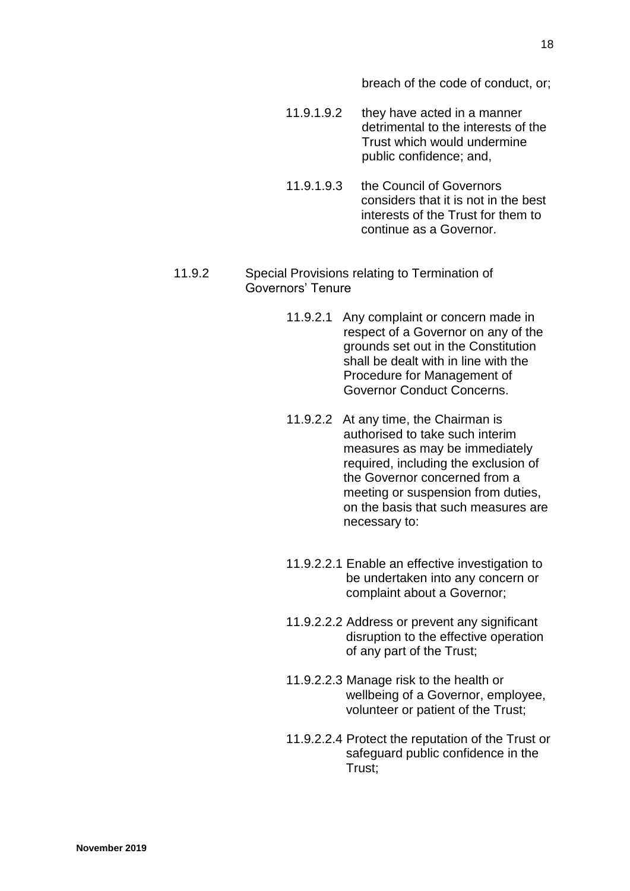breach of the code of conduct, or;

11.9.1.9.2 they have acted in a manner detrimental to the interests of the Trust which would undermine public confidence; and,

11.9.1.9.3 the Council of Governors considers that it is not in the best interests of the Trust for them to continue as a Governor.

11.9.2 Special Provisions relating to Termination of Governors' Tenure

11.9.2.1 Any complaint or concern made in respect of a Governor on any of the grounds set out in the Constitution shall be dealt with in line with the Procedure for Management of Governor Conduct Concerns.

11.9.2.2 At any time, the Chairman is authorised to take such interim measures as may be immediately required, including the exclusion of the Governor concerned from a meeting or suspension from duties, on the basis that such measures are necessary to:

11.9.2.2.1 Enable an effective investigation to be undertaken into any concern or complaint about a Governor;

11.9.2.2.2 Address or prevent any significant disruption to the effective operation of any part of the Trust;

11.9.2.2.3 Manage risk to the health or wellbeing of a Governor, employee, volunteer or patient of the Trust;

11.9.2.2.4 Protect the reputation of the Trust or safeguard public confidence in the Trust;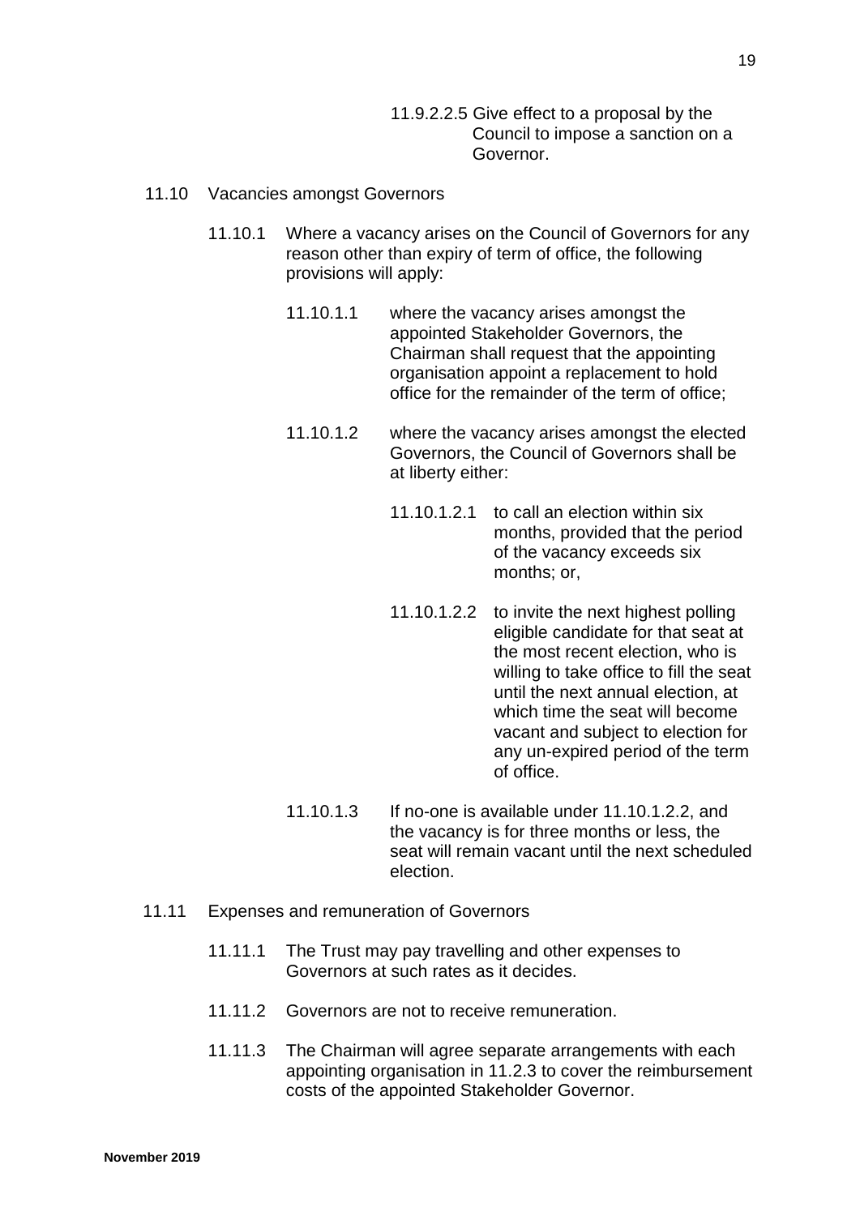11.9.2.2.5 Give effect to a proposal by the Council to impose a sanction on a Governor.

11.10 Vacancies amongst Governors

11.10.1 Where a vacancy arises on the Council of Governors for any reason other than expiry of term of office, the following provisions will apply:

11.10.1.1 where the vacancy arises amongst the appointed Stakeholder Governors, the Chairman shall request that the appointing organisation appoint a replacement to hold office for the remainder of the term of office;

11.10.1.2 where the vacancy arises amongst the elected Governors, the Council of Governors shall be at liberty either:

11.10.1.2.1 to call an election within six months, provided that the period of the vacancy exceeds six months; or,

11.10.1.2.2 to invite the next highest polling eligible candidate for that seat at the most recent election, who is willing to take office to fill the seat until the next annual election, at which time the seat will become vacant and subject to election for any un-expired period of the term of office.

11.10.1.3 If no-one is available under 11.10.1.2.2, and the vacancy is for three months or less, the seat will remain vacant until the next scheduled election.

11.11 Expenses and remuneration of Governors

11.11.1 The Trust may pay travelling and other expenses to Governors at such rates as it decides.

11.11.2 Governors are not to receive remuneration.

11.11.3 The Chairman will agree separate arrangements with each appointing organisation in 11.2.3 to cover the reimbursement costs of the appointed Stakeholder Governor.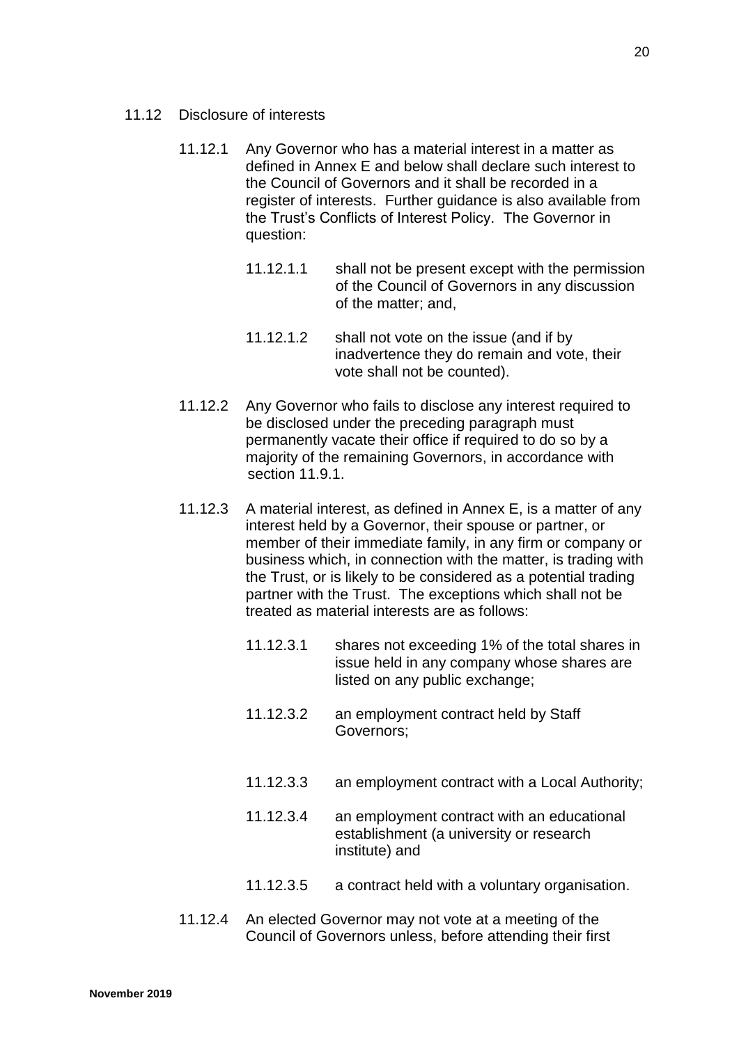11.12 Disclosure of interests

11.12.1 Any Governor who has a material interest in a matter as defined in Annex E and below shall declare such interest to the Council of Governors and it shall be recorded in a register of interests. Further guidance is also available from the Trust's Conflicts of Interest Policy. The Governor in question:

11.12.1.1 shall not be present except with the permission of the Council of Governors in any discussion of the matter; and,

11.12.1.2 shall not vote on the issue (and if by inadvertence they do remain and vote, their vote shall not be counted).

11.12.2 Any Governor who fails to disclose any interest required to be disclosed under the preceding paragraph must permanently vacate their office if required to do so by a majority of the remaining Governors, in accordance with section 11.9.1.

11.12.3 A material interest, as defined in Annex E, is a matter of any interest held by a Governor, their spouse or partner, or member of their immediate family, in any firm or company or business which, in connection with the matter, is trading with the Trust, or is likely to be considered as a potential trading partner with the Trust. The exceptions which shall not be treated as material interests are as follows:

11.12.3.1 shares not exceeding 1% of the total shares in issue held in any company whose shares are listed on any public exchange;

11.12.3.2 an employment contract held by Staff Governors;

11.12.3.3 an employment contract with a Local Authority;

11.12.3.4 an employment contract with an educational establishment (a university or research institute) and

11.12.3.5 a contract held with a voluntary organisation.

11.12.4 An elected Governor may not vote at a meeting of the Council of Governors unless, before attending their first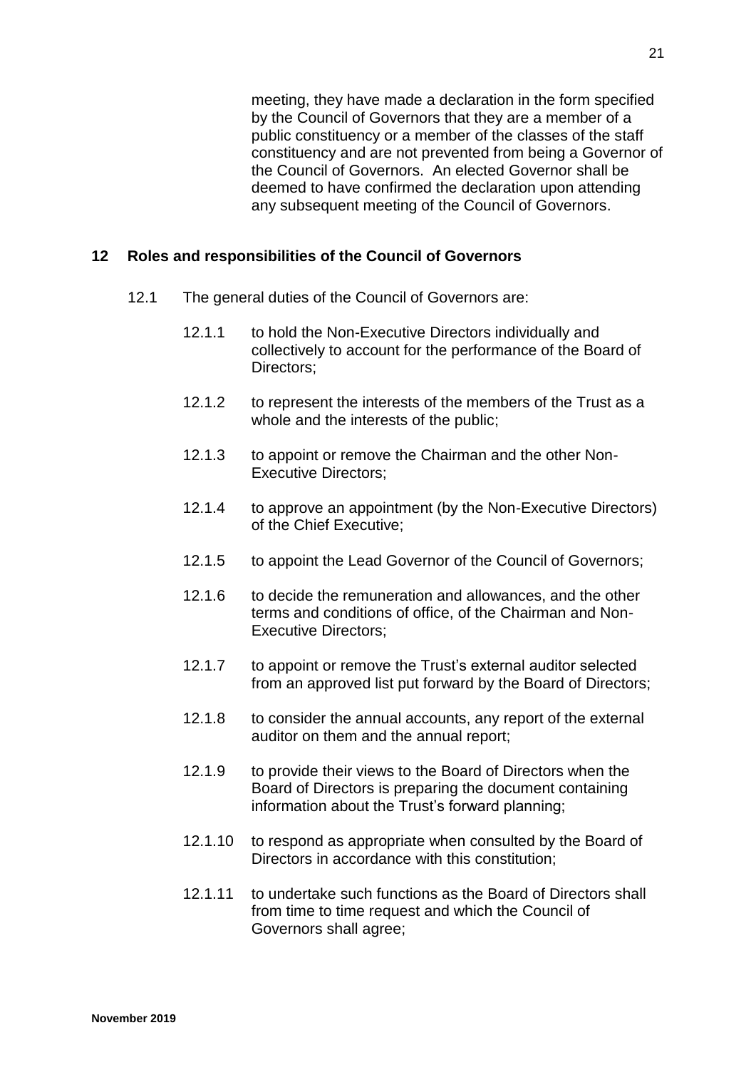meeting, they have made a declaration in the form specified by the Council of Governors that they are a member of a public constituency or a member of the classes of the staff constituency and are not prevented from being a Governor of the Council of Governors. An elected Governor shall be deemed to have confirmed the declaration upon attending any subsequent meeting of the Council of Governors.

## 12 Roles and responsibilities of the Council of Governors

12.1 The general duties of the Council of Governors are:

12.1.1 to hold the Non-Executive Directors individually and collectively to account for the performance of the Board of Directors;

12.1.2 to represent the interests of the members of the Trust as a whole and the interests of the public;

12.1.3 to appoint or remove the Chairman and the other Non-Executive Directors;

12.1.4 to approve an appointment (by the Non-Executive Directors) of the Chief Executive;

12.1.5 to appoint the Lead Governor of the Council of Governors;

12.1.6 to decide the remuneration and allowances, and the other terms and conditions of office, of the Chairman and Non-Executive Directors;

12.1.7 to appoint or remove the Trust's external auditor selected from an approved list put forward by the Board of Directors;

12.1.8 to consider the annual accounts, any report of the external auditor on them and the annual report;

12.1.9 to provide their views to the Board of Directors when the Board of Directors is preparing the document containing information about the Trust's forward planning;

12.1.10 to respond as appropriate when consulted by the Board of Directors in accordance with this constitution;

12.1.11 to undertake such functions as the Board of Directors shall from time to time request and which the Council of Governors shall agree;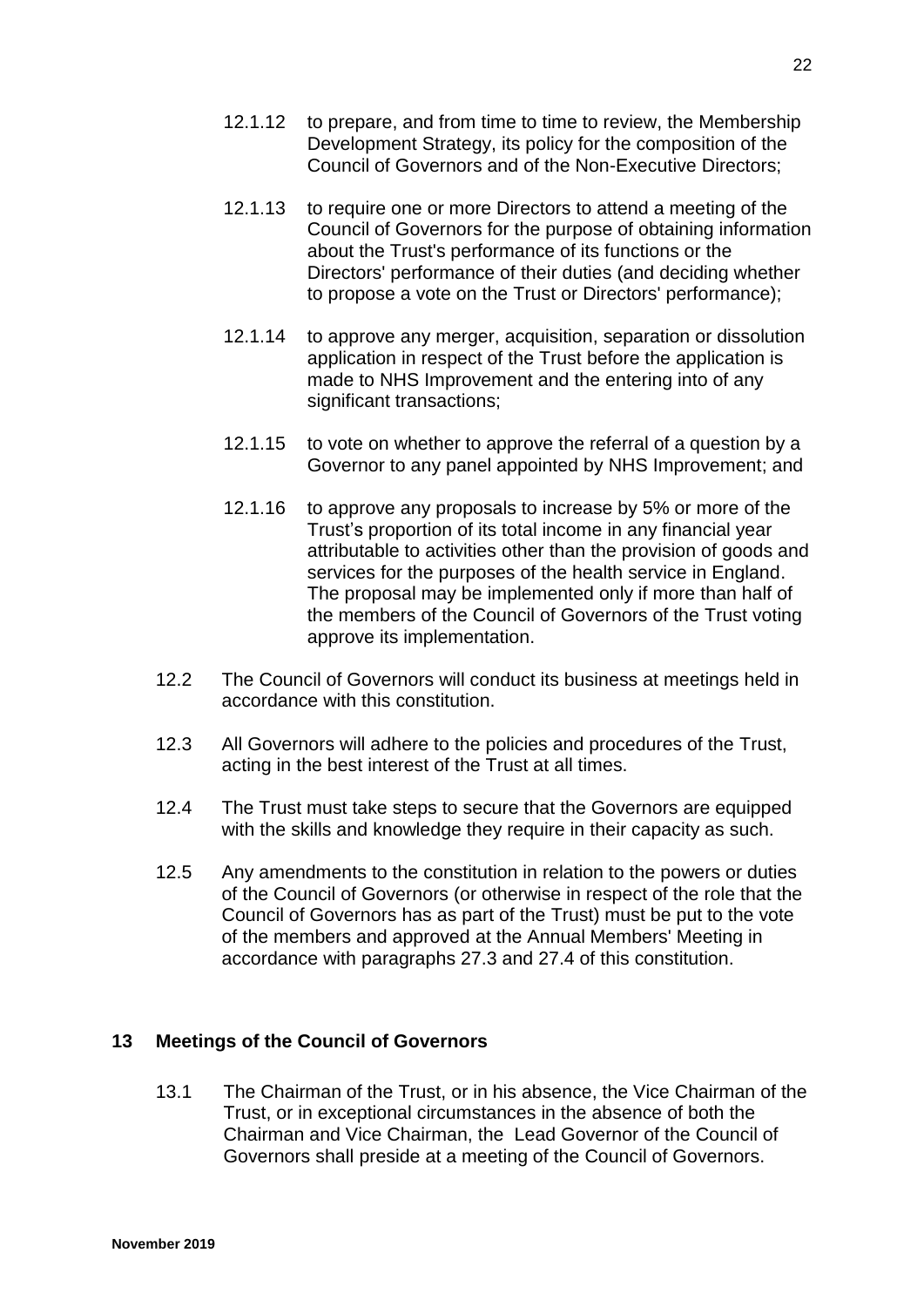12.1.12 to prepare, and from time to time to review, the Membership Development Strategy, its policy for the composition of the Council of Governors and of the Non-Executive Directors;

12.1.13 to require one or more Directors to attend a meeting of the Council of Governors for the purpose of obtaining information about the Trust's performance of its functions or the Directors' performance of their duties (and deciding whether to propose a vote on the Trust or Directors' performance);

12.1.14 to approve any merger, acquisition, separation or dissolution application in respect of the Trust before the application is made to NHS Improvement and the entering into of any significant transactions;

12.1.15 to vote on whether to approve the referral of a question by a Governor to any panel appointed by NHS Improvement; and

12.1.16 to approve any proposals to increase by 5% or more of the Trust's proportion of its total income in any financial year attributable to activities other than the provision of goods and services for the purposes of the health service in England. The proposal may be implemented only if more than half of the members of the Council of Governors of the Trust voting approve its implementation.

12.2 The Council of Governors will conduct its business at meetings held in accordance with this constitution.

12.3 All Governors will adhere to the policies and procedures of the Trust, acting in the best interest of the Trust at all times.

12.4 The Trust must take steps to secure that the Governors are equipped with the skills and knowledge they require in their capacity as such.

12.5 Any amendments to the constitution in relation to the powers or duties of the Council of Governors (or otherwise in respect of the role that the Council of Governors has as part of the Trust) must be put to the vote of the members and approved at the Annual Members' Meeting in accordance with paragraphs 27.3 and 27.4 of this constitution.

## 13 Meetings of the Council of Governors

13.1 The Chairman of the Trust, or in his absence, the Vice Chairman of the Trust, or in exceptional circumstances in the absence of both the Chairman and Vice Chairman, the Lead Governor of the Council of Governors shall preside at a meeting of the Council of Governors.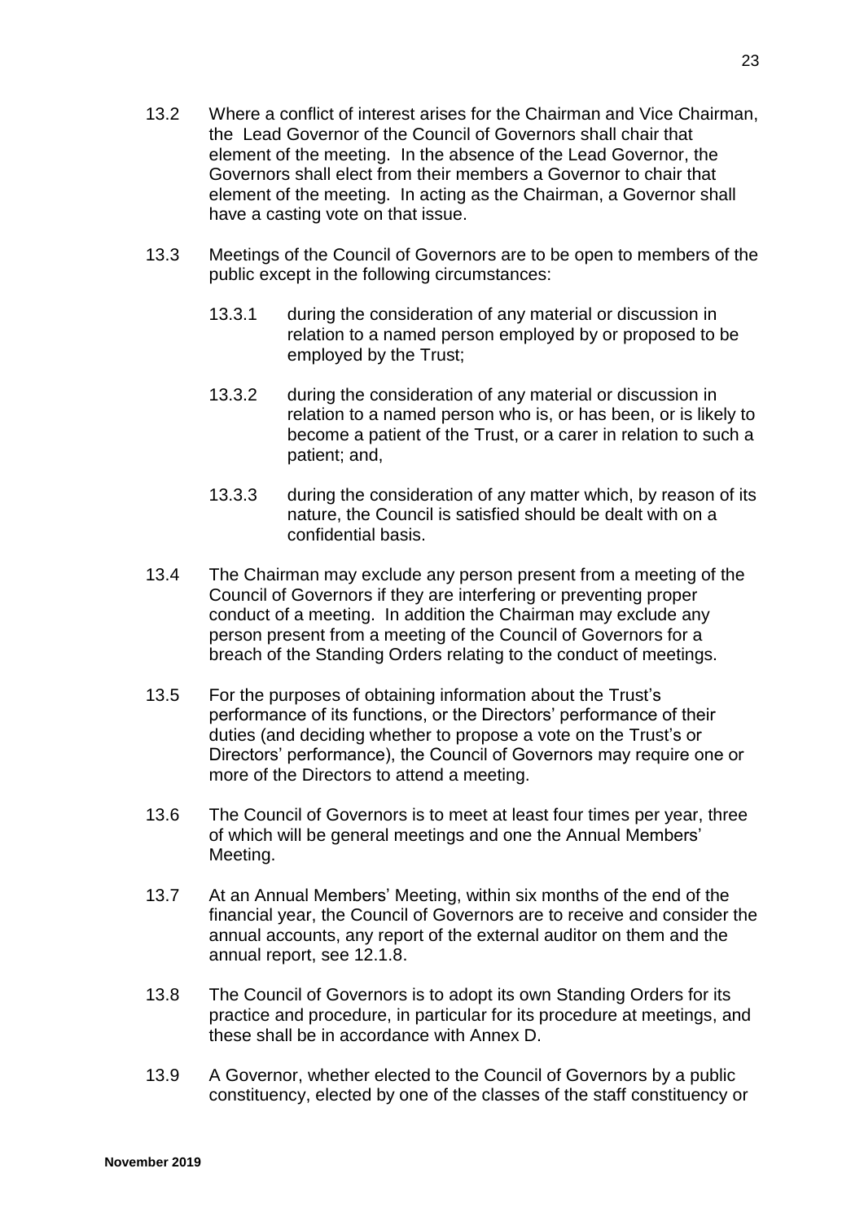13.2 Where a conflict of interest arises for the Chairman and Vice Chairman, the Lead Governor of the Council of Governors shall chair that element of the meeting. In the absence of the Lead Governor, the Governors shall elect from their members a Governor to chair that element of the meeting. In acting as the Chairman, a Governor shall have a casting vote on that issue.

13.3 Meetings of the Council of Governors are to be open to members of the public except in the following circumstances:

> 13.3.1 during the consideration of any material or discussion in relation to a named person employed by or proposed to be employed by the Trust;
>
> 13.3.2 during the consideration of any material or discussion in relation to a named person who is, or has been, or is likely to become a patient of the Trust, or a carer in relation to such a patient; and,
>
> 13.3.3 during the consideration of any matter which, by reason of its nature, the Council is satisfied should be dealt with on a confidential basis.

13.4 The Chairman may exclude any person present from a meeting of the Council of Governors if they are interfering or preventing proper conduct of a meeting. In addition the Chairman may exclude any person present from a meeting of the Council of Governors for a breach of the Standing Orders relating to the conduct of meetings.

13.5 For the purposes of obtaining information about the Trust's performance of its functions, or the Directors' performance of their duties (and deciding whether to propose a vote on the Trust's or Directors' performance), the Council of Governors may require one or more of the Directors to attend a meeting.

13.6 The Council of Governors is to meet at least four times per year, three of which will be general meetings and one the Annual Members' Meeting.

13.7 At an Annual Members' Meeting, within six months of the end of the financial year, the Council of Governors are to receive and consider the annual accounts, any report of the external auditor on them and the annual report, see 12.1.8.

13.8 The Council of Governors is to adopt its own Standing Orders for its practice and procedure, in particular for its procedure at meetings, and these shall be in accordance with Annex D.

13.9 A Governor, whether elected to the Council of Governors by a public constituency, elected by one of the classes of the staff constituency or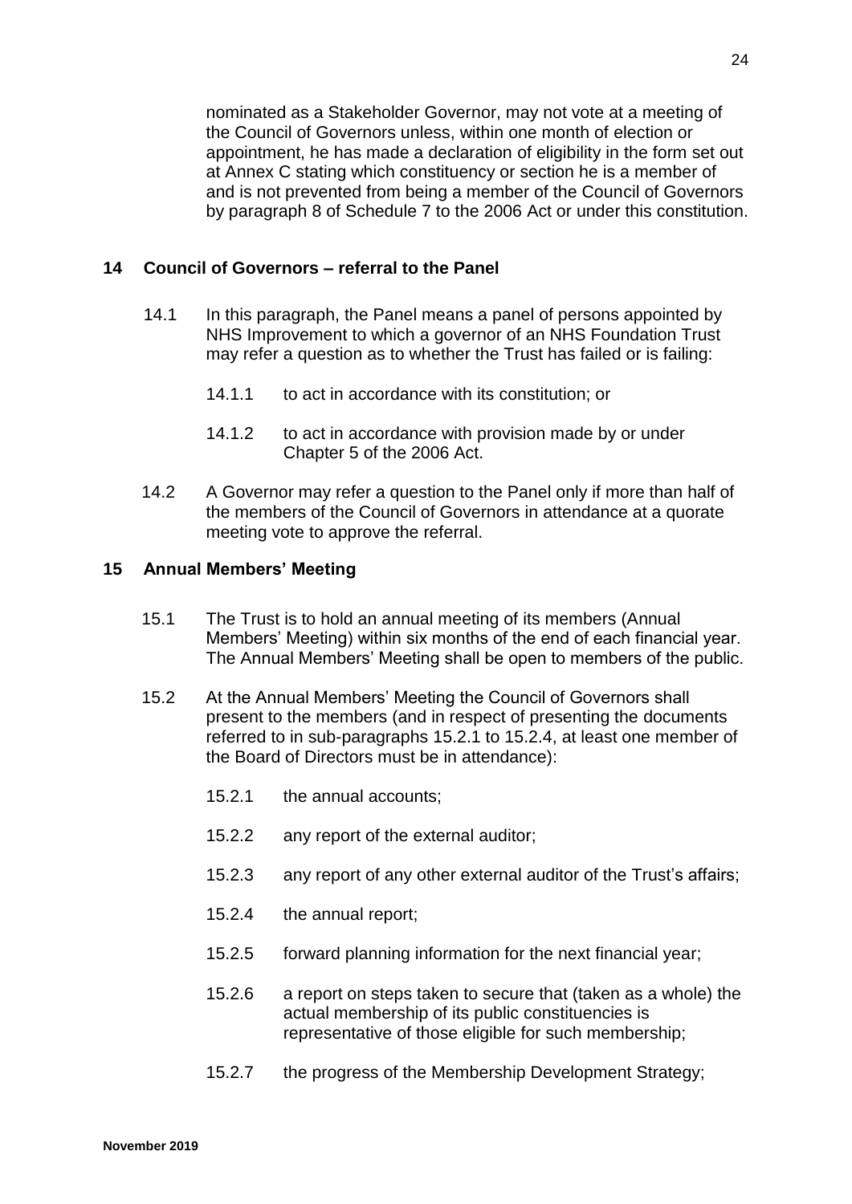nominated as a Stakeholder Governor, may not vote at a meeting of the Council of Governors unless, within one month of election or appointment, he has made a declaration of eligibility in the form set out at Annex C stating which constituency or section he is a member of and is not prevented from being a member of the Council of Governors by paragraph 8 of Schedule 7 to the 2006 Act or under this constitution.

## 14 Council of Governors – referral to the Panel

14.1 In this paragraph, the Panel means a panel of persons appointed by NHS Improvement to which a governor of an NHS Foundation Trust may refer a question as to whether the Trust has failed or is failing:

14.1.1 to act in accordance with its constitution; or

14.1.2 to act in accordance with provision made by or under Chapter 5 of the 2006 Act.

14.2 A Governor may refer a question to the Panel only if more than half of the members of the Council of Governors in attendance at a quorate meeting vote to approve the referral.

## 15 Annual Members' Meeting

15.1 The Trust is to hold an annual meeting of its members (Annual Members' Meeting) within six months of the end of each financial year. The Annual Members' Meeting shall be open to members of the public.

15.2 At the Annual Members' Meeting the Council of Governors shall present to the members (and in respect of presenting the documents referred to in sub-paragraphs 15.2.1 to 15.2.4, at least one member of the Board of Directors must be in attendance):

15.2.1 the annual accounts;

15.2.2 any report of the external auditor;

15.2.3 any report of any other external auditor of the Trust's affairs;

15.2.4 the annual report;

15.2.5 forward planning information for the next financial year;

15.2.6 a report on steps taken to secure that (taken as a whole) the actual membership of its public constituencies is representative of those eligible for such membership;

15.2.7 the progress of the Membership Development Strategy;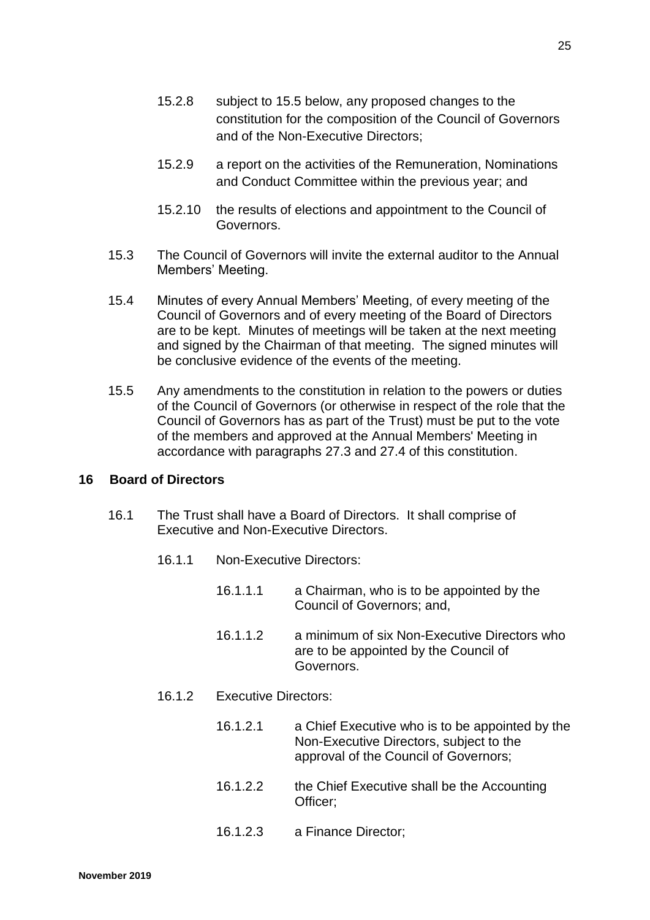15.2.8 subject to 15.5 below, any proposed changes to the constitution for the composition of the Council of Governors and of the Non-Executive Directors;

15.2.9 a report on the activities of the Remuneration, Nominations and Conduct Committee within the previous year; and

15.2.10 the results of elections and appointment to the Council of Governors.

15.3 The Council of Governors will invite the external auditor to the Annual Members' Meeting.

15.4 Minutes of every Annual Members' Meeting, of every meeting of the Council of Governors and of every meeting of the Board of Directors are to be kept. Minutes of meetings will be taken at the next meeting and signed by the Chairman of that meeting. The signed minutes will be conclusive evidence of the events of the meeting.

15.5 Any amendments to the constitution in relation to the powers or duties of the Council of Governors (or otherwise in respect of the role that the Council of Governors has as part of the Trust) must be put to the vote of the members and approved at the Annual Members' Meeting in accordance with paragraphs 27.3 and 27.4 of this constitution.

## 16 Board of Directors

16.1 The Trust shall have a Board of Directors. It shall comprise of Executive and Non-Executive Directors.

16.1.1 Non-Executive Directors:

16.1.1.1 a Chairman, who is to be appointed by the Council of Governors; and,

16.1.1.2 a minimum of six Non-Executive Directors who are to be appointed by the Council of Governors.

16.1.2 Executive Directors:

16.1.2.1 a Chief Executive who is to be appointed by the Non-Executive Directors, subject to the approval of the Council of Governors;

16.1.2.2 the Chief Executive shall be the Accounting Officer;

16.1.2.3 a Finance Director;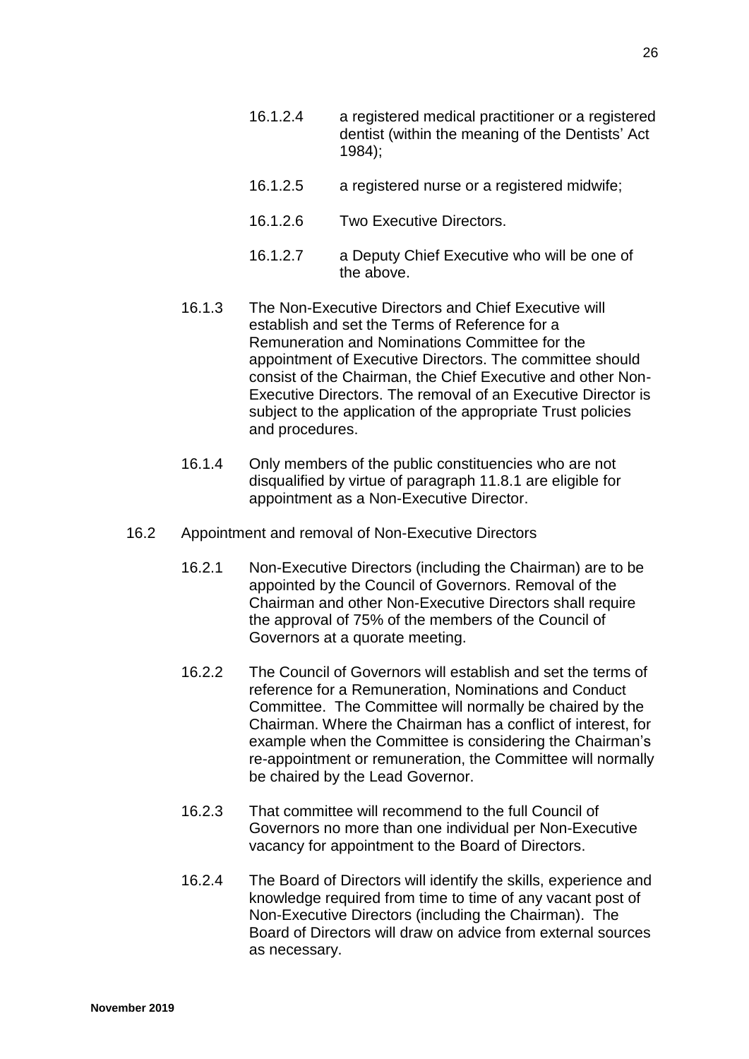16.1.2.4 a registered medical practitioner or a registered dentist (within the meaning of the Dentists' Act 1984);

16.1.2.5 a registered nurse or a registered midwife;

16.1.2.6 Two Executive Directors.

16.1.2.7 a Deputy Chief Executive who will be one of the above.

16.1.3 The Non-Executive Directors and Chief Executive will establish and set the Terms of Reference for a Remuneration and Nominations Committee for the appointment of Executive Directors. The committee should consist of the Chairman, the Chief Executive and other Non-Executive Directors. The removal of an Executive Director is subject to the application of the appropriate Trust policies and procedures.

16.1.4 Only members of the public constituencies who are not disqualified by virtue of paragraph 11.8.1 are eligible for appointment as a Non-Executive Director.

16.2 Appointment and removal of Non-Executive Directors

16.2.1 Non-Executive Directors (including the Chairman) are to be appointed by the Council of Governors. Removal of the Chairman and other Non-Executive Directors shall require the approval of 75% of the members of the Council of Governors at a quorate meeting.

16.2.2 The Council of Governors will establish and set the terms of reference for a Remuneration, Nominations and Conduct Committee. The Committee will normally be chaired by the Chairman. Where the Chairman has a conflict of interest, for example when the Committee is considering the Chairman's re-appointment or remuneration, the Committee will normally be chaired by the Lead Governor.

16.2.3 That committee will recommend to the full Council of Governors no more than one individual per Non-Executive vacancy for appointment to the Board of Directors.

16.2.4 The Board of Directors will identify the skills, experience and knowledge required from time to time of any vacant post of Non-Executive Directors (including the Chairman). The Board of Directors will draw on advice from external sources as necessary.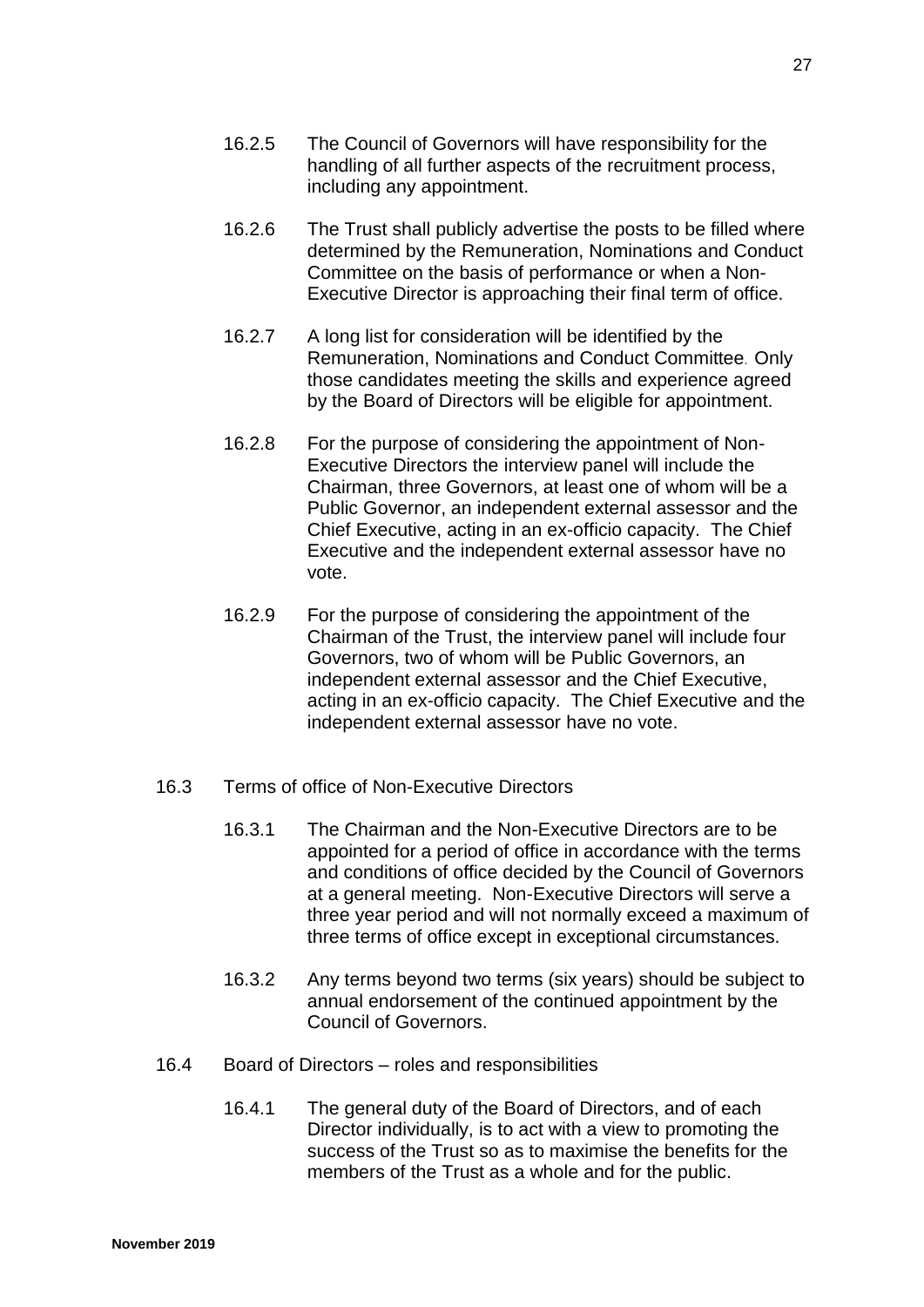16.2.5 The Council of Governors will have responsibility for the handling of all further aspects of the recruitment process, including any appointment.

16.2.6 The Trust shall publicly advertise the posts to be filled where determined by the Remuneration, Nominations and Conduct Committee on the basis of performance or when a Non-Executive Director is approaching their final term of office.

16.2.7 A long list for consideration will be identified by the Remuneration, Nominations and Conduct Committee. Only those candidates meeting the skills and experience agreed by the Board of Directors will be eligible for appointment.

16.2.8 For the purpose of considering the appointment of Non-Executive Directors the interview panel will include the Chairman, three Governors, at least one of whom will be a Public Governor, an independent external assessor and the Chief Executive, acting in an ex-officio capacity. The Chief Executive and the independent external assessor have no vote.

16.2.9 For the purpose of considering the appointment of the Chairman of the Trust, the interview panel will include four Governors, two of whom will be Public Governors, an independent external assessor and the Chief Executive, acting in an ex-officio capacity. The Chief Executive and the independent external assessor have no vote.

16.3 Terms of office of Non-Executive Directors

16.3.1 The Chairman and the Non-Executive Directors are to be appointed for a period of office in accordance with the terms and conditions of office decided by the Council of Governors at a general meeting. Non-Executive Directors will serve a three year period and will not normally exceed a maximum of three terms of office except in exceptional circumstances.

16.3.2 Any terms beyond two terms (six years) should be subject to annual endorsement of the continued appointment by the Council of Governors.

16.4 Board of Directors – roles and responsibilities

16.4.1 The general duty of the Board of Directors, and of each Director individually, is to act with a view to promoting the success of the Trust so as to maximise the benefits for the members of the Trust as a whole and for the public.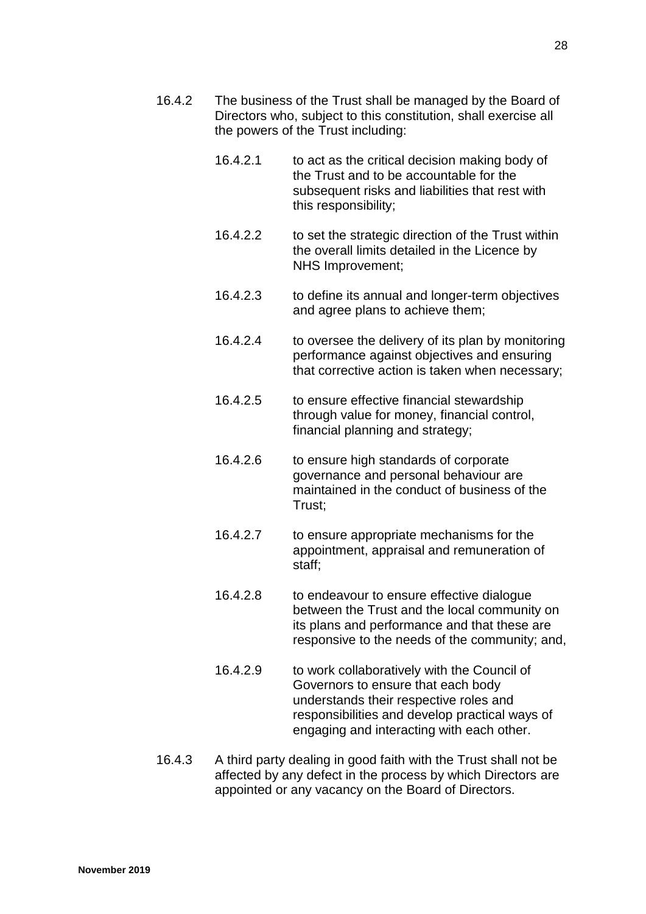16.4.2 The business of the Trust shall be managed by the Board of Directors who, subject to this constitution, shall exercise all the powers of the Trust including:

16.4.2.1 to act as the critical decision making body of the Trust and to be accountable for the subsequent risks and liabilities that rest with this responsibility;

16.4.2.2 to set the strategic direction of the Trust within the overall limits detailed in the Licence by NHS Improvement;

16.4.2.3 to define its annual and longer-term objectives and agree plans to achieve them;

16.4.2.4 to oversee the delivery of its plan by monitoring performance against objectives and ensuring that corrective action is taken when necessary;

16.4.2.5 to ensure effective financial stewardship through value for money, financial control, financial planning and strategy;

16.4.2.6 to ensure high standards of corporate governance and personal behaviour are maintained in the conduct of business of the Trust;

16.4.2.7 to ensure appropriate mechanisms for the appointment, appraisal and remuneration of staff;

16.4.2.8 to endeavour to ensure effective dialogue between the Trust and the local community on its plans and performance and that these are responsive to the needs of the community; and,

16.4.2.9 to work collaboratively with the Council of Governors to ensure that each body understands their respective roles and responsibilities and develop practical ways of engaging and interacting with each other.

16.4.3 A third party dealing in good faith with the Trust shall not be affected by any defect in the process by which Directors are appointed or any vacancy on the Board of Directors.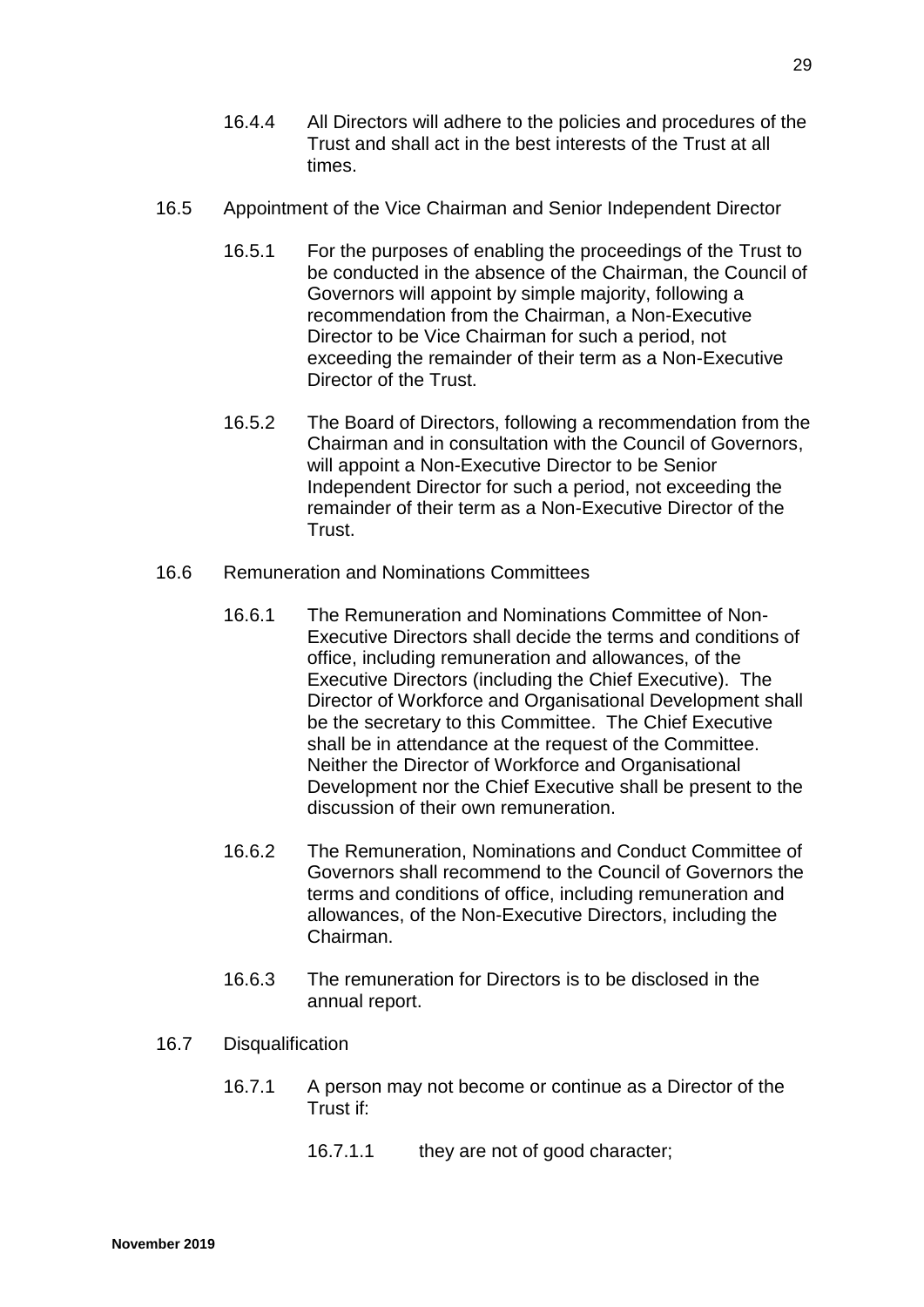16.4.4 All Directors will adhere to the policies and procedures of the Trust and shall act in the best interests of the Trust at all times.

16.5 Appointment of the Vice Chairman and Senior Independent Director

16.5.1 For the purposes of enabling the proceedings of the Trust to be conducted in the absence of the Chairman, the Council of Governors will appoint by simple majority, following a recommendation from the Chairman, a Non-Executive Director to be Vice Chairman for such a period, not exceeding the remainder of their term as a Non-Executive Director of the Trust.

16.5.2 The Board of Directors, following a recommendation from the Chairman and in consultation with the Council of Governors, will appoint a Non-Executive Director to be Senior Independent Director for such a period, not exceeding the remainder of their term as a Non-Executive Director of the Trust.

16.6 Remuneration and Nominations Committees

16.6.1 The Remuneration and Nominations Committee of Non-Executive Directors shall decide the terms and conditions of office, including remuneration and allowances, of the Executive Directors (including the Chief Executive). The Director of Workforce and Organisational Development shall be the secretary to this Committee. The Chief Executive shall be in attendance at the request of the Committee. Neither the Director of Workforce and Organisational Development nor the Chief Executive shall be present to the discussion of their own remuneration.

16.6.2 The Remuneration, Nominations and Conduct Committee of Governors shall recommend to the Council of Governors the terms and conditions of office, including remuneration and allowances, of the Non-Executive Directors, including the Chairman.

16.6.3 The remuneration for Directors is to be disclosed in the annual report.

16.7 Disqualification

16.7.1 A person may not become or continue as a Director of the Trust if:

16.7.1.1 they are not of good character;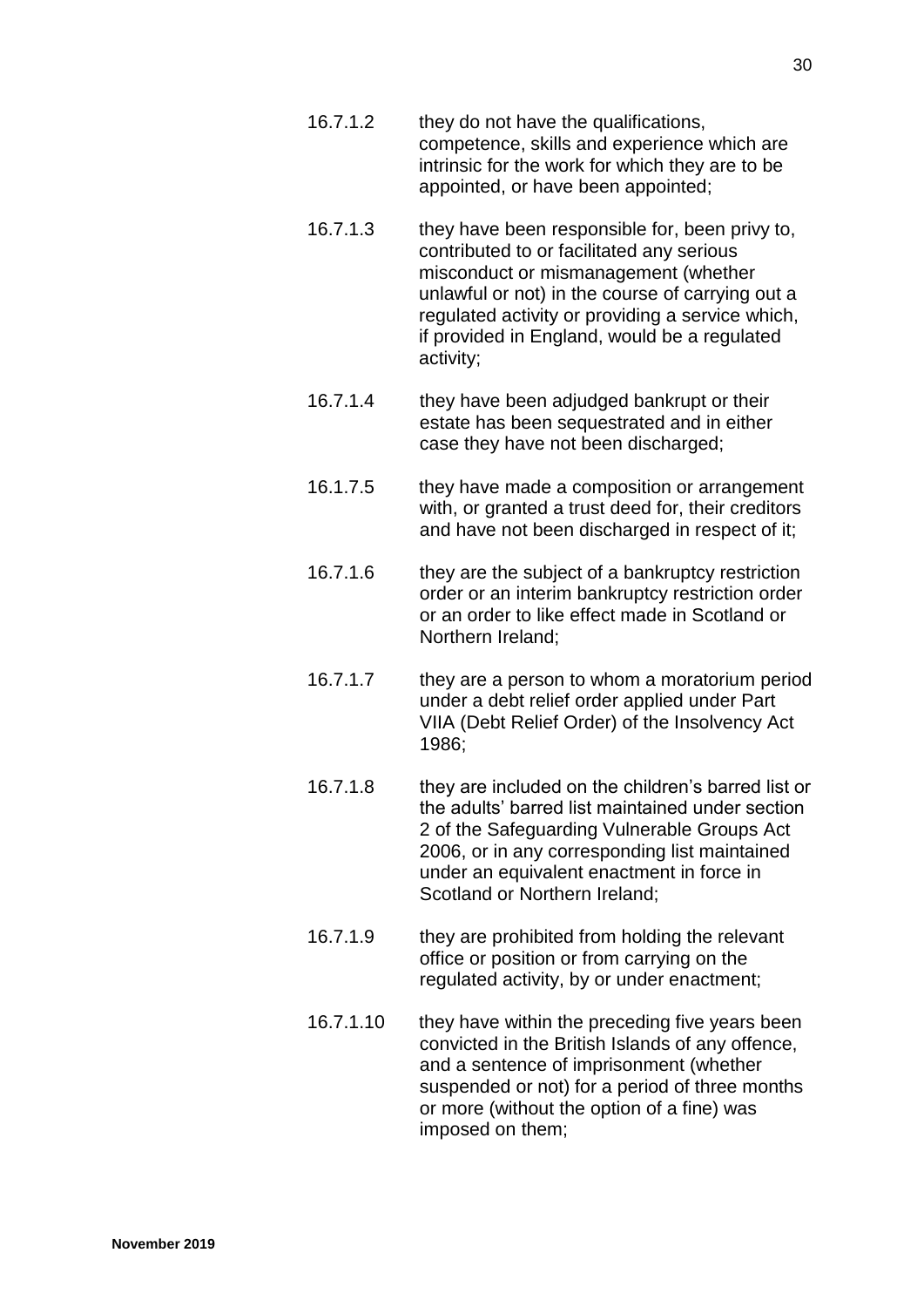16.7.1.2 they do not have the qualifications, competence, skills and experience which are intrinsic for the work for which they are to be appointed, or have been appointed;

16.7.1.3 they have been responsible for, been privy to, contributed to or facilitated any serious misconduct or mismanagement (whether unlawful or not) in the course of carrying out a regulated activity or providing a service which, if provided in England, would be a regulated activity;

16.7.1.4 they have been adjudged bankrupt or their estate has been sequestrated and in either case they have not been discharged;

16.1.7.5 they have made a composition or arrangement with, or granted a trust deed for, their creditors and have not been discharged in respect of it;

16.7.1.6 they are the subject of a bankruptcy restriction order or an interim bankruptcy restriction order or an order to like effect made in Scotland or Northern Ireland;

16.7.1.7 they are a person to whom a moratorium period under a debt relief order applied under Part VIIA (Debt Relief Order) of the Insolvency Act 1986;

16.7.1.8 they are included on the children's barred list or the adults' barred list maintained under section 2 of the Safeguarding Vulnerable Groups Act 2006, or in any corresponding list maintained under an equivalent enactment in force in Scotland or Northern Ireland;

16.7.1.9 they are prohibited from holding the relevant office or position or from carrying on the regulated activity, by or under enactment;

16.7.1.10 they have within the preceding five years been convicted in the British Islands of any offence, and a sentence of imprisonment (whether suspended or not) for a period of three months or more (without the option of a fine) was imposed on them;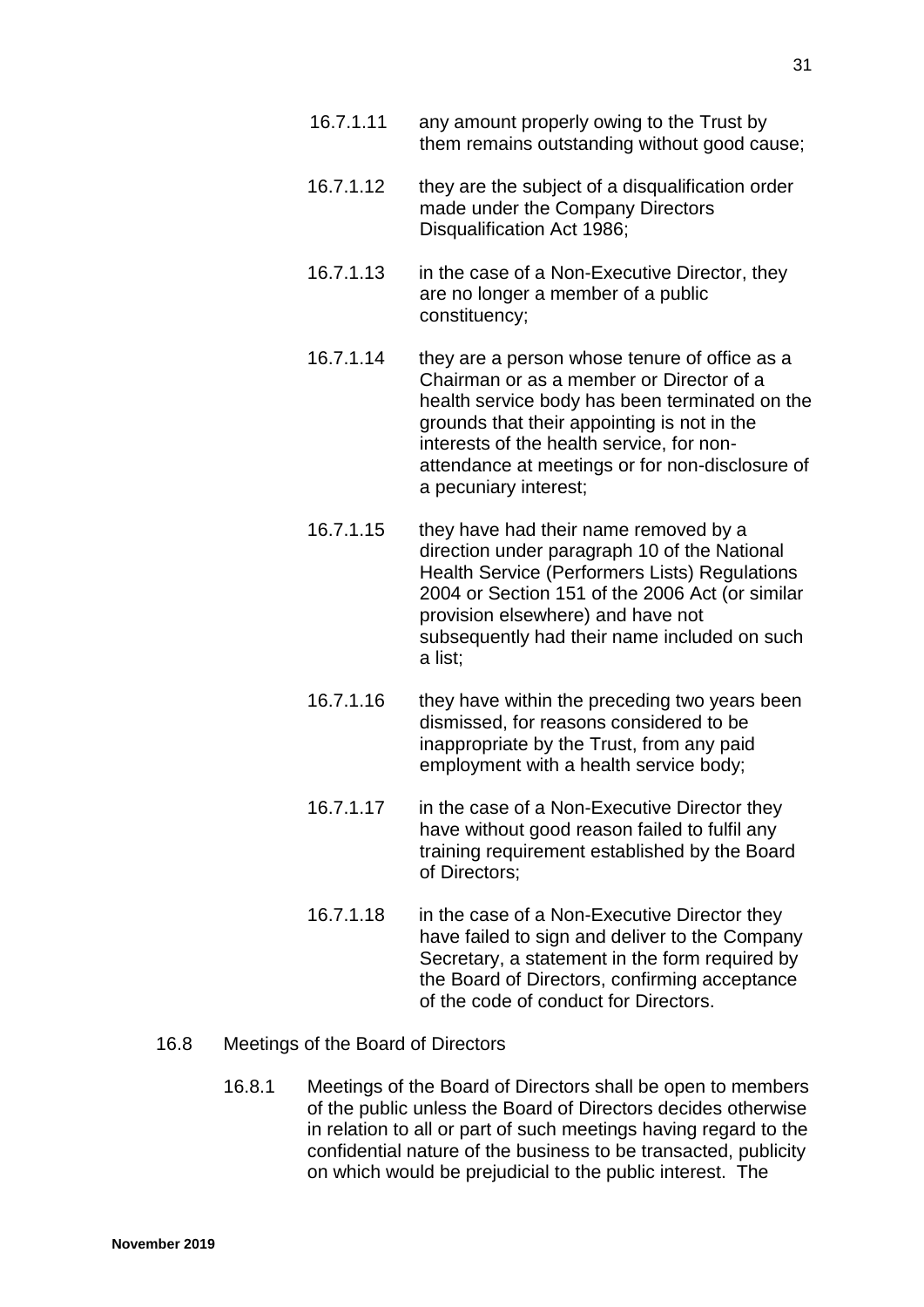16.7.1.11 any amount properly owing to the Trust by them remains outstanding without good cause;

16.7.1.12 they are the subject of a disqualification order made under the Company Directors Disqualification Act 1986;

16.7.1.13 in the case of a Non-Executive Director, they are no longer a member of a public constituency;

16.7.1.14 they are a person whose tenure of office as a Chairman or as a member or Director of a health service body has been terminated on the grounds that their appointing is not in the interests of the health service, for non-attendance at meetings or for non-disclosure of a pecuniary interest;

16.7.1.15 they have had their name removed by a direction under paragraph 10 of the National Health Service (Performers Lists) Regulations 2004 or Section 151 of the 2006 Act (or similar provision elsewhere) and have not subsequently had their name included on such a list;

16.7.1.16 they have within the preceding two years been dismissed, for reasons considered to be inappropriate by the Trust, from any paid employment with a health service body;

16.7.1.17 in the case of a Non-Executive Director they have without good reason failed to fulfil any training requirement established by the Board of Directors;

16.7.1.18 in the case of a Non-Executive Director they have failed to sign and deliver to the Company Secretary, a statement in the form required by the Board of Directors, confirming acceptance of the code of conduct for Directors.

16.8 Meetings of the Board of Directors

16.8.1 Meetings of the Board of Directors shall be open to members of the public unless the Board of Directors decides otherwise in relation to all or part of such meetings having regard to the confidential nature of the business to be transacted, publicity on which would be prejudicial to the public interest. The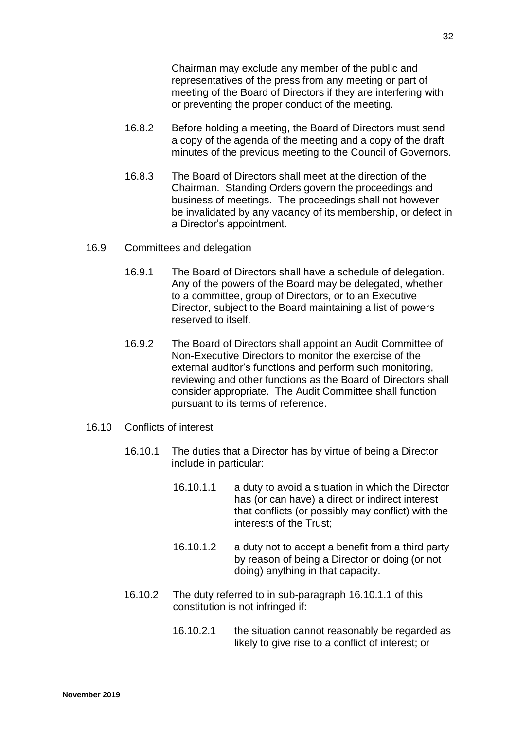Chairman may exclude any member of the public and representatives of the press from any meeting or part of meeting of the Board of Directors if they are interfering with or preventing the proper conduct of the meeting.

16.8.2 Before holding a meeting, the Board of Directors must send a copy of the agenda of the meeting and a copy of the draft minutes of the previous meeting to the Council of Governors.

16.8.3 The Board of Directors shall meet at the direction of the Chairman. Standing Orders govern the proceedings and business of meetings. The proceedings shall not however be invalidated by any vacancy of its membership, or defect in a Director's appointment.

16.9 Committees and delegation

16.9.1 The Board of Directors shall have a schedule of delegation. Any of the powers of the Board may be delegated, whether to a committee, group of Directors, or to an Executive Director, subject to the Board maintaining a list of powers reserved to itself.

16.9.2 The Board of Directors shall appoint an Audit Committee of Non-Executive Directors to monitor the exercise of the external auditor's functions and perform such monitoring, reviewing and other functions as the Board of Directors shall consider appropriate. The Audit Committee shall function pursuant to its terms of reference.

16.10 Conflicts of interest

16.10.1 The duties that a Director has by virtue of being a Director include in particular:

16.10.1.1 a duty to avoid a situation in which the Director has (or can have) a direct or indirect interest that conflicts (or possibly may conflict) with the interests of the Trust;

16.10.1.2 a duty not to accept a benefit from a third party by reason of being a Director or doing (or not doing) anything in that capacity.

16.10.2 The duty referred to in sub-paragraph 16.10.1.1 of this constitution is not infringed if:

16.10.2.1 the situation cannot reasonably be regarded as likely to give rise to a conflict of interest; or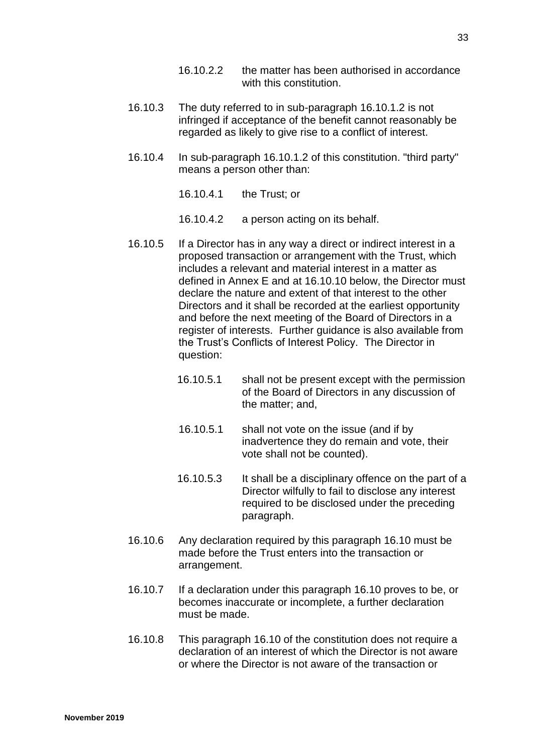16.10.2.2 the matter has been authorised in accordance with this constitution.

16.10.3 The duty referred to in sub-paragraph 16.10.1.2 is not infringed if acceptance of the benefit cannot reasonably be regarded as likely to give rise to a conflict of interest.

16.10.4 In sub-paragraph 16.10.1.2 of this constitution. "third party" means a person other than:

16.10.4.1 the Trust; or

16.10.4.2 a person acting on its behalf.

16.10.5 If a Director has in any way a direct or indirect interest in a proposed transaction or arrangement with the Trust, which includes a relevant and material interest in a matter as defined in Annex E and at 16.10.10 below, the Director must declare the nature and extent of that interest to the other Directors and it shall be recorded at the earliest opportunity and before the next meeting of the Board of Directors in a register of interests. Further guidance is also available from the Trust's Conflicts of Interest Policy. The Director in question:

16.10.5.1 shall not be present except with the permission of the Board of Directors in any discussion of the matter; and,

16.10.5.1 shall not vote on the issue (and if by inadvertence they do remain and vote, their vote shall not be counted).

16.10.5.3 It shall be a disciplinary offence on the part of a Director wilfully to fail to disclose any interest required to be disclosed under the preceding paragraph.

16.10.6 Any declaration required by this paragraph 16.10 must be made before the Trust enters into the transaction or arrangement.

16.10.7 If a declaration under this paragraph 16.10 proves to be, or becomes inaccurate or incomplete, a further declaration must be made.

16.10.8 This paragraph 16.10 of the constitution does not require a declaration of an interest of which the Director is not aware or where the Director is not aware of the transaction or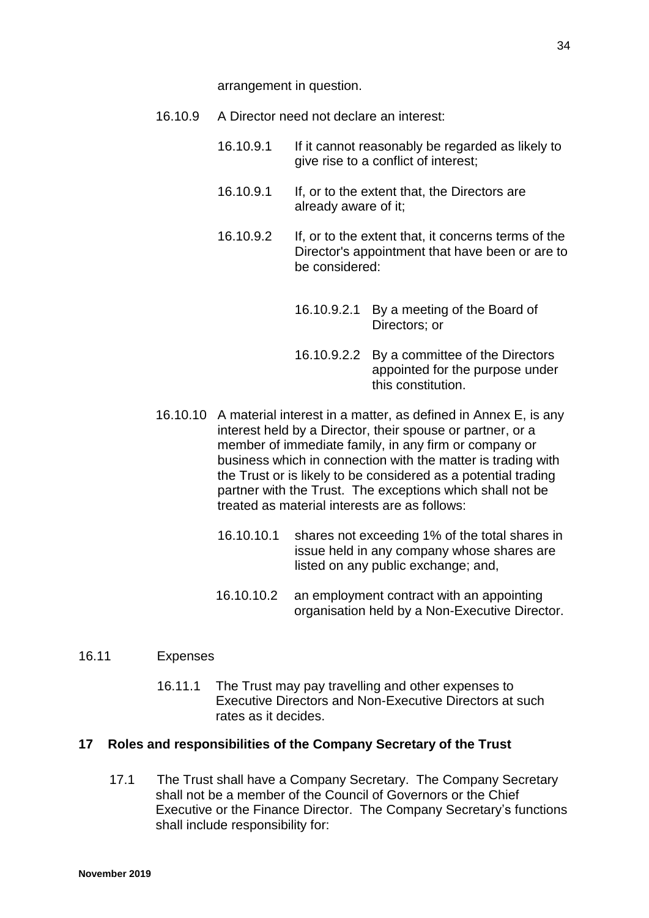arrangement in question.

16.10.9 A Director need not declare an interest:

16.10.9.1 If it cannot reasonably be regarded as likely to give rise to a conflict of interest;

16.10.9.1 If, or to the extent that, the Directors are already aware of it;

16.10.9.2 If, or to the extent that, it concerns terms of the Director's appointment that have been or are to be considered:

16.10.9.2.1 By a meeting of the Board of Directors; or

16.10.9.2.2 By a committee of the Directors appointed for the purpose under this constitution.

16.10.10 A material interest in a matter, as defined in Annex E, is any interest held by a Director, their spouse or partner, or a member of immediate family, in any firm or company or business which in connection with the matter is trading with the Trust or is likely to be considered as a potential trading partner with the Trust. The exceptions which shall not be treated as material interests are as follows:

16.10.10.1 shares not exceeding 1% of the total shares in issue held in any company whose shares are listed on any public exchange; and,

16.10.10.2 an employment contract with an appointing organisation held by a Non-Executive Director.

16.11 Expenses

16.11.1 The Trust may pay travelling and other expenses to Executive Directors and Non-Executive Directors at such rates as it decides.

**17 Roles and responsibilities of the Company Secretary of the Trust**

17.1 The Trust shall have a Company Secretary. The Company Secretary shall not be a member of the Council of Governors or the Chief Executive or the Finance Director. The Company Secretary's functions shall include responsibility for: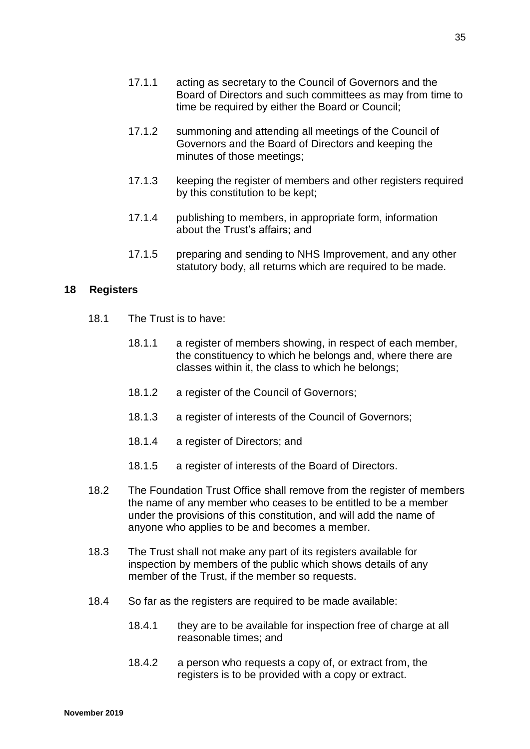17.1.1 acting as secretary to the Council of Governors and the Board of Directors and such committees as may from time to time be required by either the Board or Council;

17.1.2 summoning and attending all meetings of the Council of Governors and the Board of Directors and keeping the minutes of those meetings;

17.1.3 keeping the register of members and other registers required by this constitution to be kept;

17.1.4 publishing to members, in appropriate form, information about the Trust's affairs; and

17.1.5 preparing and sending to NHS Improvement, and any other statutory body, all returns which are required to be made.

## 18 Registers

18.1 The Trust is to have:

18.1.1 a register of members showing, in respect of each member, the constituency to which he belongs and, where there are classes within it, the class to which he belongs;

18.1.2 a register of the Council of Governors;

18.1.3 a register of interests of the Council of Governors;

18.1.4 a register of Directors; and

18.1.5 a register of interests of the Board of Directors.

18.2 The Foundation Trust Office shall remove from the register of members the name of any member who ceases to be entitled to be a member under the provisions of this constitution, and will add the name of anyone who applies to be and becomes a member.

18.3 The Trust shall not make any part of its registers available for inspection by members of the public which shows details of any member of the Trust, if the member so requests.

18.4 So far as the registers are required to be made available:

18.4.1 they are to be available for inspection free of charge at all reasonable times; and

18.4.2 a person who requests a copy of, or extract from, the registers is to be provided with a copy or extract.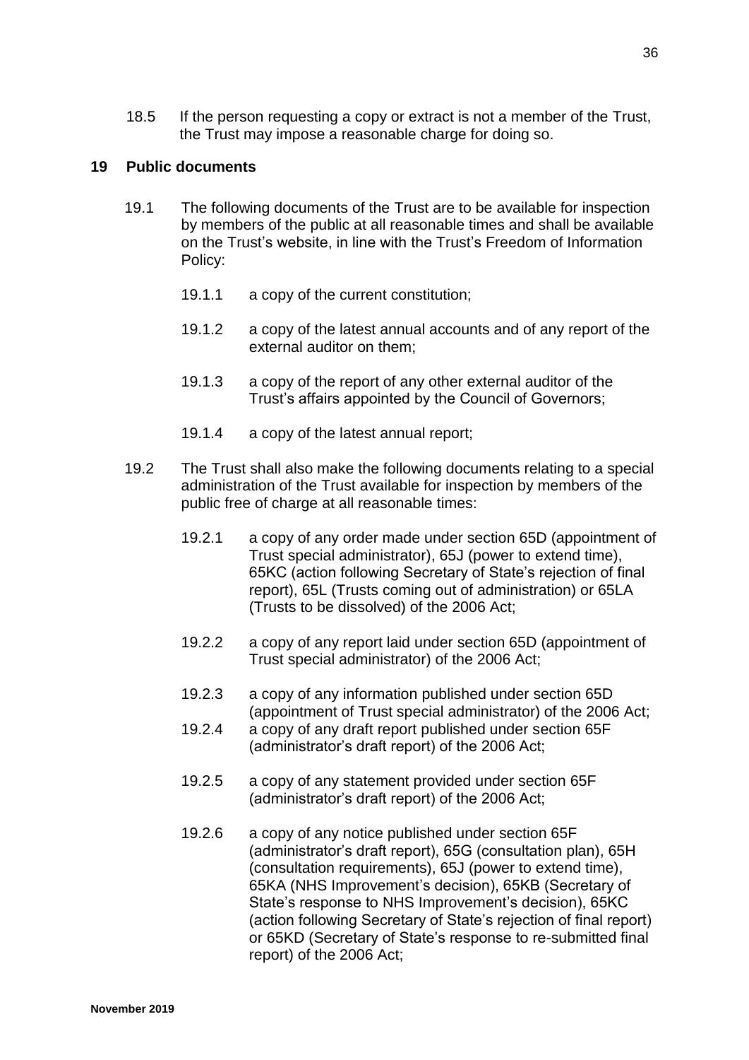18.5 If the person requesting a copy or extract is not a member of the Trust, the Trust may impose a reasonable charge for doing so.

## 19 Public documents

19.1 The following documents of the Trust are to be available for inspection by members of the public at all reasonable times and shall be available on the Trust's website, in line with the Trust's Freedom of Information Policy:

19.1.1 a copy of the current constitution;

19.1.2 a copy of the latest annual accounts and of any report of the external auditor on them;

19.1.3 a copy of the report of any other external auditor of the Trust's affairs appointed by the Council of Governors;

19.1.4 a copy of the latest annual report;

19.2 The Trust shall also make the following documents relating to a special administration of the Trust available for inspection by members of the public free of charge at all reasonable times:

19.2.1 a copy of any order made under section 65D (appointment of Trust special administrator), 65J (power to extend time), 65KC (action following Secretary of State's rejection of final report), 65L (Trusts coming out of administration) or 65LA (Trusts to be dissolved) of the 2006 Act;

19.2.2 a copy of any report laid under section 65D (appointment of Trust special administrator) of the 2006 Act;

19.2.3 a copy of any information published under section 65D (appointment of Trust special administrator) of the 2006 Act;

19.2.4 a copy of any draft report published under section 65F (administrator's draft report) of the 2006 Act;

19.2.5 a copy of any statement provided under section 65F (administrator's draft report) of the 2006 Act;

19.2.6 a copy of any notice published under section 65F (administrator's draft report), 65G (consultation plan), 65H (consultation requirements), 65J (power to extend time), 65KA (NHS Improvement's decision), 65KB (Secretary of State's response to NHS Improvement's decision), 65KC (action following Secretary of State's rejection of final report) or 65KD (Secretary of State's response to re-submitted final report) of the 2006 Act;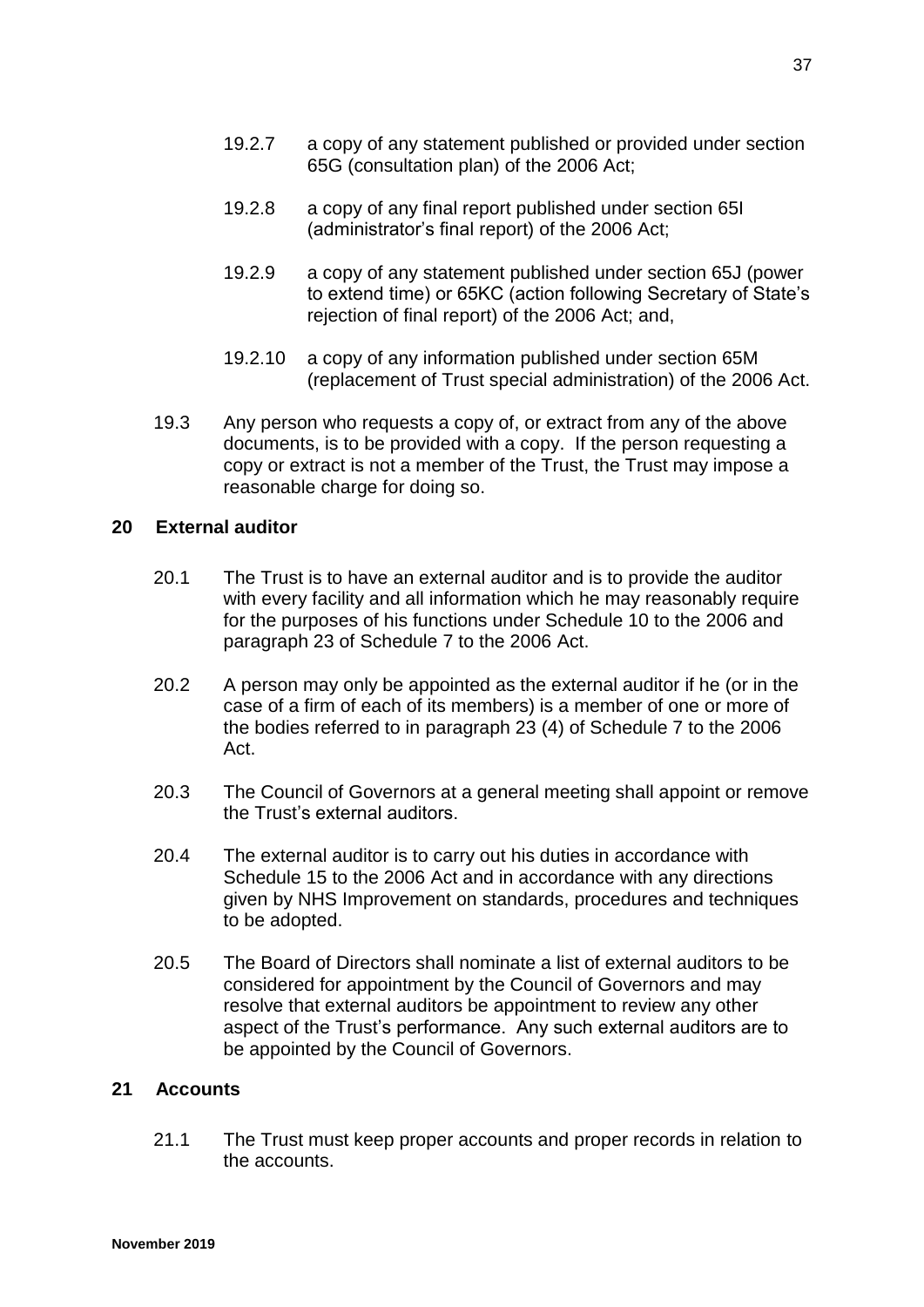19.2.7 a copy of any statement published or provided under section 65G (consultation plan) of the 2006 Act;

19.2.8 a copy of any final report published under section 65I (administrator's final report) of the 2006 Act;

19.2.9 a copy of any statement published under section 65J (power to extend time) or 65KC (action following Secretary of State's rejection of final report) of the 2006 Act; and,

19.2.10 a copy of any information published under section 65M (replacement of Trust special administration) of the 2006 Act.

19.3 Any person who requests a copy of, or extract from any of the above documents, is to be provided with a copy. If the person requesting a copy or extract is not a member of the Trust, the Trust may impose a reasonable charge for doing so.

## 20 External auditor

20.1 The Trust is to have an external auditor and is to provide the auditor with every facility and all information which he may reasonably require for the purposes of his functions under Schedule 10 to the 2006 and paragraph 23 of Schedule 7 to the 2006 Act.

20.2 A person may only be appointed as the external auditor if he (or in the case of a firm of each of its members) is a member of one or more of the bodies referred to in paragraph 23 (4) of Schedule 7 to the 2006 Act.

20.3 The Council of Governors at a general meeting shall appoint or remove the Trust's external auditors.

20.4 The external auditor is to carry out his duties in accordance with Schedule 15 to the 2006 Act and in accordance with any directions given by NHS Improvement on standards, procedures and techniques to be adopted.

20.5 The Board of Directors shall nominate a list of external auditors to be considered for appointment by the Council of Governors and may resolve that external auditors be appointment to review any other aspect of the Trust's performance. Any such external auditors are to be appointed by the Council of Governors.

## 21 Accounts

21.1 The Trust must keep proper accounts and proper records in relation to the accounts.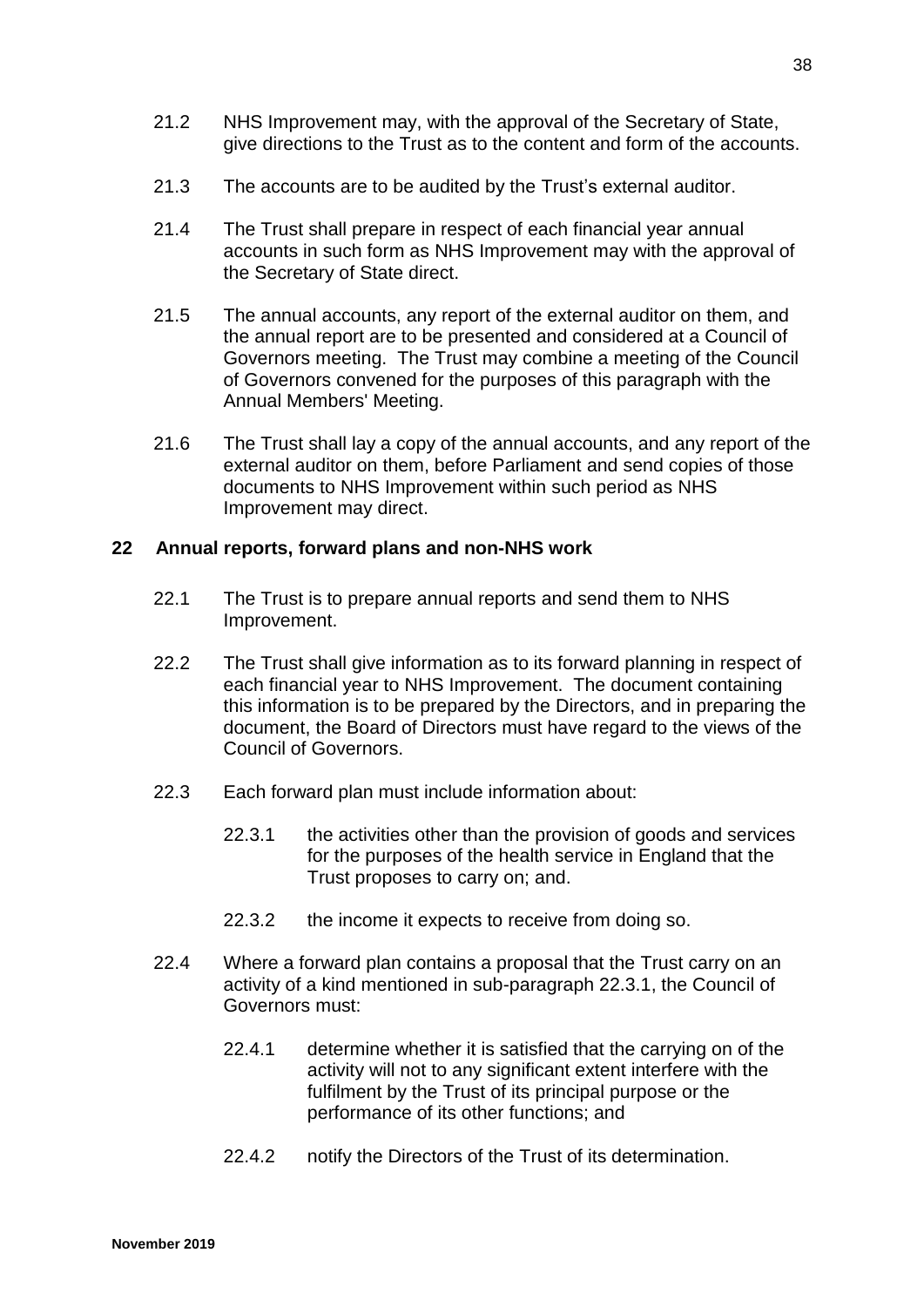21.2 NHS Improvement may, with the approval of the Secretary of State, give directions to the Trust as to the content and form of the accounts.

21.3 The accounts are to be audited by the Trust's external auditor.

21.4 The Trust shall prepare in respect of each financial year annual accounts in such form as NHS Improvement may with the approval of the Secretary of State direct.

21.5 The annual accounts, any report of the external auditor on them, and the annual report are to be presented and considered at a Council of Governors meeting. The Trust may combine a meeting of the Council of Governors convened for the purposes of this paragraph with the Annual Members' Meeting.

21.6 The Trust shall lay a copy of the annual accounts, and any report of the external auditor on them, before Parliament and send copies of those documents to NHS Improvement within such period as NHS Improvement may direct.

## 22 Annual reports, forward plans and non-NHS work

22.1 The Trust is to prepare annual reports and send them to NHS Improvement.

22.2 The Trust shall give information as to its forward planning in respect of each financial year to NHS Improvement. The document containing this information is to be prepared by the Directors, and in preparing the document, the Board of Directors must have regard to the views of the Council of Governors.

22.3 Each forward plan must include information about:

22.3.1 the activities other than the provision of goods and services for the purposes of the health service in England that the Trust proposes to carry on; and.

22.3.2 the income it expects to receive from doing so.

22.4 Where a forward plan contains a proposal that the Trust carry on an activity of a kind mentioned in sub-paragraph 22.3.1, the Council of Governors must:

22.4.1 determine whether it is satisfied that the carrying on of the activity will not to any significant extent interfere with the fulfilment by the Trust of its principal purpose or the performance of its other functions; and

22.4.2 notify the Directors of the Trust of its determination.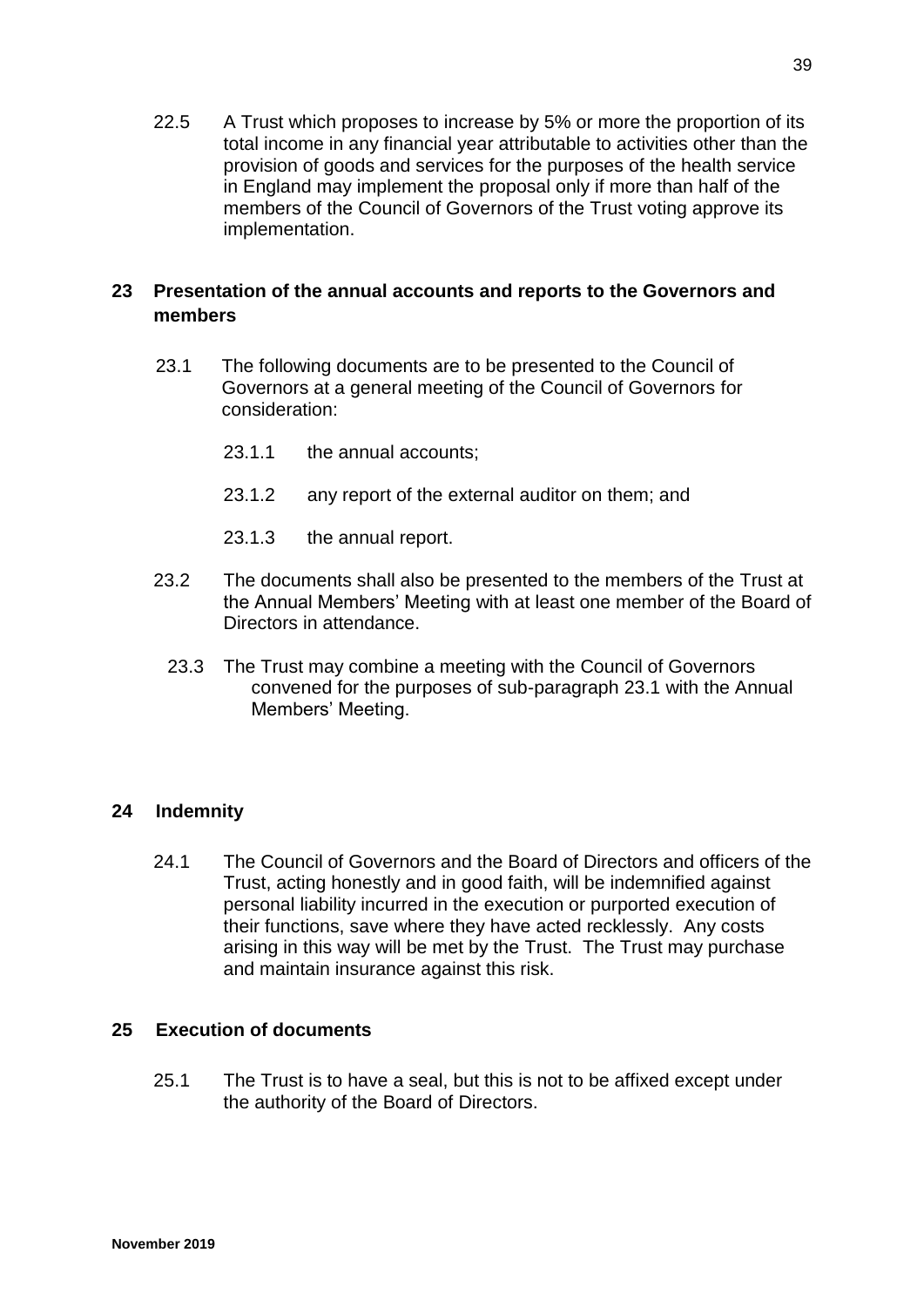22.5 A Trust which proposes to increase by 5% or more the proportion of its total income in any financial year attributable to activities other than the provision of goods and services for the purposes of the health service in England may implement the proposal only if more than half of the members of the Council of Governors of the Trust voting approve its implementation.

## 23 Presentation of the annual accounts and reports to the Governors and members

23.1 The following documents are to be presented to the Council of Governors at a general meeting of the Council of Governors for consideration:

23.1.1 the annual accounts;

23.1.2 any report of the external auditor on them; and

23.1.3 the annual report.

23.2 The documents shall also be presented to the members of the Trust at the Annual Members' Meeting with at least one member of the Board of Directors in attendance.

23.3 The Trust may combine a meeting with the Council of Governors convened for the purposes of sub-paragraph 23.1 with the Annual Members' Meeting.

## 24 Indemnity

24.1 The Council of Governors and the Board of Directors and officers of the Trust, acting honestly and in good faith, will be indemnified against personal liability incurred in the execution or purported execution of their functions, save where they have acted recklessly. Any costs arising in this way will be met by the Trust. The Trust may purchase and maintain insurance against this risk.

## 25 Execution of documents

25.1 The Trust is to have a seal, but this is not to be affixed except under the authority of the Board of Directors.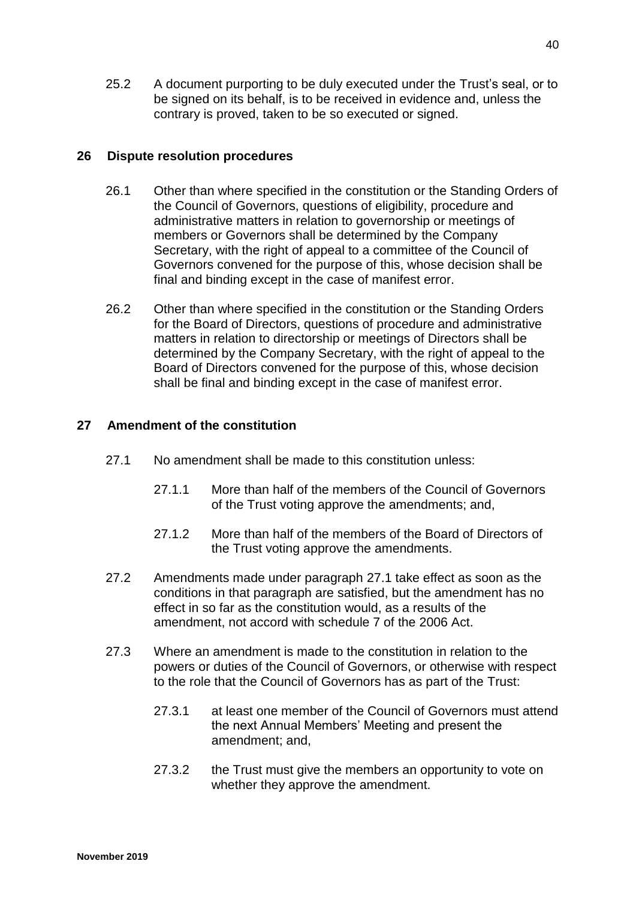25.2 A document purporting to be duly executed under the Trust's seal, or to be signed on its behalf, is to be received in evidence and, unless the contrary is proved, taken to be so executed or signed.

## 26 Dispute resolution procedures

26.1 Other than where specified in the constitution or the Standing Orders of the Council of Governors, questions of eligibility, procedure and administrative matters in relation to governorship or meetings of members or Governors shall be determined by the Company Secretary, with the right of appeal to a committee of the Council of Governors convened for the purpose of this, whose decision shall be final and binding except in the case of manifest error.

26.2 Other than where specified in the constitution or the Standing Orders for the Board of Directors, questions of procedure and administrative matters in relation to directorship or meetings of Directors shall be determined by the Company Secretary, with the right of appeal to the Board of Directors convened for the purpose of this, whose decision shall be final and binding except in the case of manifest error.

## 27 Amendment of the constitution

27.1 No amendment shall be made to this constitution unless:

27.1.1 More than half of the members of the Council of Governors of the Trust voting approve the amendments; and,

27.1.2 More than half of the members of the Board of Directors of the Trust voting approve the amendments.

27.2 Amendments made under paragraph 27.1 take effect as soon as the conditions in that paragraph are satisfied, but the amendment has no effect in so far as the constitution would, as a results of the amendment, not accord with schedule 7 of the 2006 Act.

27.3 Where an amendment is made to the constitution in relation to the powers or duties of the Council of Governors, or otherwise with respect to the role that the Council of Governors has as part of the Trust:

27.3.1 at least one member of the Council of Governors must attend the next Annual Members' Meeting and present the amendment; and,

27.3.2 the Trust must give the members an opportunity to vote on whether they approve the amendment.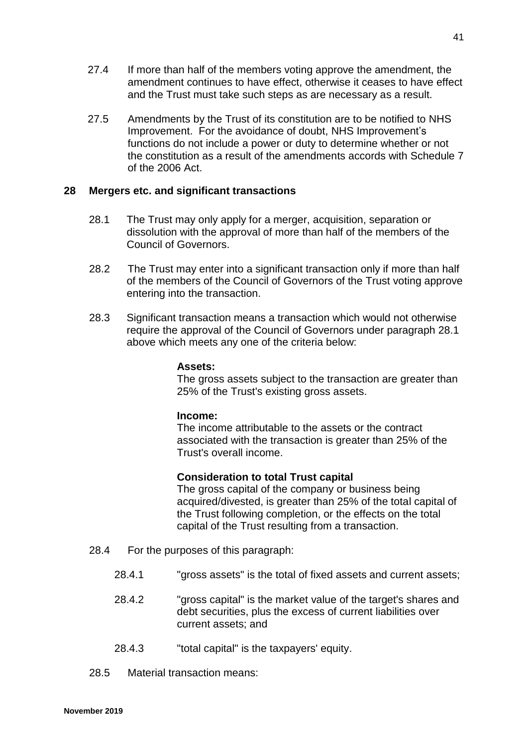27.4 If more than half of the members voting approve the amendment, the amendment continues to have effect, otherwise it ceases to have effect and the Trust must take such steps as are necessary as a result.

27.5 Amendments by the Trust of its constitution are to be notified to NHS Improvement. For the avoidance of doubt, NHS Improvement's functions do not include a power or duty to determine whether or not the constitution as a result of the amendments accords with Schedule 7 of the 2006 Act.

## 28 Mergers etc. and significant transactions

28.1 The Trust may only apply for a merger, acquisition, separation or dissolution with the approval of more than half of the members of the Council of Governors.

28.2 The Trust may enter into a significant transaction only if more than half of the members of the Council of Governors of the Trust voting approve entering into the transaction.

28.3 Significant transaction means a transaction which would not otherwise require the approval of the Council of Governors under paragraph 28.1 above which meets any one of the criteria below:

**Assets:**
The gross assets subject to the transaction are greater than 25% of the Trust's existing gross assets.

**Income:**
The income attributable to the assets or the contract associated with the transaction is greater than 25% of the Trust's overall income.

**Consideration to total Trust capital**
The gross capital of the company or business being acquired/divested, is greater than 25% of the total capital of the Trust following completion, or the effects on the total capital of the Trust resulting from a transaction.

28.4 For the purposes of this paragraph:

28.4.1 "gross assets" is the total of fixed assets and current assets;

28.4.2 "gross capital" is the market value of the target's shares and debt securities, plus the excess of current liabilities over current assets; and

28.4.3 "total capital" is the taxpayers' equity.

28.5 Material transaction means: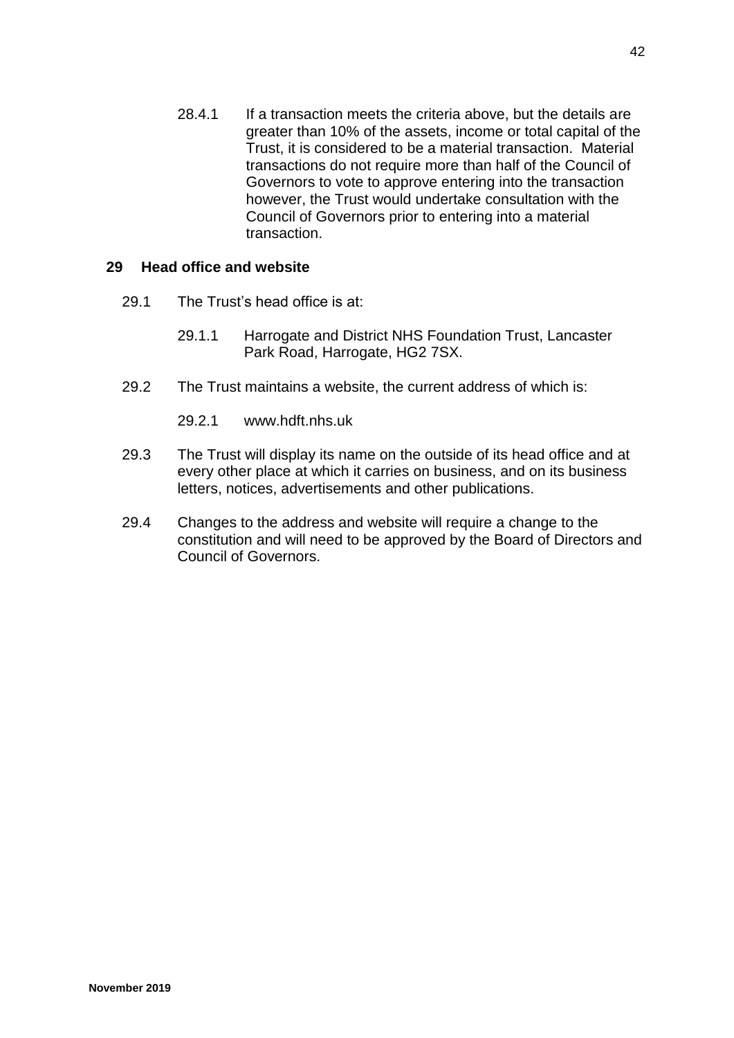28.4.1 If a transaction meets the criteria above, but the details are greater than 10% of the assets, income or total capital of the Trust, it is considered to be a material transaction. Material transactions do not require more than half of the Council of Governors to vote to approve entering into the transaction however, the Trust would undertake consultation with the Council of Governors prior to entering into a material transaction.

## 29 Head office and website

29.1 The Trust's head office is at:

29.1.1 Harrogate and District NHS Foundation Trust, Lancaster Park Road, Harrogate, HG2 7SX.

29.2 The Trust maintains a website, the current address of which is:

29.2.1 www.hdft.nhs.uk

29.3 The Trust will display its name on the outside of its head office and at every other place at which it carries on business, and on its business letters, notices, advertisements and other publications.

29.4 Changes to the address and website will require a change to the constitution and will need to be approved by the Board of Directors and Council of Governors.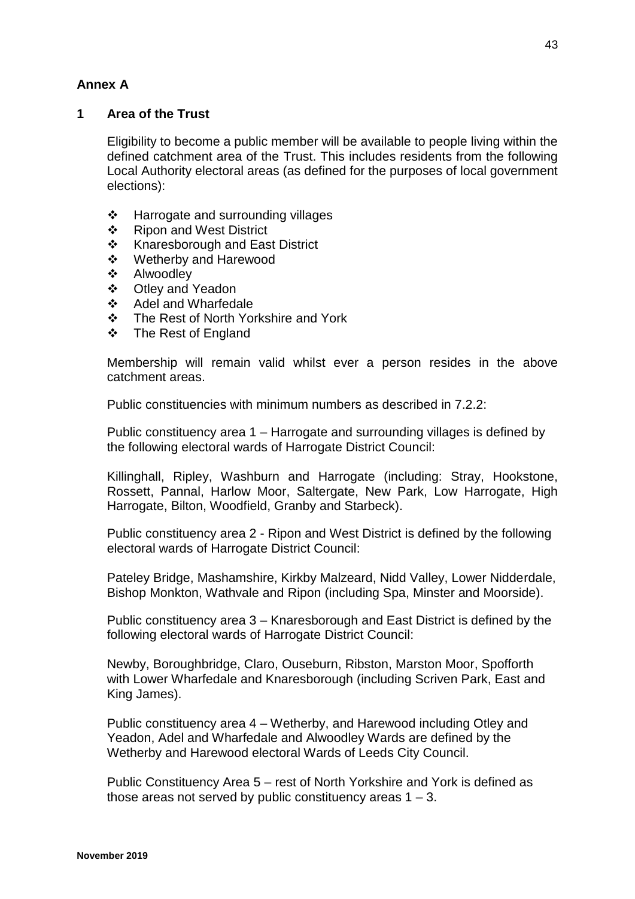## Annex A

### 1 Area of the Trust

Eligibility to become a public member will be available to people living within the defined catchment area of the Trust. This includes residents from the following Local Authority electoral areas (as defined for the purposes of local government elections):

- Harrogate and surrounding villages
- Ripon and West District
- Knaresborough and East District
- Wetherby and Harewood
- Alwoodley
- Otley and Yeadon
- Adel and Wharfedale
- The Rest of North Yorkshire and York
- The Rest of England

Membership will remain valid whilst ever a person resides in the above catchment areas.

Public constituencies with minimum numbers as described in 7.2.2:

Public constituency area 1 – Harrogate and surrounding villages is defined by the following electoral wards of Harrogate District Council:

Killinghall, Ripley, Washburn and Harrogate (including: Stray, Hookstone, Rossett, Pannal, Harlow Moor, Saltergate, New Park, Low Harrogate, High Harrogate, Bilton, Woodfield, Granby and Starbeck).

Public constituency area 2 - Ripon and West District is defined by the following electoral wards of Harrogate District Council:

Pateley Bridge, Mashamshire, Kirkby Malzeard, Nidd Valley, Lower Nidderdale, Bishop Monkton, Wathvale and Ripon (including Spa, Minster and Moorside).

Public constituency area 3 – Knaresborough and East District is defined by the following electoral wards of Harrogate District Council:

Newby, Boroughbridge, Claro, Ouseburn, Ribston, Marston Moor, Spofforth with Lower Wharfedale and Knaresborough (including Scriven Park, East and King James).

Public constituency area 4 – Wetherby, and Harewood including Otley and Yeadon, Adel and Wharfedale and Alwoodley Wards are defined by the Wetherby and Harewood electoral Wards of Leeds City Council.

Public Constituency Area 5 – rest of North Yorkshire and York is defined as those areas not served by public constituency areas 1 – 3.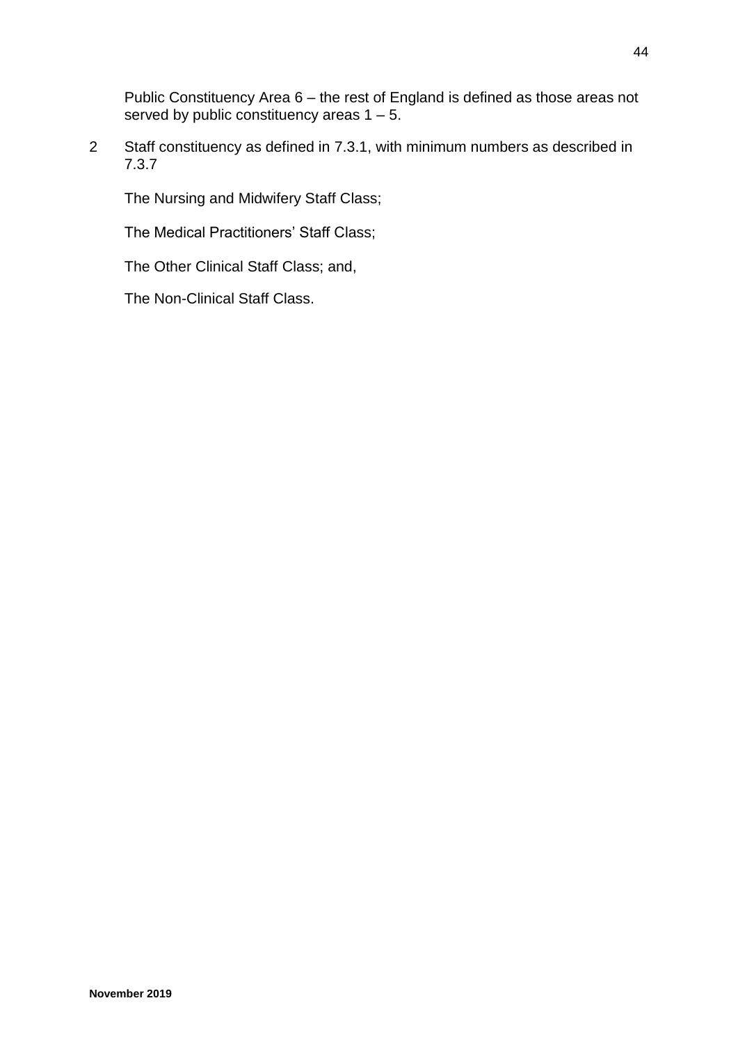Public Constituency Area 6 – the rest of England is defined as those areas not served by public constituency areas 1 – 5.

2 Staff constituency as defined in 7.3.1, with minimum numbers as described in 7.3.7

The Nursing and Midwifery Staff Class;

The Medical Practitioners' Staff Class;

The Other Clinical Staff Class; and,

The Non-Clinical Staff Class.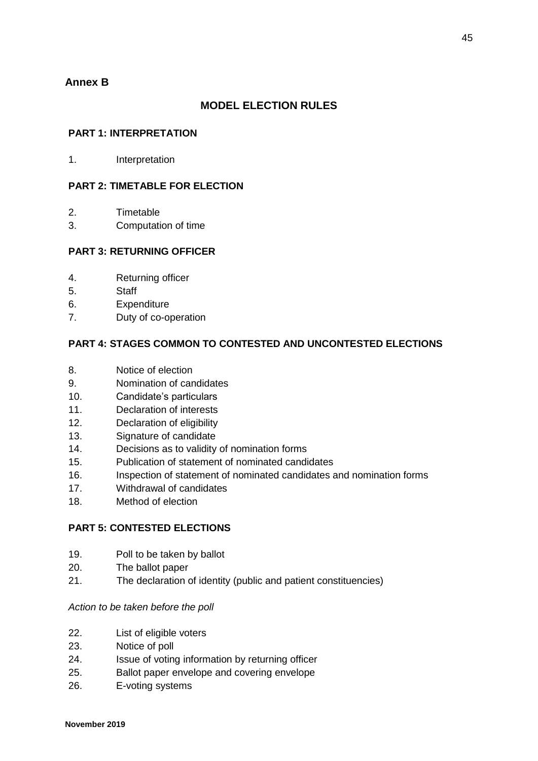**Annex B**

## MODEL ELECTION RULES

### PART 1: INTERPRETATION

1. Interpretation

### PART 2: TIMETABLE FOR ELECTION

2. Timetable
3. Computation of time

### PART 3: RETURNING OFFICER

4. Returning officer
5. Staff
6. Expenditure
7. Duty of co-operation

### PART 4: STAGES COMMON TO CONTESTED AND UNCONTESTED ELECTIONS

8. Notice of election
9. Nomination of candidates
10. Candidate's particulars
11. Declaration of interests
12. Declaration of eligibility
13. Signature of candidate
14. Decisions as to validity of nomination forms
15. Publication of statement of nominated candidates
16. Inspection of statement of nominated candidates and nomination forms
17. Withdrawal of candidates
18. Method of election

### PART 5: CONTESTED ELECTIONS

19. Poll to be taken by ballot
20. The ballot paper
21. The declaration of identity (public and patient constituencies)

*Action to be taken before the poll*

22. List of eligible voters
23. Notice of poll
24. Issue of voting information by returning officer
25. Ballot paper envelope and covering envelope
26. E-voting systems

**November 2019**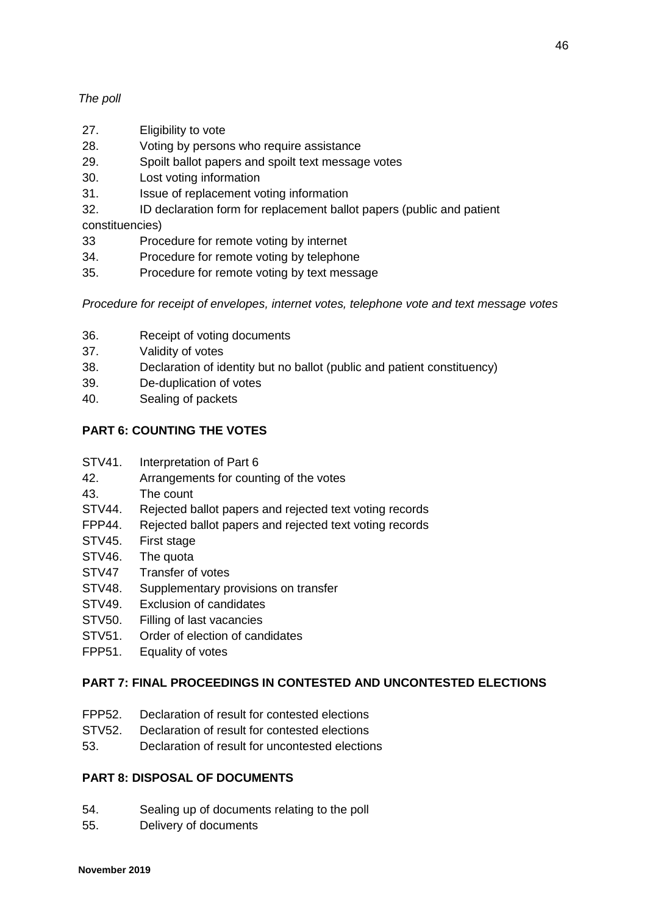*The poll*

27. Eligibility to vote
28. Voting by persons who require assistance
29. Spoilt ballot papers and spoilt text message votes
30. Lost voting information
31. Issue of replacement voting information
32. ID declaration form for replacement ballot papers (public and patient constituencies)
33 Procedure for remote voting by internet
34. Procedure for remote voting by telephone
35. Procedure for remote voting by text message

*Procedure for receipt of envelopes, internet votes, telephone vote and text message votes*

36. Receipt of voting documents
37. Validity of votes
38. Declaration of identity but no ballot (public and patient constituency)
39. De-duplication of votes
40. Sealing of packets

**PART 6: COUNTING THE VOTES**

STV41. Interpretation of Part 6
42. Arrangements for counting of the votes
43. The count
STV44. Rejected ballot papers and rejected text voting records
FPP44. Rejected ballot papers and rejected text voting records
STV45. First stage
STV46. The quota
STV47 Transfer of votes
STV48. Supplementary provisions on transfer
STV49. Exclusion of candidates
STV50. Filling of last vacancies
STV51. Order of election of candidates
FPP51. Equality of votes

**PART 7: FINAL PROCEEDINGS IN CONTESTED AND UNCONTESTED ELECTIONS**

FPP52. Declaration of result for contested elections
STV52. Declaration of result for contested elections
53. Declaration of result for uncontested elections

**PART 8: DISPOSAL OF DOCUMENTS**

54. Sealing up of documents relating to the poll
55. Delivery of documents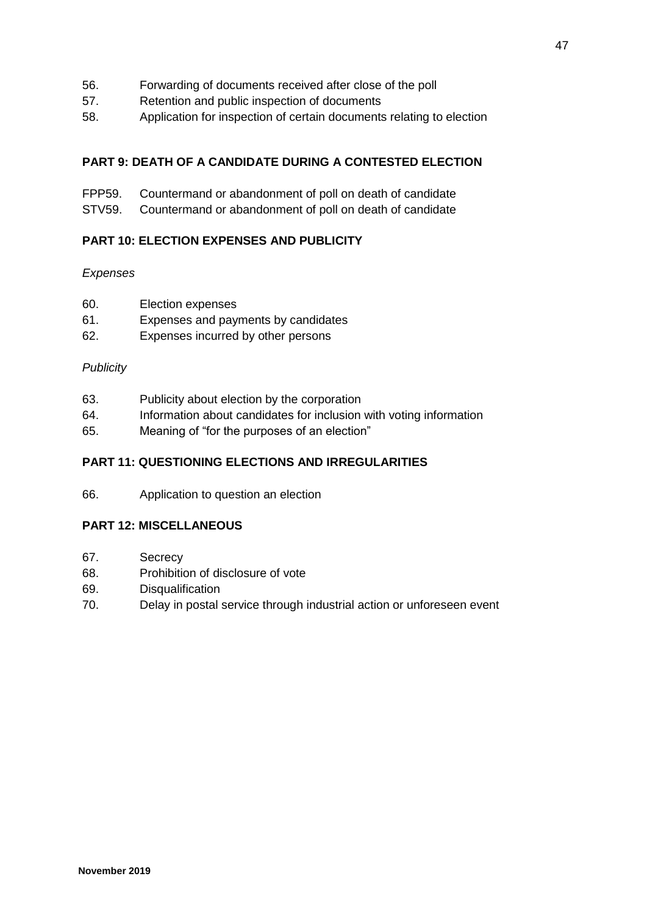56. Forwarding of documents received after close of the poll
57. Retention and public inspection of documents
58. Application for inspection of certain documents relating to election

**PART 9: DEATH OF A CANDIDATE DURING A CONTESTED ELECTION**

FPP59. Countermand or abandonment of poll on death of candidate
STV59. Countermand or abandonment of poll on death of candidate

**PART 10: ELECTION EXPENSES AND PUBLICITY**

*Expenses*

60. Election expenses
61. Expenses and payments by candidates
62. Expenses incurred by other persons

*Publicity*

63. Publicity about election by the corporation
64. Information about candidates for inclusion with voting information
65. Meaning of "for the purposes of an election"

**PART 11: QUESTIONING ELECTIONS AND IRREGULARITIES**

66. Application to question an election

**PART 12: MISCELLANEOUS**

67. Secrecy
68. Prohibition of disclosure of vote
69. Disqualification
70. Delay in postal service through industrial action or unforeseen event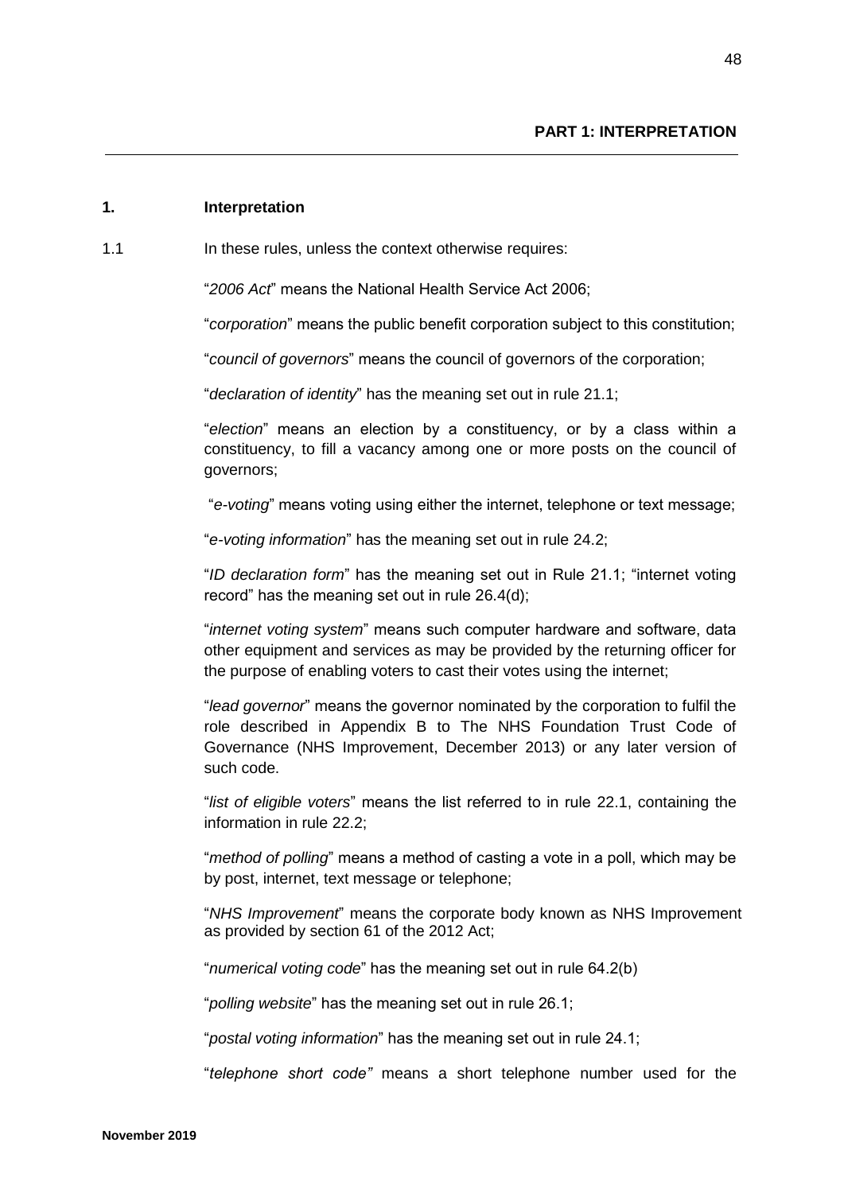## PART 1: INTERPRETATION

### 1. Interpretation

1.1 In these rules, unless the context otherwise requires:

"*2006 Act*" means the National Health Service Act 2006;

"*corporation*" means the public benefit corporation subject to this constitution;

"*council of governors*" means the council of governors of the corporation;

"*declaration of identity*" has the meaning set out in rule 21.1;

"*election*" means an election by a constituency, or by a class within a constituency, to fill a vacancy among one or more posts on the council of governors;

"*e-voting*" means voting using either the internet, telephone or text message;

"*e-voting information*" has the meaning set out in rule 24.2;

"*ID declaration form*" has the meaning set out in Rule 21.1; "internet voting record" has the meaning set out in rule 26.4(d);

"*internet voting system*" means such computer hardware and software, data other equipment and services as may be provided by the returning officer for the purpose of enabling voters to cast their votes using the internet;

"*lead governor*" means the governor nominated by the corporation to fulfil the role described in Appendix B to The NHS Foundation Trust Code of Governance (NHS Improvement, December 2013) or any later version of such code.

"*list of eligible voters*" means the list referred to in rule 22.1, containing the information in rule 22.2;

"*method of polling*" means a method of casting a vote in a poll, which may be by post, internet, text message or telephone;

"*NHS Improvement*" means the corporate body known as NHS Improvement as provided by section 61 of the 2012 Act;

"*numerical voting code*" has the meaning set out in rule 64.2(b)

"*polling website*" has the meaning set out in rule 26.1;

"*postal voting information*" has the meaning set out in rule 24.1;

"*telephone short code*" means a short telephone number used for the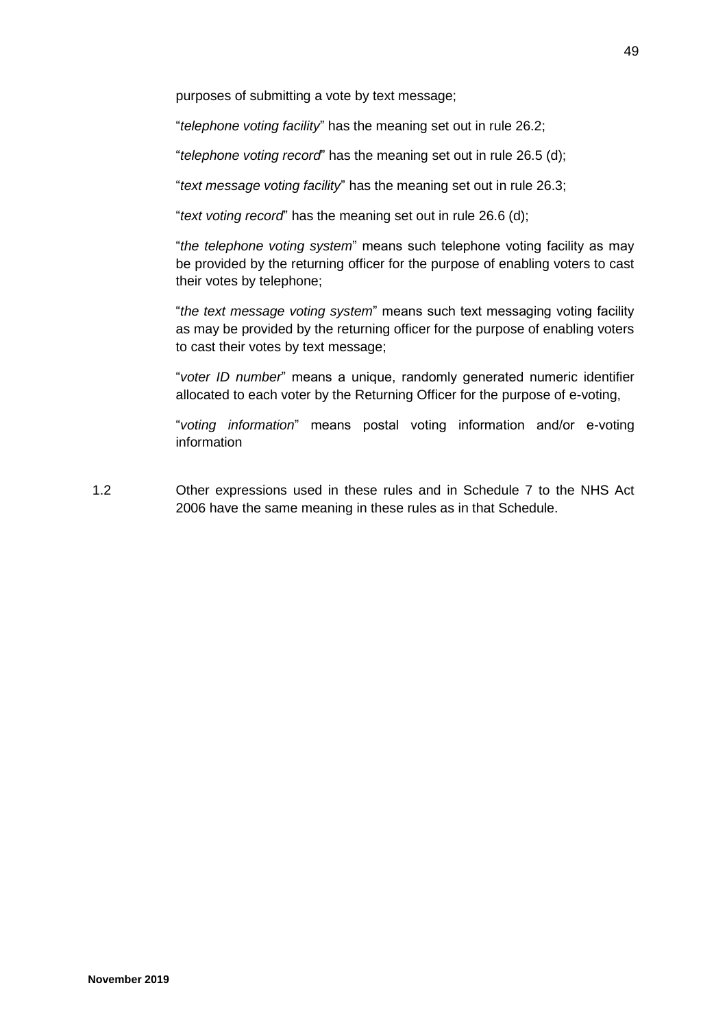purposes of submitting a vote by text message;

"*telephone voting facility*" has the meaning set out in rule 26.2;

"*telephone voting record*" has the meaning set out in rule 26.5 (d);

"*text message voting facility*" has the meaning set out in rule 26.3;

"*text voting record*" has the meaning set out in rule 26.6 (d);

"*the telephone voting system*" means such telephone voting facility as may be provided by the returning officer for the purpose of enabling voters to cast their votes by telephone;

"*the text message voting system*" means such text messaging voting facility as may be provided by the returning officer for the purpose of enabling voters to cast their votes by text message;

"*voter ID number*" means a unique, randomly generated numeric identifier allocated to each voter by the Returning Officer for the purpose of e-voting,

"*voting information*" means postal voting information and/or e-voting information

1.2 Other expressions used in these rules and in Schedule 7 to the NHS Act 2006 have the same meaning in these rules as in that Schedule.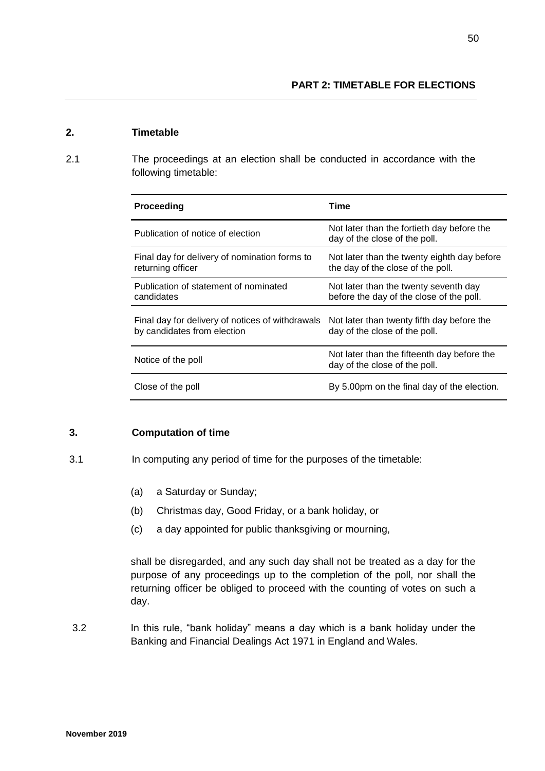## PART 2: TIMETABLE FOR ELECTIONS

### 2. Timetable

2.1 The proceedings at an election shall be conducted in accordance with the following timetable:

| Proceeding | Time |
|---|---|
| Publication of notice of election | Not later than the fortieth day before the day of the close of the poll. |
| Final day for delivery of nomination forms to returning officer | Not later than the twenty eighth day before the day of the close of the poll. |
| Publication of statement of nominated candidates | Not later than the twenty seventh day before the day of the close of the poll. |
| Final day for delivery of notices of withdrawals by candidates from election | Not later than twenty fifth day before the day of the close of the poll. |
| Notice of the poll | Not later than the fifteenth day before the day of the close of the poll. |
| Close of the poll | By 5.00pm on the final day of the election. |

### 3. Computation of time

3.1 In computing any period of time for the purposes of the timetable:

(a) a Saturday or Sunday;

(b) Christmas day, Good Friday, or a bank holiday, or

(c) a day appointed for public thanksgiving or mourning,

shall be disregarded, and any such day shall not be treated as a day for the purpose of any proceedings up to the completion of the poll, nor shall the returning officer be obliged to proceed with the counting of votes on such a day.

3.2 In this rule, "bank holiday" means a day which is a bank holiday under the Banking and Financial Dealings Act 1971 in England and Wales.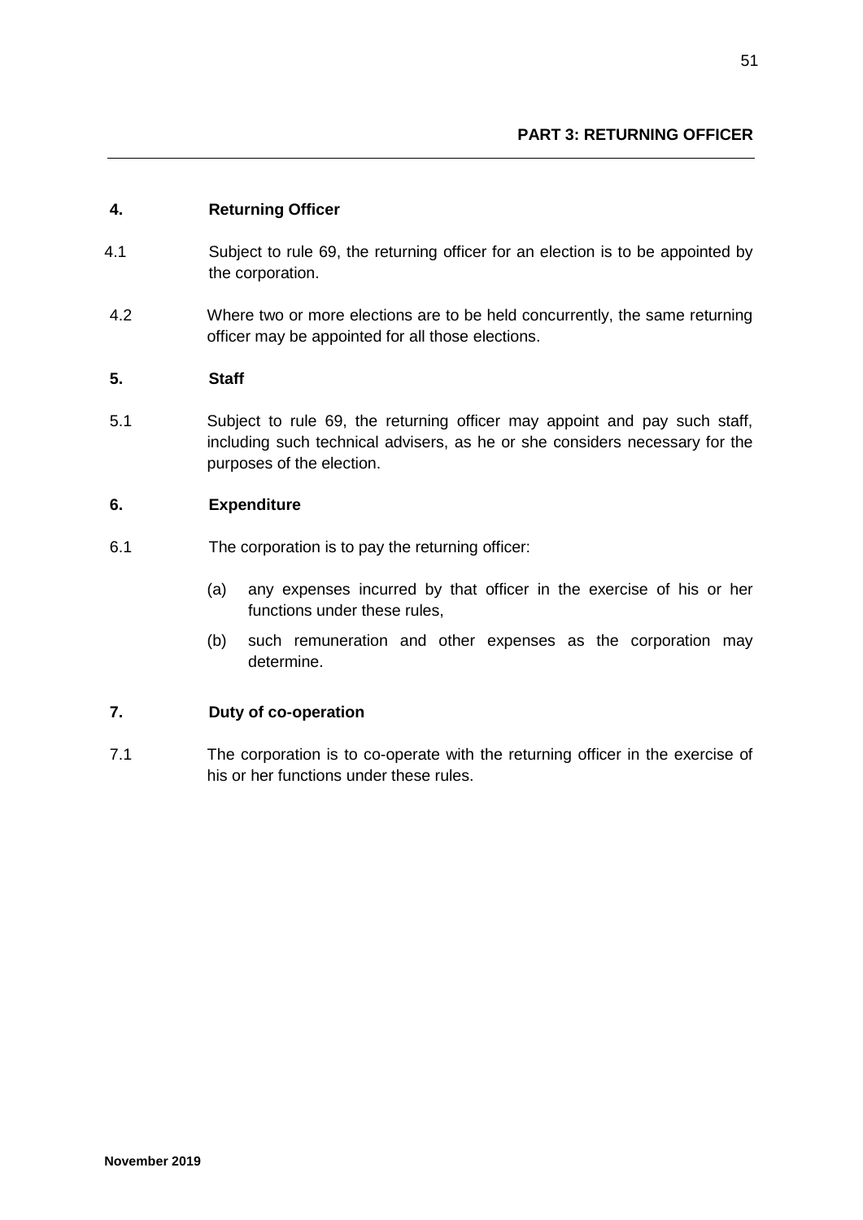## PART 3: RETURNING OFFICER

### 4. Returning Officer

4.1 Subject to rule 69, the returning officer for an election is to be appointed by the corporation.

4.2 Where two or more elections are to be held concurrently, the same returning officer may be appointed for all those elections.

### 5. Staff

5.1 Subject to rule 69, the returning officer may appoint and pay such staff, including such technical advisers, as he or she considers necessary for the purposes of the election.

### 6. Expenditure

6.1 The corporation is to pay the returning officer:

(a) any expenses incurred by that officer in the exercise of his or her functions under these rules,

(b) such remuneration and other expenses as the corporation may determine.

### 7. Duty of co-operation

7.1 The corporation is to co-operate with the returning officer in the exercise of his or her functions under these rules.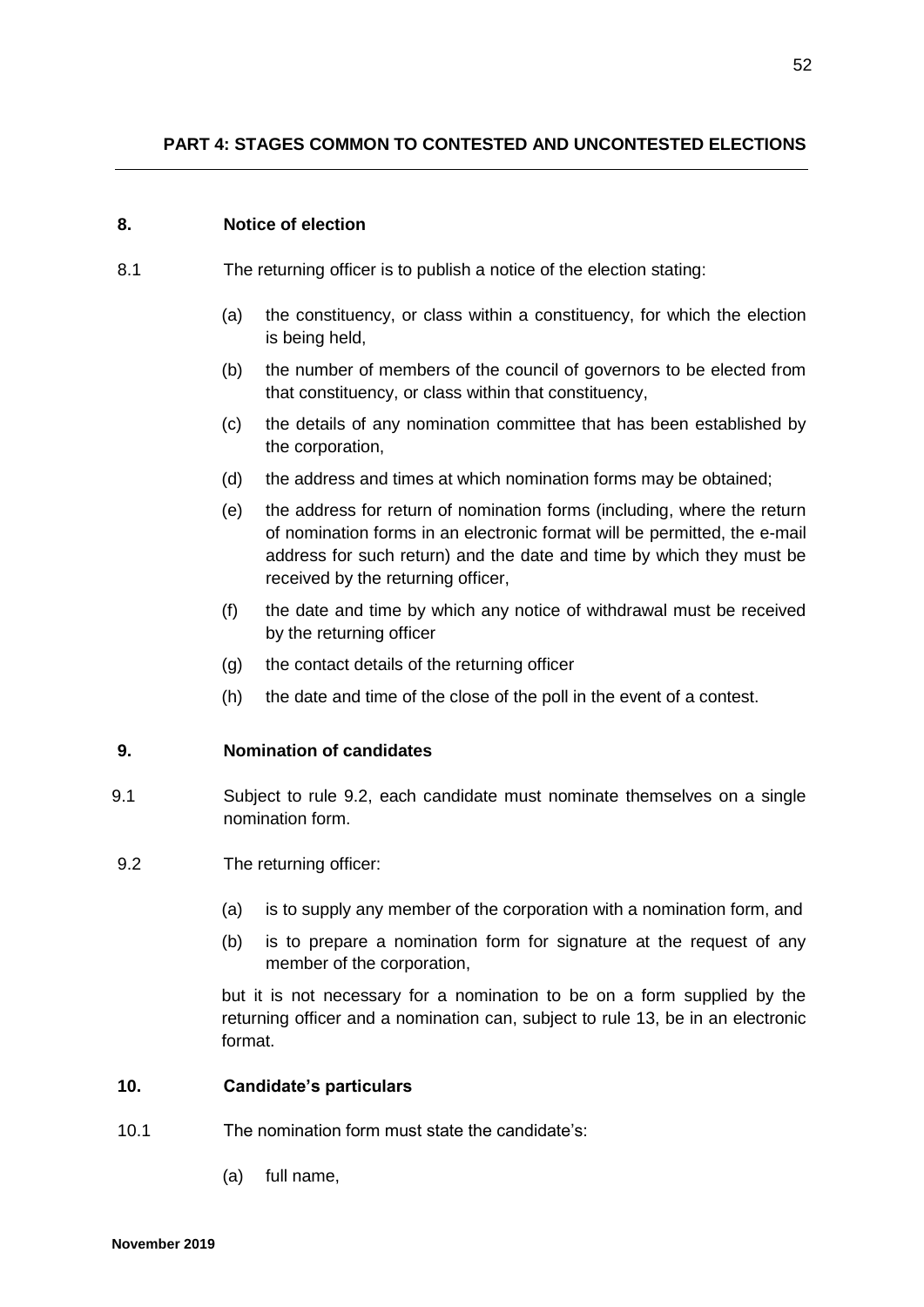## PART 4: STAGES COMMON TO CONTESTED AND UNCONTESTED ELECTIONS

### 8. Notice of election

8.1 The returning officer is to publish a notice of the election stating:

- (a) the constituency, or class within a constituency, for which the election is being held,
- (b) the number of members of the council of governors to be elected from that constituency, or class within that constituency,
- (c) the details of any nomination committee that has been established by the corporation,
- (d) the address and times at which nomination forms may be obtained;
- (e) the address for return of nomination forms (including, where the return of nomination forms in an electronic format will be permitted, the e-mail address for such return) and the date and time by which they must be received by the returning officer,
- (f) the date and time by which any notice of withdrawal must be received by the returning officer
- (g) the contact details of the returning officer
- (h) the date and time of the close of the poll in the event of a contest.

### 9. Nomination of candidates

9.1 Subject to rule 9.2, each candidate must nominate themselves on a single nomination form.

9.2 The returning officer:

- (a) is to supply any member of the corporation with a nomination form, and
- (b) is to prepare a nomination form for signature at the request of any member of the corporation,

but it is not necessary for a nomination to be on a form supplied by the returning officer and a nomination can, subject to rule 13, be in an electronic format.

### 10. Candidate's particulars

10.1 The nomination form must state the candidate's:

- (a) full name,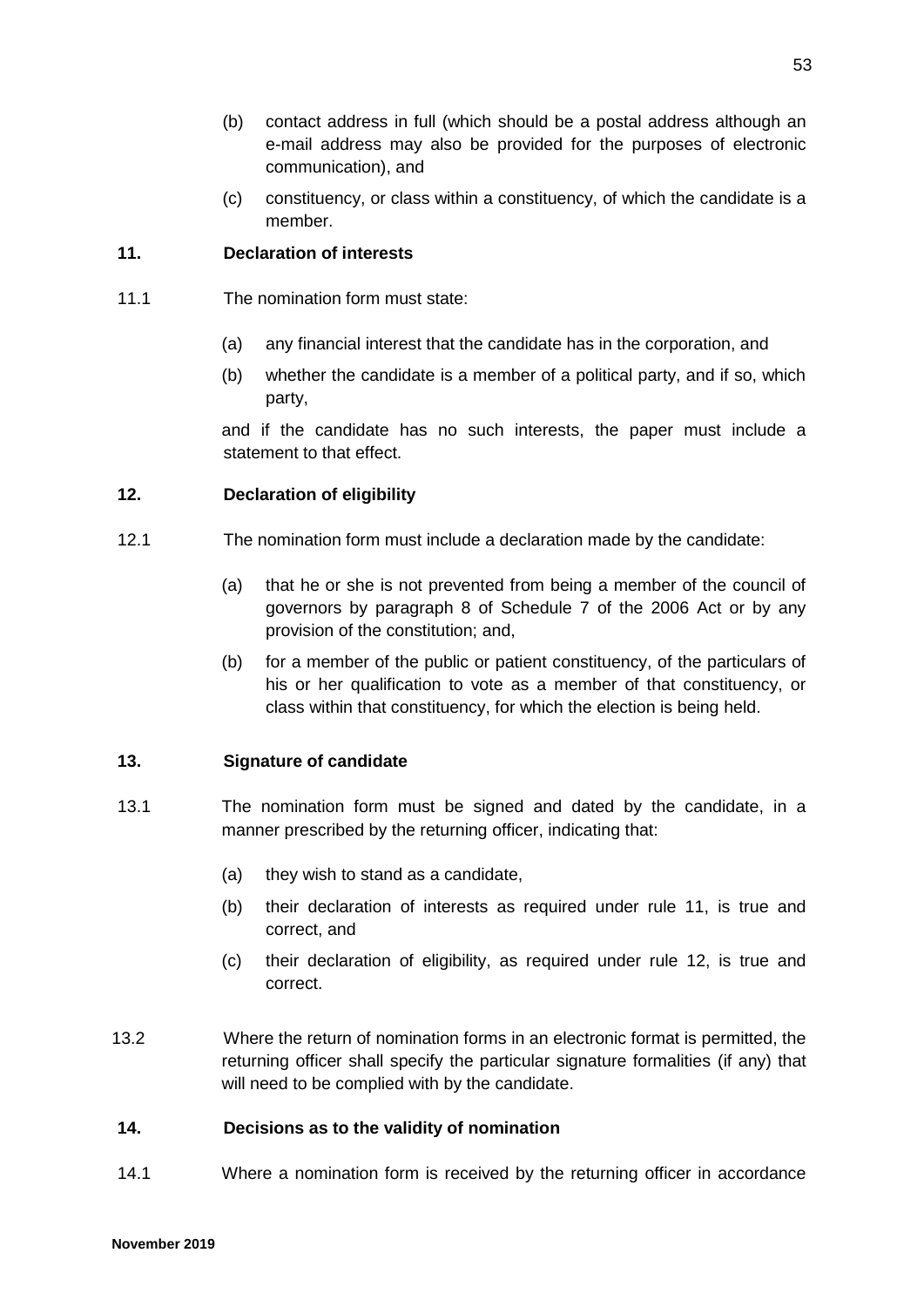(b) contact address in full (which should be a postal address although an e-mail address may also be provided for the purposes of electronic communication), and

(c) constituency, or class within a constituency, of which the candidate is a member.

**11. Declaration of interests**

11.1 The nomination form must state:

(a) any financial interest that the candidate has in the corporation, and

(b) whether the candidate is a member of a political party, and if so, which party,

and if the candidate has no such interests, the paper must include a statement to that effect.

**12. Declaration of eligibility**

12.1 The nomination form must include a declaration made by the candidate:

(a) that he or she is not prevented from being a member of the council of governors by paragraph 8 of Schedule 7 of the 2006 Act or by any provision of the constitution; and,

(b) for a member of the public or patient constituency, of the particulars of his or her qualification to vote as a member of that constituency, or class within that constituency, for which the election is being held.

**13. Signature of candidate**

13.1 The nomination form must be signed and dated by the candidate, in a manner prescribed by the returning officer, indicating that:

(a) they wish to stand as a candidate,

(b) their declaration of interests as required under rule 11, is true and correct, and

(c) their declaration of eligibility, as required under rule 12, is true and correct.

13.2 Where the return of nomination forms in an electronic format is permitted, the returning officer shall specify the particular signature formalities (if any) that will need to be complied with by the candidate.

**14. Decisions as to the validity of nomination**

14.1 Where a nomination form is received by the returning officer in accordance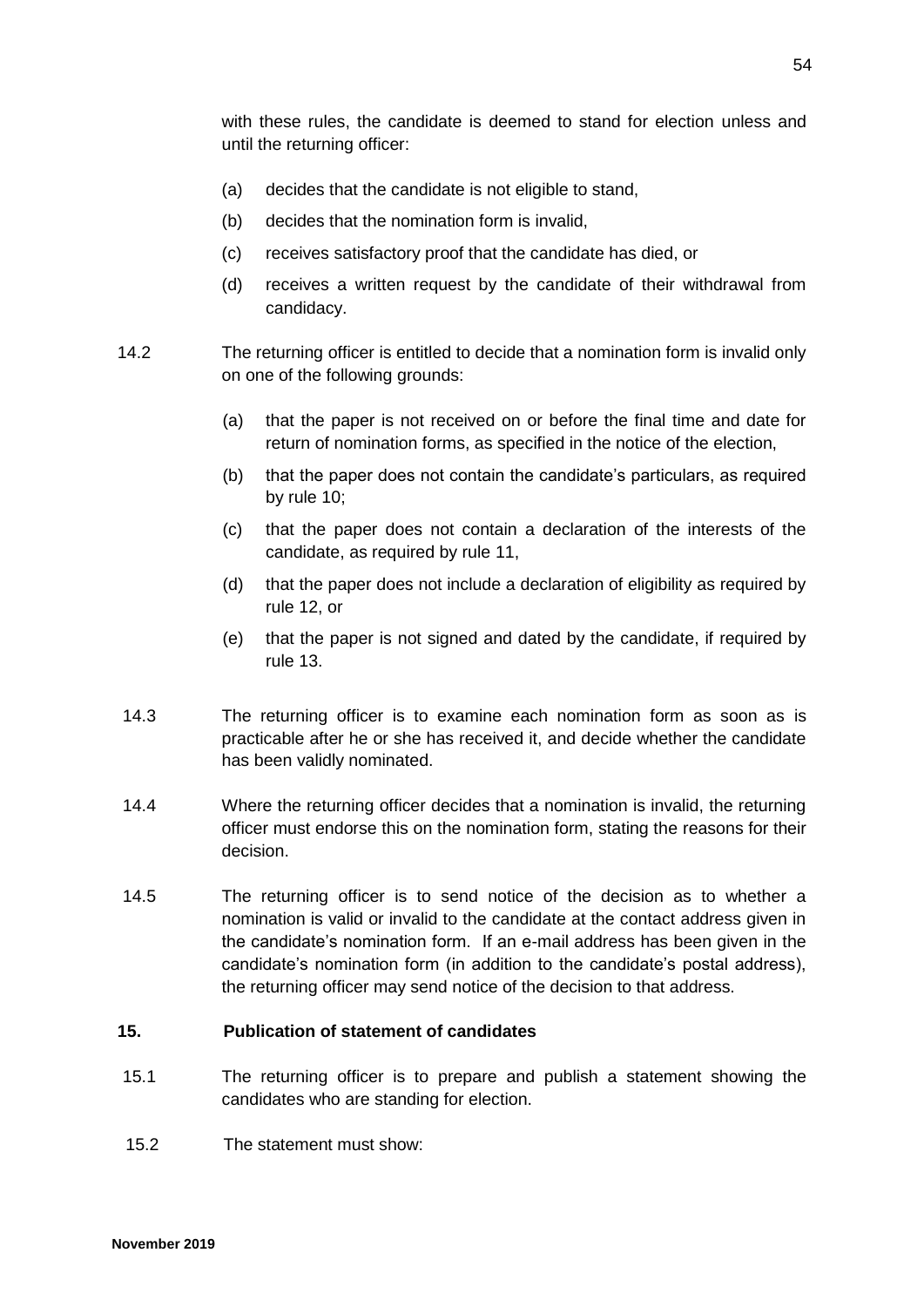with these rules, the candidate is deemed to stand for election unless and until the returning officer:

(a) decides that the candidate is not eligible to stand,

(b) decides that the nomination form is invalid,

(c) receives satisfactory proof that the candidate has died, or

(d) receives a written request by the candidate of their withdrawal from candidacy.

14.2 The returning officer is entitled to decide that a nomination form is invalid only on one of the following grounds:

(a) that the paper is not received on or before the final time and date for return of nomination forms, as specified in the notice of the election,

(b) that the paper does not contain the candidate's particulars, as required by rule 10;

(c) that the paper does not contain a declaration of the interests of the candidate, as required by rule 11,

(d) that the paper does not include a declaration of eligibility as required by rule 12, or

(e) that the paper is not signed and dated by the candidate, if required by rule 13.

14.3 The returning officer is to examine each nomination form as soon as is practicable after he or she has received it, and decide whether the candidate has been validly nominated.

14.4 Where the returning officer decides that a nomination is invalid, the returning officer must endorse this on the nomination form, stating the reasons for their decision.

14.5 The returning officer is to send notice of the decision as to whether a nomination is valid or invalid to the candidate at the contact address given in the candidate's nomination form. If an e-mail address has been given in the candidate's nomination form (in addition to the candidate's postal address), the returning officer may send notice of the decision to that address.

## 15. Publication of statement of candidates

15.1 The returning officer is to prepare and publish a statement showing the candidates who are standing for election.

15.2 The statement must show: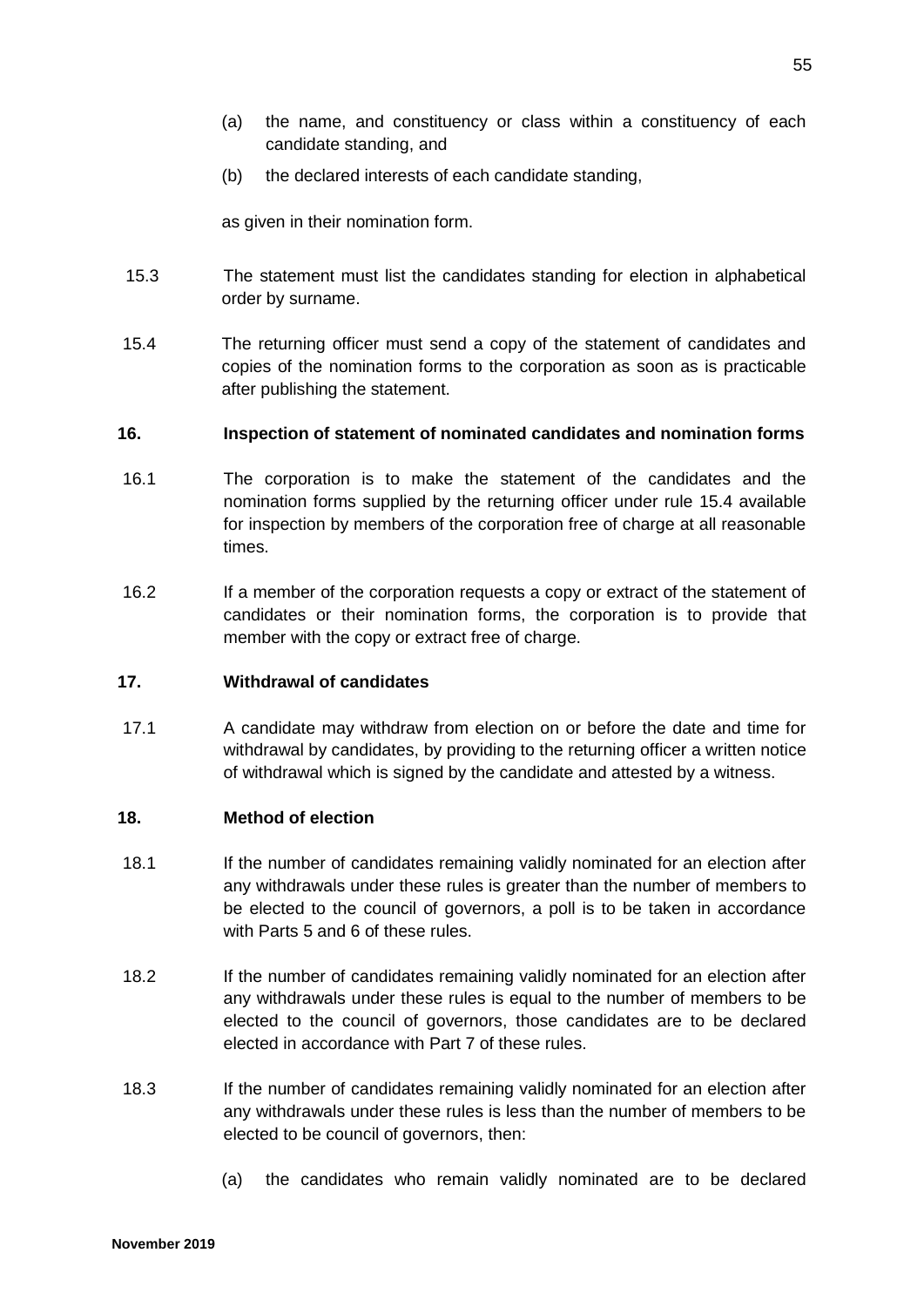(a) the name, and constituency or class within a constituency of each candidate standing, and

(b) the declared interests of each candidate standing,

as given in their nomination form.

15.3 The statement must list the candidates standing for election in alphabetical order by surname.

15.4 The returning officer must send a copy of the statement of candidates and copies of the nomination forms to the corporation as soon as is practicable after publishing the statement.

**16. Inspection of statement of nominated candidates and nomination forms**

16.1 The corporation is to make the statement of the candidates and the nomination forms supplied by the returning officer under rule 15.4 available for inspection by members of the corporation free of charge at all reasonable times.

16.2 If a member of the corporation requests a copy or extract of the statement of candidates or their nomination forms, the corporation is to provide that member with the copy or extract free of charge.

**17. Withdrawal of candidates**

17.1 A candidate may withdraw from election on or before the date and time for withdrawal by candidates, by providing to the returning officer a written notice of withdrawal which is signed by the candidate and attested by a witness.

**18. Method of election**

18.1 If the number of candidates remaining validly nominated for an election after any withdrawals under these rules is greater than the number of members to be elected to the council of governors, a poll is to be taken in accordance with Parts 5 and 6 of these rules.

18.2 If the number of candidates remaining validly nominated for an election after any withdrawals under these rules is equal to the number of members to be elected to the council of governors, those candidates are to be declared elected in accordance with Part 7 of these rules.

18.3 If the number of candidates remaining validly nominated for an election after any withdrawals under these rules is less than the number of members to be elected to be council of governors, then:

(a) the candidates who remain validly nominated are to be declared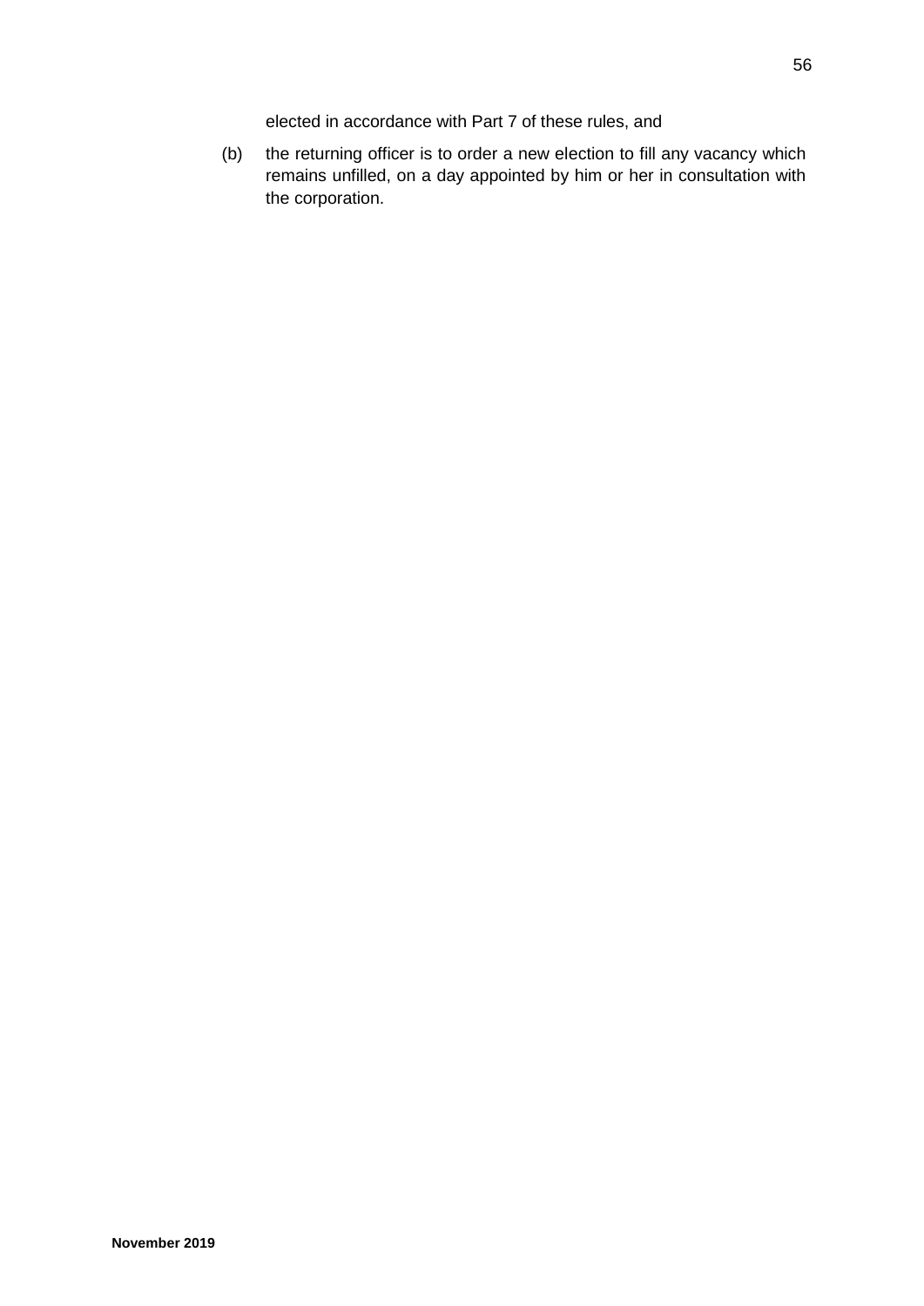elected in accordance with Part 7 of these rules, and

(b) the returning officer is to order a new election to fill any vacancy which remains unfilled, on a day appointed by him or her in consultation with the corporation.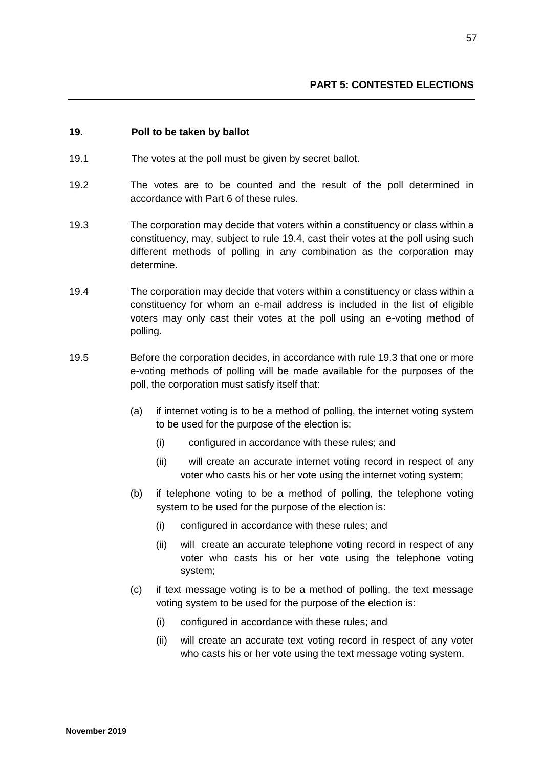## PART 5: CONTESTED ELECTIONS

### 19. Poll to be taken by ballot

19.1 The votes at the poll must be given by secret ballot.

19.2 The votes are to be counted and the result of the poll determined in accordance with Part 6 of these rules.

19.3 The corporation may decide that voters within a constituency or class within a constituency, may, subject to rule 19.4, cast their votes at the poll using such different methods of polling in any combination as the corporation may determine.

19.4 The corporation may decide that voters within a constituency or class within a constituency for whom an e-mail address is included in the list of eligible voters may only cast their votes at the poll using an e-voting method of polling.

19.5 Before the corporation decides, in accordance with rule 19.3 that one or more e-voting methods of polling will be made available for the purposes of the poll, the corporation must satisfy itself that:

(a) if internet voting is to be a method of polling, the internet voting system to be used for the purpose of the election is:

  (i) configured in accordance with these rules; and

  (ii) will create an accurate internet voting record in respect of any voter who casts his or her vote using the internet voting system;

(b) if telephone voting to be a method of polling, the telephone voting system to be used for the purpose of the election is:

  (i) configured in accordance with these rules; and

  (ii) will create an accurate telephone voting record in respect of any voter who casts his or her vote using the telephone voting system;

(c) if text message voting is to be a method of polling, the text message voting system to be used for the purpose of the election is:

  (i) configured in accordance with these rules; and

  (ii) will create an accurate text voting record in respect of any voter who casts his or her vote using the text message voting system.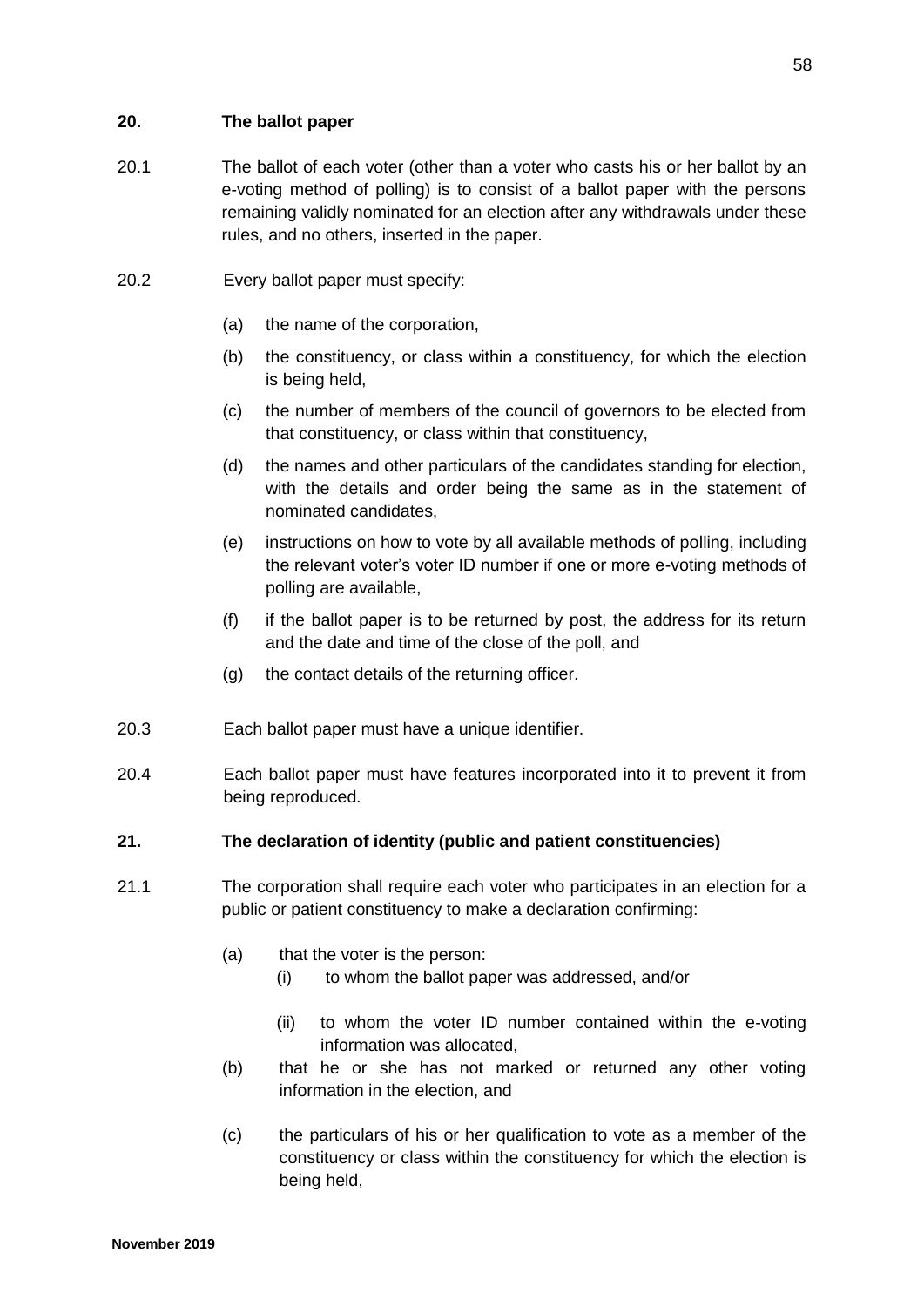## 20. The ballot paper

20.1 The ballot of each voter (other than a voter who casts his or her ballot by an e-voting method of polling) is to consist of a ballot paper with the persons remaining validly nominated for an election after any withdrawals under these rules, and no others, inserted in the paper.

20.2 Every ballot paper must specify:

(a) the name of the corporation,

(b) the constituency, or class within a constituency, for which the election is being held,

(c) the number of members of the council of governors to be elected from that constituency, or class within that constituency,

(d) the names and other particulars of the candidates standing for election, with the details and order being the same as in the statement of nominated candidates,

(e) instructions on how to vote by all available methods of polling, including the relevant voter's voter ID number if one or more e-voting methods of polling are available,

(f) if the ballot paper is to be returned by post, the address for its return and the date and time of the close of the poll, and

(g) the contact details of the returning officer.

20.3 Each ballot paper must have a unique identifier.

20.4 Each ballot paper must have features incorporated into it to prevent it from being reproduced.

## 21. The declaration of identity (public and patient constituencies)

21.1 The corporation shall require each voter who participates in an election for a public or patient constituency to make a declaration confirming:

(a) that the voter is the person:

(i) to whom the ballot paper was addressed, and/or

(ii) to whom the voter ID number contained within the e-voting information was allocated,

(b) that he or she has not marked or returned any other voting information in the election, and

(c) the particulars of his or her qualification to vote as a member of the constituency or class within the constituency for which the election is being held,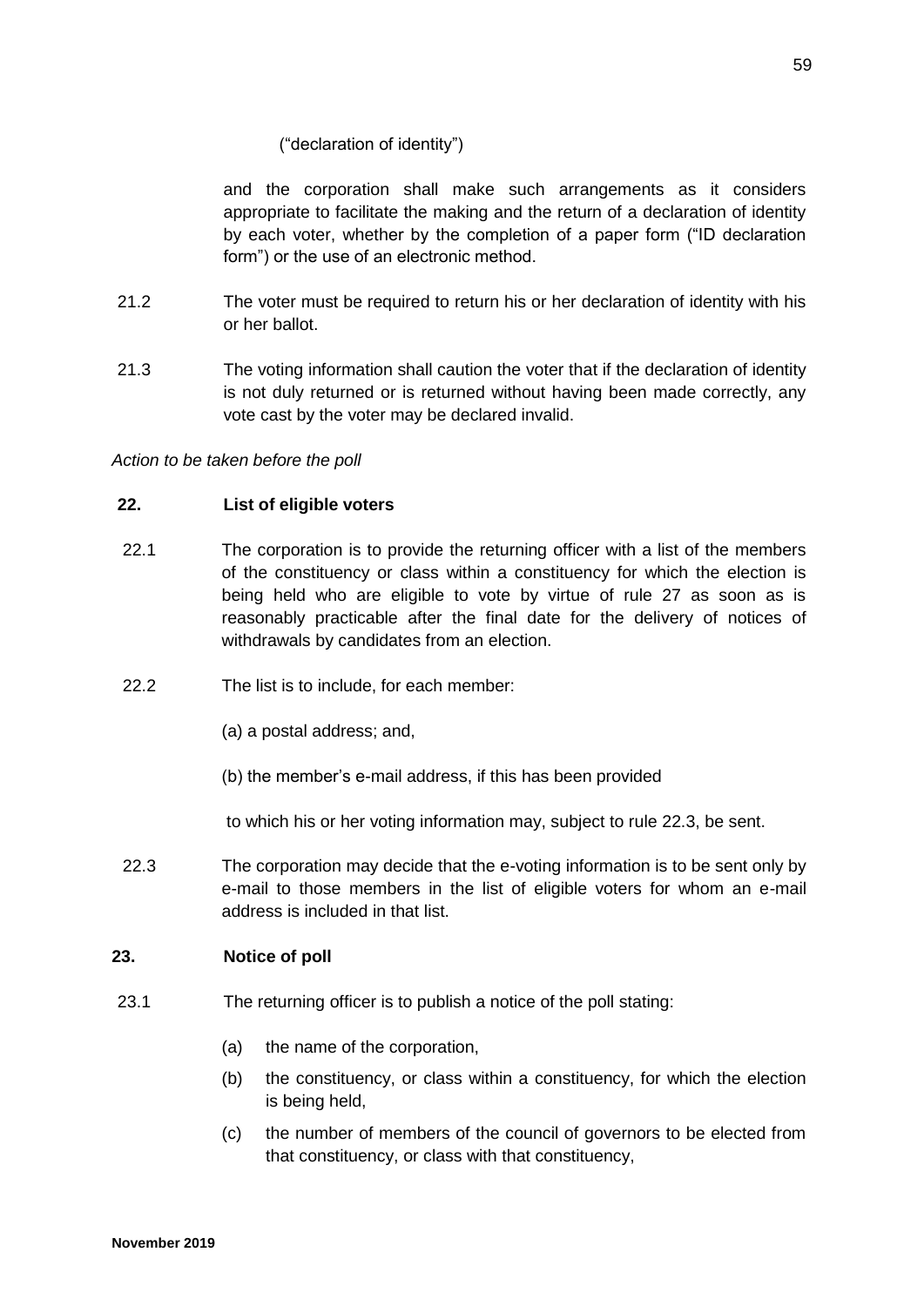("declaration of identity")

and the corporation shall make such arrangements as it considers appropriate to facilitate the making and the return of a declaration of identity by each voter, whether by the completion of a paper form ("ID declaration form") or the use of an electronic method.

21.2 The voter must be required to return his or her declaration of identity with his or her ballot.

21.3 The voting information shall caution the voter that if the declaration of identity is not duly returned or is returned without having been made correctly, any vote cast by the voter may be declared invalid.

*Action to be taken before the poll*

**22. List of eligible voters**

22.1 The corporation is to provide the returning officer with a list of the members of the constituency or class within a constituency for which the election is being held who are eligible to vote by virtue of rule 27 as soon as is reasonably practicable after the final date for the delivery of notices of withdrawals by candidates from an election.

22.2 The list is to include, for each member:

(a) a postal address; and,

(b) the member's e-mail address, if this has been provided

to which his or her voting information may, subject to rule 22.3, be sent.

22.3 The corporation may decide that the e-voting information is to be sent only by e-mail to those members in the list of eligible voters for whom an e-mail address is included in that list.

**23. Notice of poll**

23.1 The returning officer is to publish a notice of the poll stating:

(a) the name of the corporation,

(b) the constituency, or class within a constituency, for which the election is being held,

(c) the number of members of the council of governors to be elected from that constituency, or class with that constituency,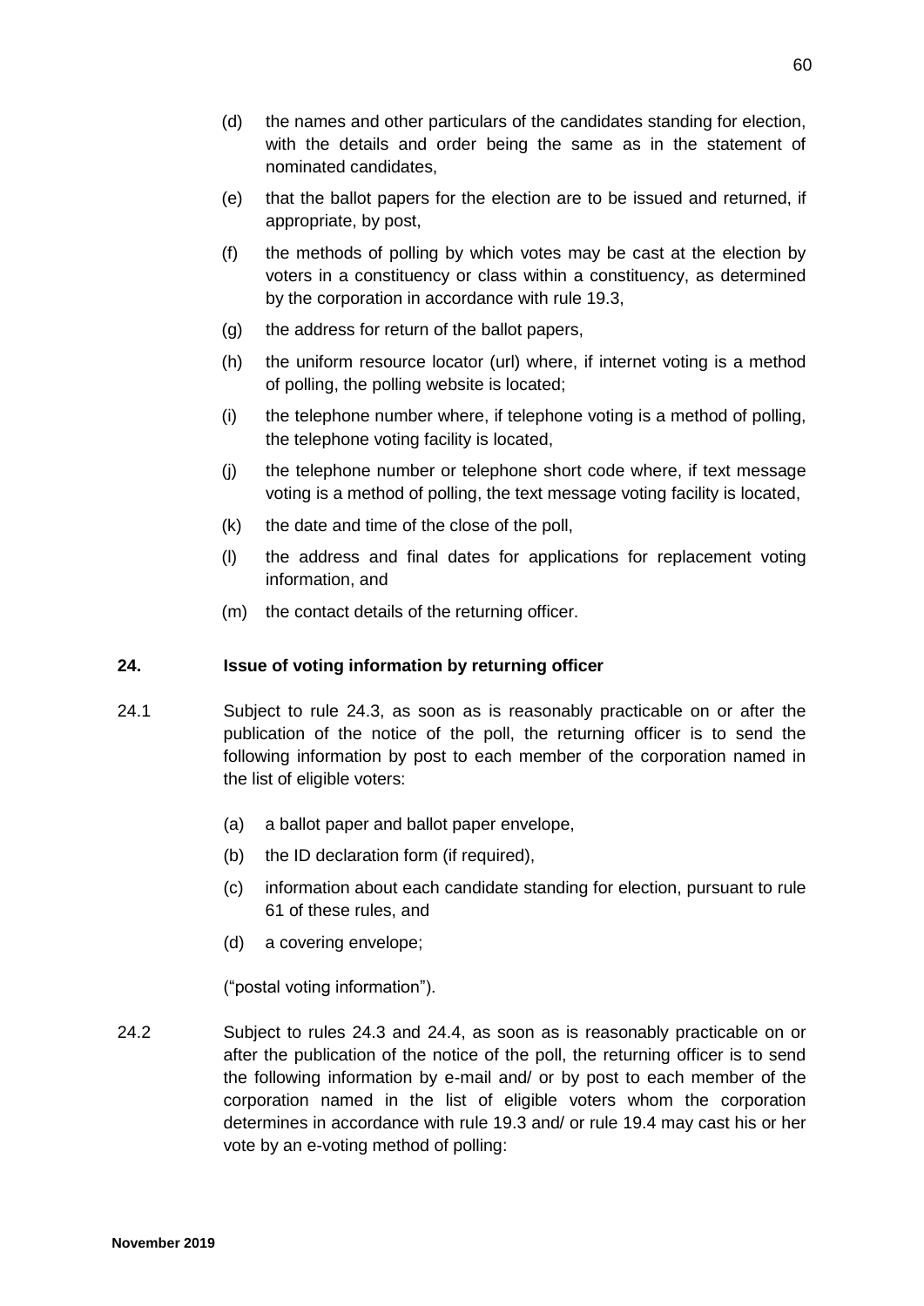(d) the names and other particulars of the candidates standing for election, with the details and order being the same as in the statement of nominated candidates,

(e) that the ballot papers for the election are to be issued and returned, if appropriate, by post,

(f) the methods of polling by which votes may be cast at the election by voters in a constituency or class within a constituency, as determined by the corporation in accordance with rule 19.3,

(g) the address for return of the ballot papers,

(h) the uniform resource locator (url) where, if internet voting is a method of polling, the polling website is located;

(i) the telephone number where, if telephone voting is a method of polling, the telephone voting facility is located,

(j) the telephone number or telephone short code where, if text message voting is a method of polling, the text message voting facility is located,

(k) the date and time of the close of the poll,

(l) the address and final dates for applications for replacement voting information, and

(m) the contact details of the returning officer.

**24. Issue of voting information by returning officer**

24.1 Subject to rule 24.3, as soon as is reasonably practicable on or after the publication of the notice of the poll, the returning officer is to send the following information by post to each member of the corporation named in the list of eligible voters:

(a) a ballot paper and ballot paper envelope,

(b) the ID declaration form (if required),

(c) information about each candidate standing for election, pursuant to rule 61 of these rules, and

(d) a covering envelope;

("postal voting information").

24.2 Subject to rules 24.3 and 24.4, as soon as is reasonably practicable on or after the publication of the notice of the poll, the returning officer is to send the following information by e-mail and/ or by post to each member of the corporation named in the list of eligible voters whom the corporation determines in accordance with rule 19.3 and/ or rule 19.4 may cast his or her vote by an e-voting method of polling: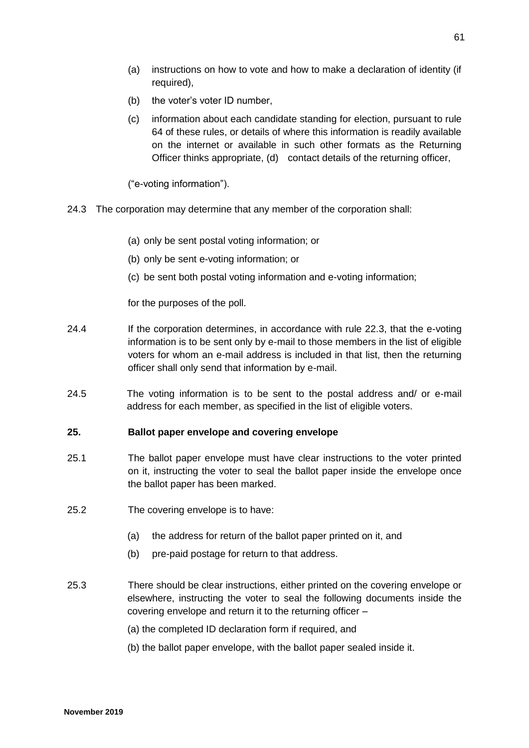(a) instructions on how to vote and how to make a declaration of identity (if required),

(b) the voter's voter ID number,

(c) information about each candidate standing for election, pursuant to rule 64 of these rules, or details of where this information is readily available on the internet or available in such other formats as the Returning Officer thinks appropriate, (d) contact details of the returning officer,

("e-voting information").

24.3 The corporation may determine that any member of the corporation shall:

(a) only be sent postal voting information; or

(b) only be sent e-voting information; or

(c) be sent both postal voting information and e-voting information;

for the purposes of the poll.

24.4 If the corporation determines, in accordance with rule 22.3, that the e-voting information is to be sent only by e-mail to those members in the list of eligible voters for whom an e-mail address is included in that list, then the returning officer shall only send that information by e-mail.

24.5 The voting information is to be sent to the postal address and/ or e-mail address for each member, as specified in the list of eligible voters.

**25. Ballot paper envelope and covering envelope**

25.1 The ballot paper envelope must have clear instructions to the voter printed on it, instructing the voter to seal the ballot paper inside the envelope once the ballot paper has been marked.

25.2 The covering envelope is to have:

(a) the address for return of the ballot paper printed on it, and

(b) pre-paid postage for return to that address.

25.3 There should be clear instructions, either printed on the covering envelope or elsewhere, instructing the voter to seal the following documents inside the covering envelope and return it to the returning officer –

(a) the completed ID declaration form if required, and

(b) the ballot paper envelope, with the ballot paper sealed inside it.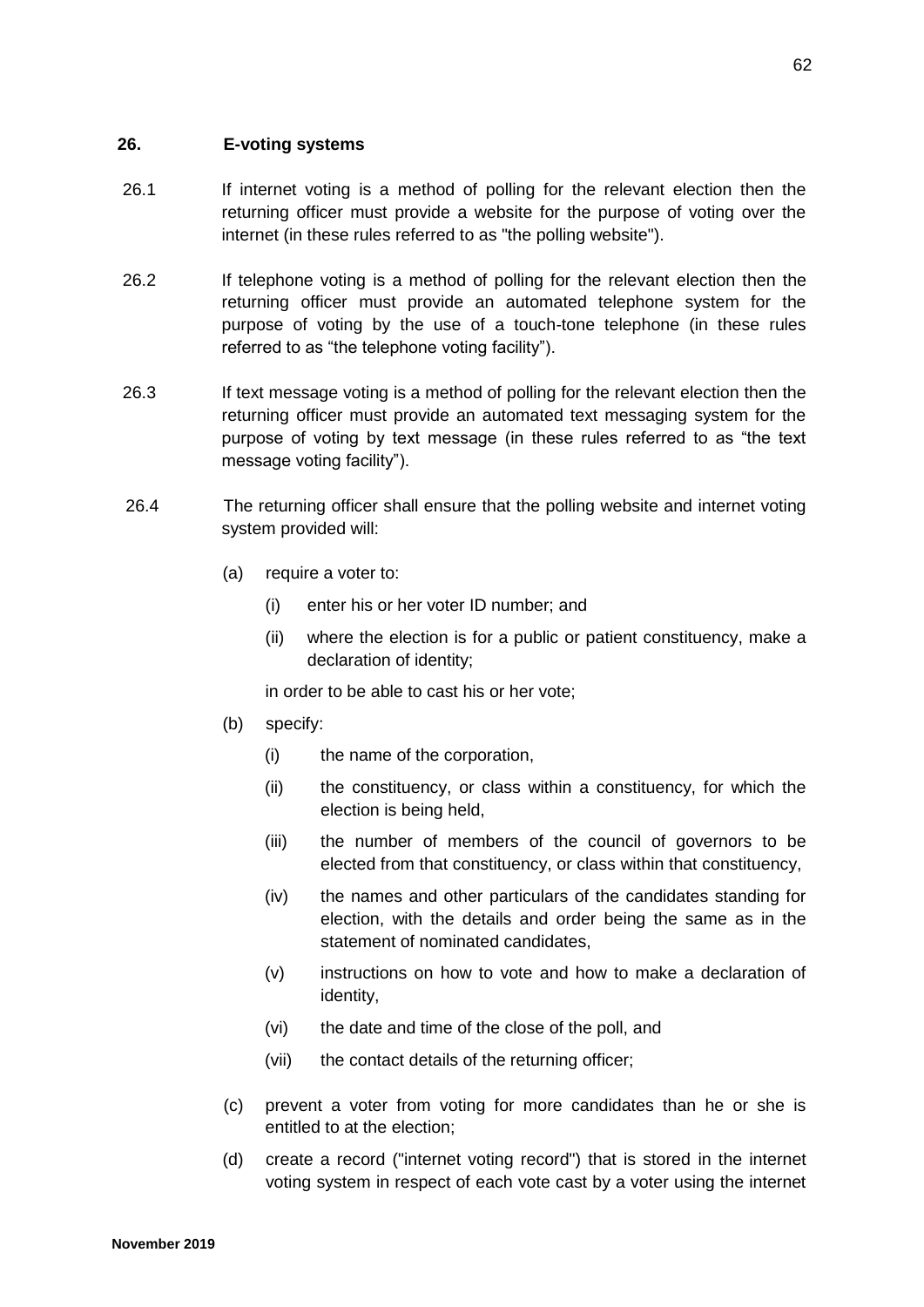## 26. E-voting systems

26.1 If internet voting is a method of polling for the relevant election then the returning officer must provide a website for the purpose of voting over the internet (in these rules referred to as "the polling website").

26.2 If telephone voting is a method of polling for the relevant election then the returning officer must provide an automated telephone system for the purpose of voting by the use of a touch-tone telephone (in these rules referred to as "the telephone voting facility").

26.3 If text message voting is a method of polling for the relevant election then the returning officer must provide an automated text messaging system for the purpose of voting by text message (in these rules referred to as "the text message voting facility").

26.4 The returning officer shall ensure that the polling website and internet voting system provided will:

(a) require a voter to:

(i) enter his or her voter ID number; and

(ii) where the election is for a public or patient constituency, make a declaration of identity;

in order to be able to cast his or her vote;

(b) specify:

(i) the name of the corporation,

(ii) the constituency, or class within a constituency, for which the election is being held,

(iii) the number of members of the council of governors to be elected from that constituency, or class within that constituency,

(iv) the names and other particulars of the candidates standing for election, with the details and order being the same as in the statement of nominated candidates,

(v) instructions on how to vote and how to make a declaration of identity,

(vi) the date and time of the close of the poll, and

(vii) the contact details of the returning officer;

(c) prevent a voter from voting for more candidates than he or she is entitled to at the election;

(d) create a record ("internet voting record") that is stored in the internet voting system in respect of each vote cast by a voter using the internet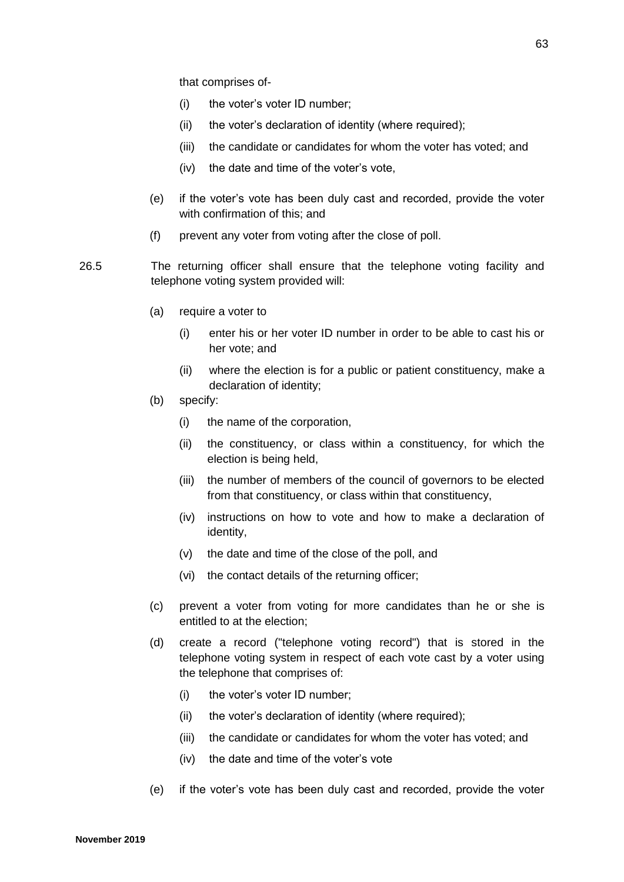that comprises of-

(i) the voter's voter ID number;

(ii) the voter's declaration of identity (where required);

(iii) the candidate or candidates for whom the voter has voted; and

(iv) the date and time of the voter's vote,

(e) if the voter's vote has been duly cast and recorded, provide the voter with confirmation of this; and

(f) prevent any voter from voting after the close of poll.

26.5 The returning officer shall ensure that the telephone voting facility and telephone voting system provided will:

(a) require a voter to

(i) enter his or her voter ID number in order to be able to cast his or her vote; and

(ii) where the election is for a public or patient constituency, make a declaration of identity;

(b) specify:

(i) the name of the corporation,

(ii) the constituency, or class within a constituency, for which the election is being held,

(iii) the number of members of the council of governors to be elected from that constituency, or class within that constituency,

(iv) instructions on how to vote and how to make a declaration of identity,

(v) the date and time of the close of the poll, and

(vi) the contact details of the returning officer;

(c) prevent a voter from voting for more candidates than he or she is entitled to at the election;

(d) create a record ("telephone voting record") that is stored in the telephone voting system in respect of each vote cast by a voter using the telephone that comprises of:

(i) the voter's voter ID number;

(ii) the voter's declaration of identity (where required);

(iii) the candidate or candidates for whom the voter has voted; and

(iv) the date and time of the voter's vote

(e) if the voter's vote has been duly cast and recorded, provide the voter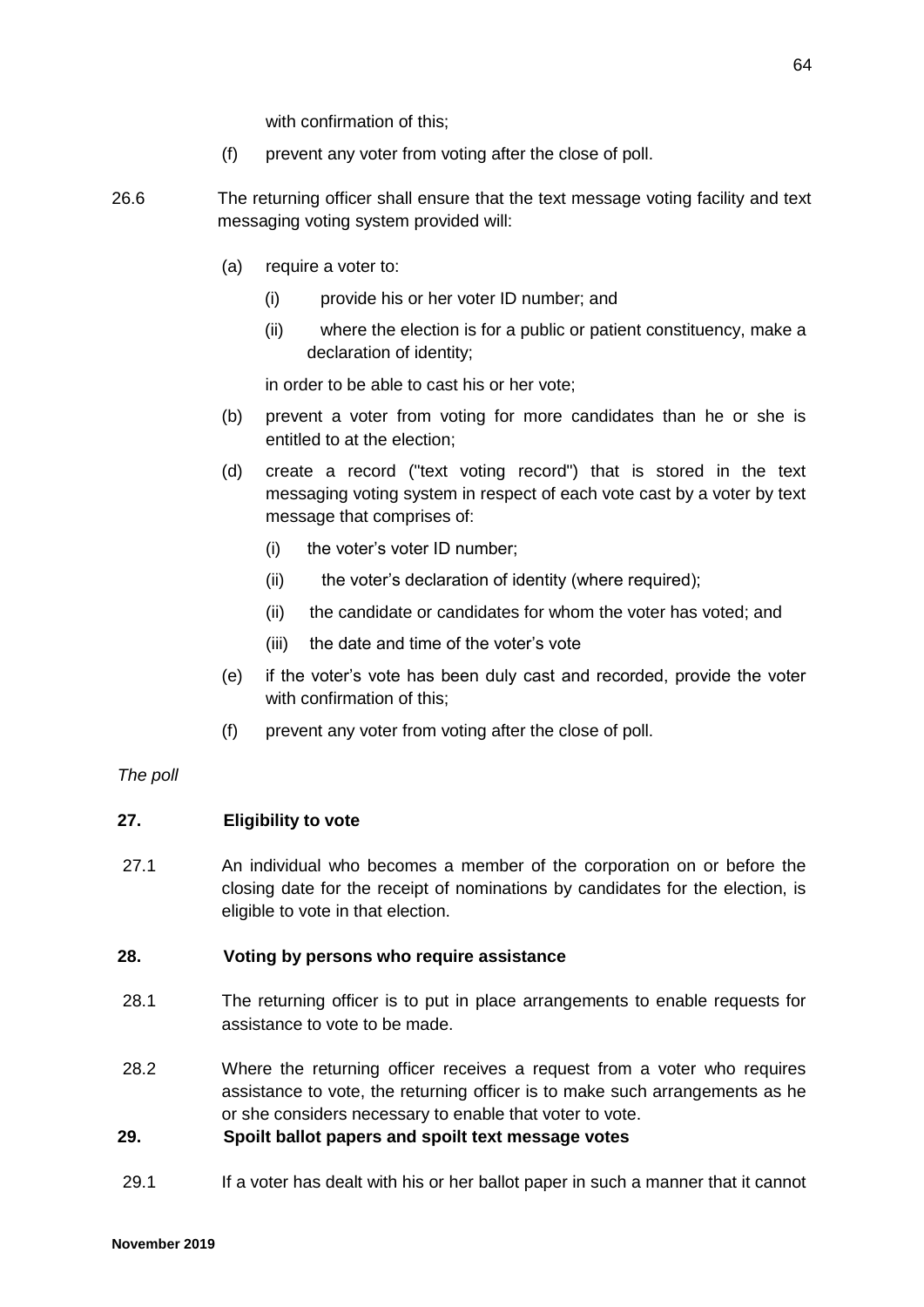with confirmation of this;

(f) prevent any voter from voting after the close of poll.

26.6 The returning officer shall ensure that the text message voting facility and text messaging voting system provided will:

(a) require a voter to:

(i) provide his or her voter ID number; and

(ii) where the election is for a public or patient constituency, make a declaration of identity;

in order to be able to cast his or her vote;

(b) prevent a voter from voting for more candidates than he or she is entitled to at the election;

(d) create a record ("text voting record") that is stored in the text messaging voting system in respect of each vote cast by a voter by text message that comprises of:

(i) the voter's voter ID number;

(ii) the voter's declaration of identity (where required);

(ii) the candidate or candidates for whom the voter has voted; and

(iii) the date and time of the voter's vote

(e) if the voter's vote has been duly cast and recorded, provide the voter with confirmation of this;

(f) prevent any voter from voting after the close of poll.

*The poll*

**27. Eligibility to vote**

27.1 An individual who becomes a member of the corporation on or before the closing date for the receipt of nominations by candidates for the election, is eligible to vote in that election.

**28. Voting by persons who require assistance**

28.1 The returning officer is to put in place arrangements to enable requests for assistance to vote to be made.

28.2 Where the returning officer receives a request from a voter who requires assistance to vote, the returning officer is to make such arrangements as he or she considers necessary to enable that voter to vote.

**29. Spoilt ballot papers and spoilt text message votes**

29.1 If a voter has dealt with his or her ballot paper in such a manner that it cannot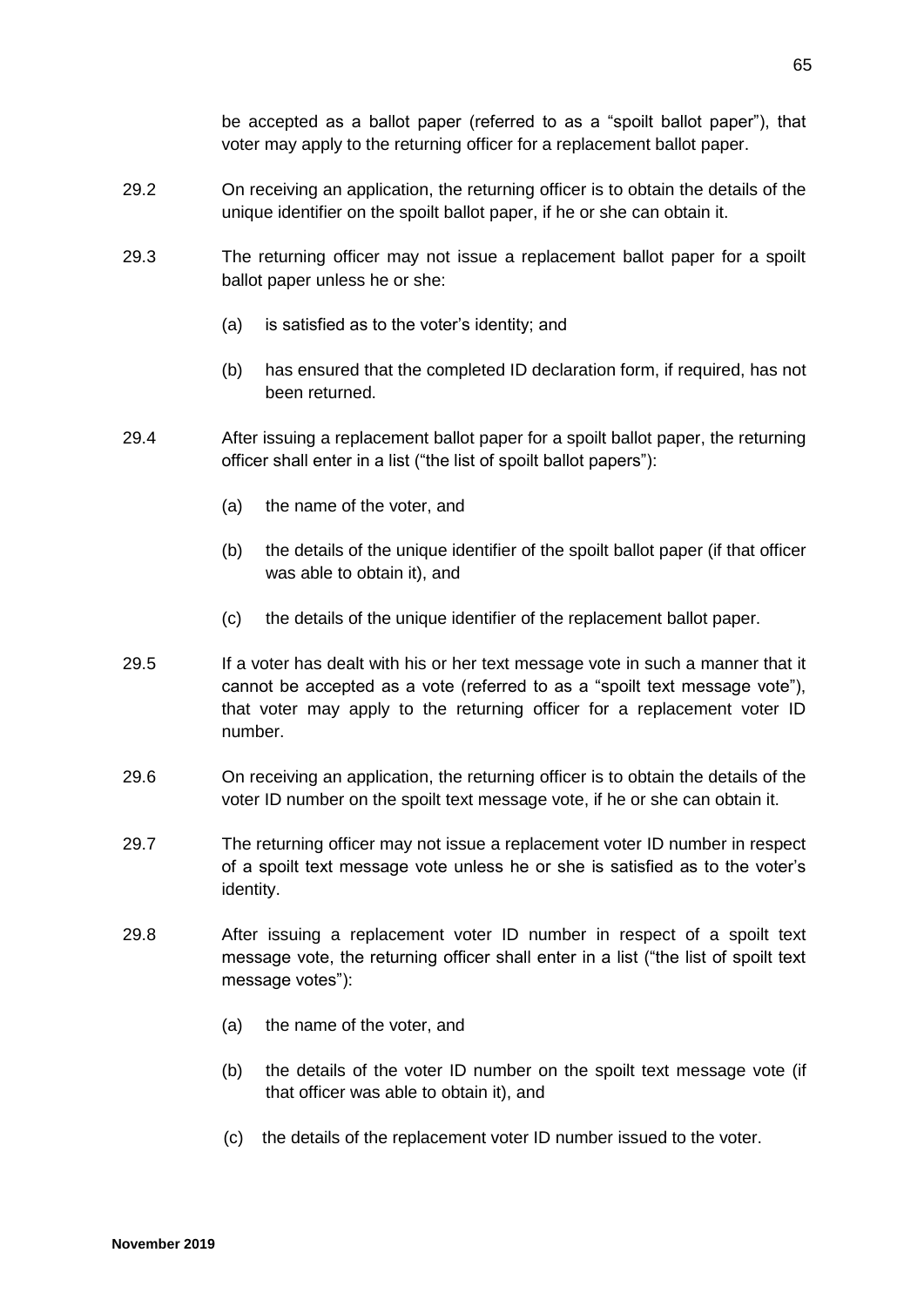be accepted as a ballot paper (referred to as a "spoilt ballot paper"), that voter may apply to the returning officer for a replacement ballot paper.

29.2 On receiving an application, the returning officer is to obtain the details of the unique identifier on the spoilt ballot paper, if he or she can obtain it.

29.3 The returning officer may not issue a replacement ballot paper for a spoilt ballot paper unless he or she:

(a) is satisfied as to the voter's identity; and

(b) has ensured that the completed ID declaration form, if required, has not been returned.

29.4 After issuing a replacement ballot paper for a spoilt ballot paper, the returning officer shall enter in a list ("the list of spoilt ballot papers"):

(a) the name of the voter, and

(b) the details of the unique identifier of the spoilt ballot paper (if that officer was able to obtain it), and

(c) the details of the unique identifier of the replacement ballot paper.

29.5 If a voter has dealt with his or her text message vote in such a manner that it cannot be accepted as a vote (referred to as a "spoilt text message vote"), that voter may apply to the returning officer for a replacement voter ID number.

29.6 On receiving an application, the returning officer is to obtain the details of the voter ID number on the spoilt text message vote, if he or she can obtain it.

29.7 The returning officer may not issue a replacement voter ID number in respect of a spoilt text message vote unless he or she is satisfied as to the voter's identity.

29.8 After issuing a replacement voter ID number in respect of a spoilt text message vote, the returning officer shall enter in a list ("the list of spoilt text message votes"):

(a) the name of the voter, and

(b) the details of the voter ID number on the spoilt text message vote (if that officer was able to obtain it), and

(c) the details of the replacement voter ID number issued to the voter.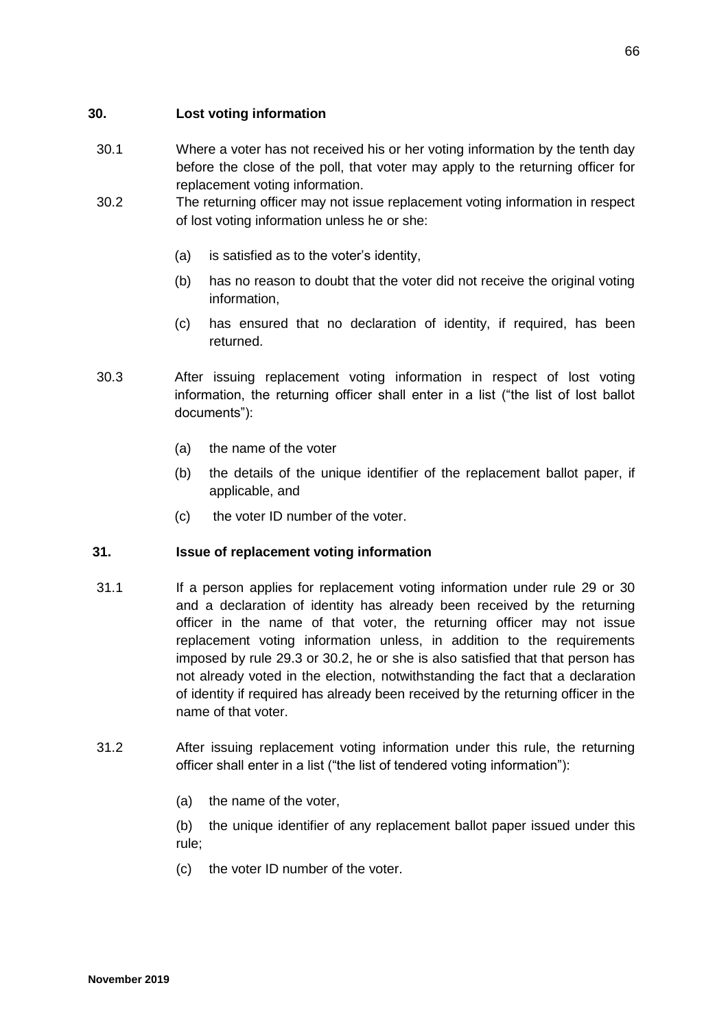## 30. Lost voting information

30.1 Where a voter has not received his or her voting information by the tenth day before the close of the poll, that voter may apply to the returning officer for replacement voting information.

30.2 The returning officer may not issue replacement voting information in respect of lost voting information unless he or she:

(a) is satisfied as to the voter's identity,

(b) has no reason to doubt that the voter did not receive the original voting information,

(c) has ensured that no declaration of identity, if required, has been returned.

30.3 After issuing replacement voting information in respect of lost voting information, the returning officer shall enter in a list ("the list of lost ballot documents"):

(a) the name of the voter

(b) the details of the unique identifier of the replacement ballot paper, if applicable, and

(c) the voter ID number of the voter.

## 31. Issue of replacement voting information

31.1 If a person applies for replacement voting information under rule 29 or 30 and a declaration of identity has already been received by the returning officer in the name of that voter, the returning officer may not issue replacement voting information unless, in addition to the requirements imposed by rule 29.3 or 30.2, he or she is also satisfied that that person has not already voted in the election, notwithstanding the fact that a declaration of identity if required has already been received by the returning officer in the name of that voter.

31.2 After issuing replacement voting information under this rule, the returning officer shall enter in a list ("the list of tendered voting information"):

(a) the name of the voter,

(b) the unique identifier of any replacement ballot paper issued under this rule;

(c) the voter ID number of the voter.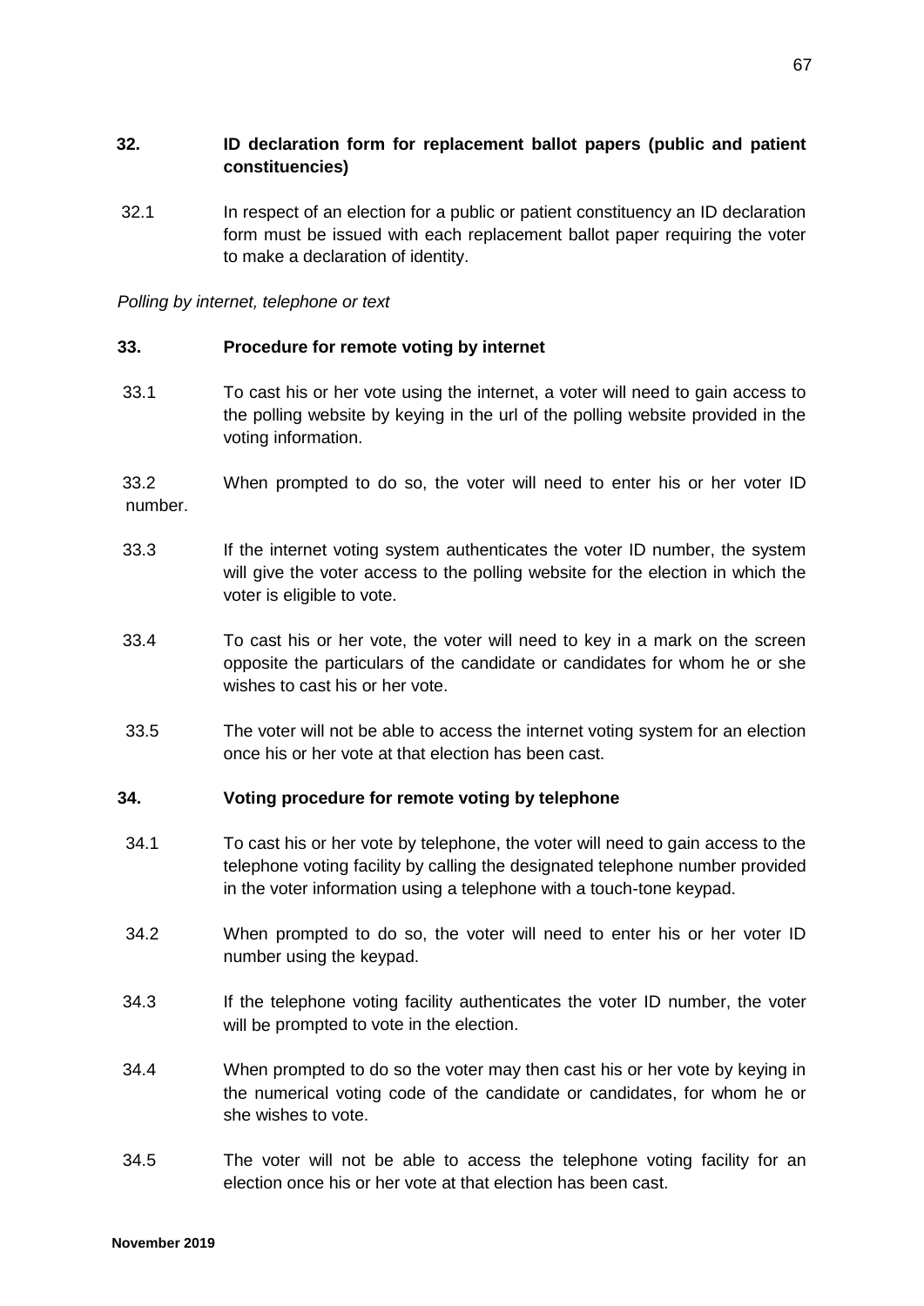### 32. ID declaration form for replacement ballot papers (public and patient constituencies)

32.1 In respect of an election for a public or patient constituency an ID declaration form must be issued with each replacement ballot paper requiring the voter to make a declaration of identity.

*Polling by internet, telephone or text*

### 33. Procedure for remote voting by internet

33.1 To cast his or her vote using the internet, a voter will need to gain access to the polling website by keying in the url of the polling website provided in the voting information.

33.2 When prompted to do so, the voter will need to enter his or her voter ID number.

33.3 If the internet voting system authenticates the voter ID number, the system will give the voter access to the polling website for the election in which the voter is eligible to vote.

33.4 To cast his or her vote, the voter will need to key in a mark on the screen opposite the particulars of the candidate or candidates for whom he or she wishes to cast his or her vote.

33.5 The voter will not be able to access the internet voting system for an election once his or her vote at that election has been cast.

### 34. Voting procedure for remote voting by telephone

34.1 To cast his or her vote by telephone, the voter will need to gain access to the telephone voting facility by calling the designated telephone number provided in the voter information using a telephone with a touch-tone keypad.

34.2 When prompted to do so, the voter will need to enter his or her voter ID number using the keypad.

34.3 If the telephone voting facility authenticates the voter ID number, the voter will be prompted to vote in the election.

34.4 When prompted to do so the voter may then cast his or her vote by keying in the numerical voting code of the candidate or candidates, for whom he or she wishes to vote.

34.5 The voter will not be able to access the telephone voting facility for an election once his or her vote at that election has been cast.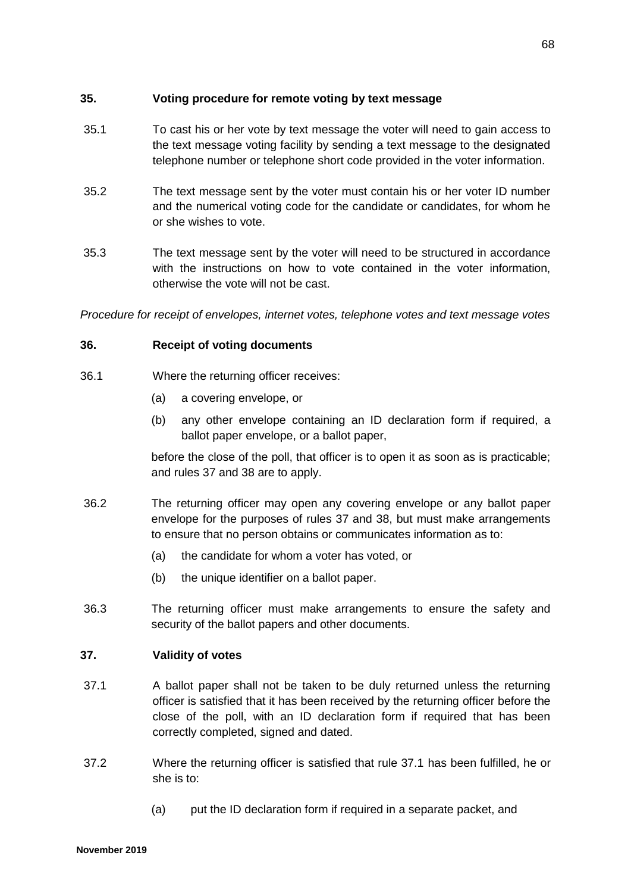### 35. Voting procedure for remote voting by text message

35.1 To cast his or her vote by text message the voter will need to gain access to the text message voting facility by sending a text message to the designated telephone number or telephone short code provided in the voter information.

35.2 The text message sent by the voter must contain his or her voter ID number and the numerical voting code for the candidate or candidates, for whom he or she wishes to vote.

35.3 The text message sent by the voter will need to be structured in accordance with the instructions on how to vote contained in the voter information, otherwise the vote will not be cast.

*Procedure for receipt of envelopes, internet votes, telephone votes and text message votes*

### 36. Receipt of voting documents

36.1 Where the returning officer receives:

(a) a covering envelope, or

(b) any other envelope containing an ID declaration form if required, a ballot paper envelope, or a ballot paper,

before the close of the poll, that officer is to open it as soon as is practicable; and rules 37 and 38 are to apply.

36.2 The returning officer may open any covering envelope or any ballot paper envelope for the purposes of rules 37 and 38, but must make arrangements to ensure that no person obtains or communicates information as to:

(a) the candidate for whom a voter has voted, or

(b) the unique identifier on a ballot paper.

36.3 The returning officer must make arrangements to ensure the safety and security of the ballot papers and other documents.

### 37. Validity of votes

37.1 A ballot paper shall not be taken to be duly returned unless the returning officer is satisfied that it has been received by the returning officer before the close of the poll, with an ID declaration form if required that has been correctly completed, signed and dated.

37.2 Where the returning officer is satisfied that rule 37.1 has been fulfilled, he or she is to:

(a) put the ID declaration form if required in a separate packet, and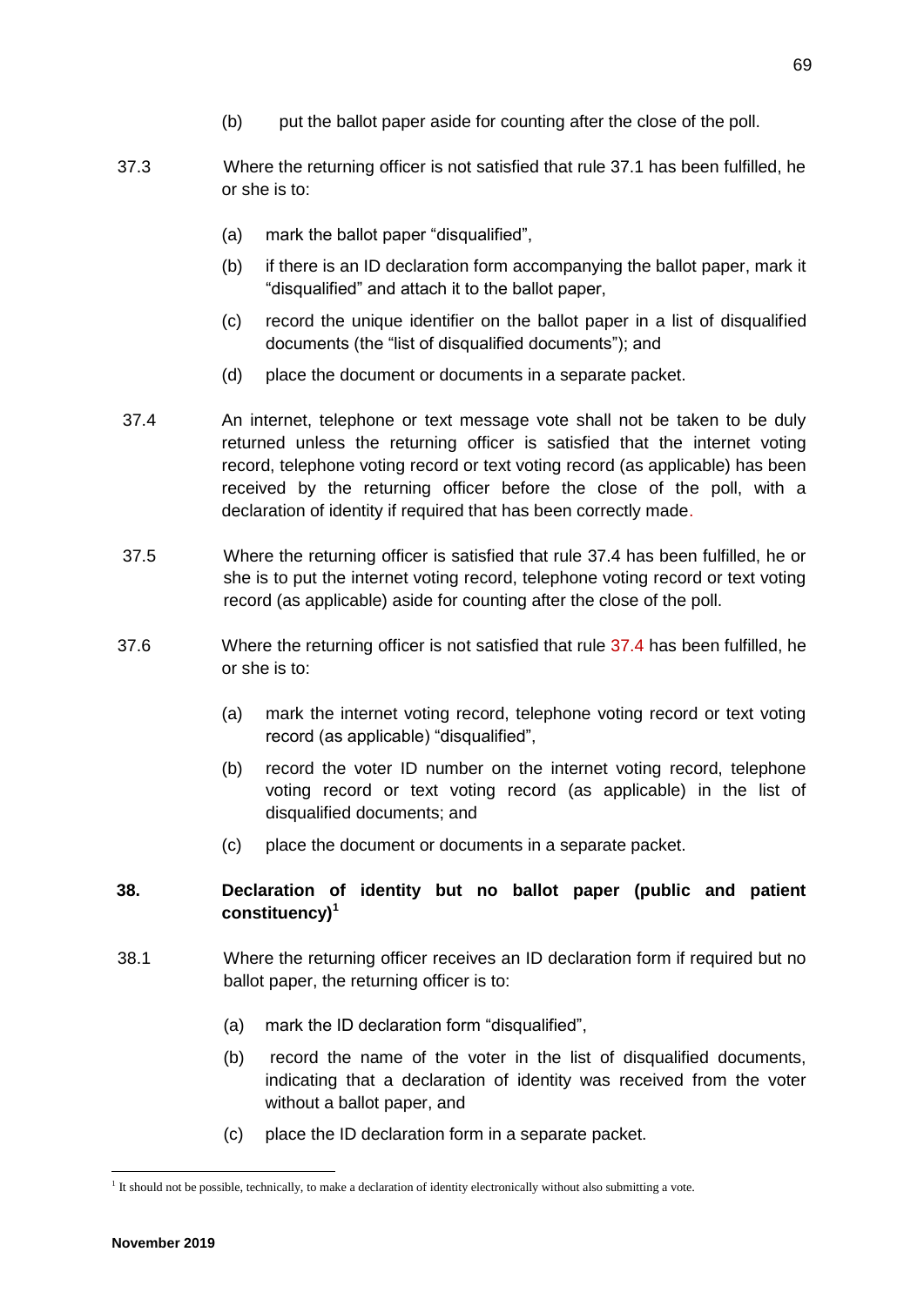(b) put the ballot paper aside for counting after the close of the poll.

37.3 Where the returning officer is not satisfied that rule 37.1 has been fulfilled, he or she is to:

(a) mark the ballot paper "disqualified",

(b) if there is an ID declaration form accompanying the ballot paper, mark it "disqualified" and attach it to the ballot paper,

(c) record the unique identifier on the ballot paper in a list of disqualified documents (the "list of disqualified documents"); and

(d) place the document or documents in a separate packet.

37.4 An internet, telephone or text message vote shall not be taken to be duly returned unless the returning officer is satisfied that the internet voting record, telephone voting record or text voting record (as applicable) has been received by the returning officer before the close of the poll, with a declaration of identity if required that has been correctly made.

37.5 Where the returning officer is satisfied that rule 37.4 has been fulfilled, he or she is to put the internet voting record, telephone voting record or text voting record (as applicable) aside for counting after the close of the poll.

37.6 Where the returning officer is not satisfied that rule 37.4 has been fulfilled, he or she is to:

(a) mark the internet voting record, telephone voting record or text voting record (as applicable) "disqualified",

(b) record the voter ID number on the internet voting record, telephone voting record or text voting record (as applicable) in the list of disqualified documents; and

(c) place the document or documents in a separate packet.

## 38. Declaration of identity but no ballot paper (public and patient constituency)[1]

38.1 Where the returning officer receives an ID declaration form if required but no ballot paper, the returning officer is to:

(a) mark the ID declaration form "disqualified",

(b) record the name of the voter in the list of disqualified documents, indicating that a declaration of identity was received from the voter without a ballot paper, and

(c) place the ID declaration form in a separate packet.

[1] It should not be possible, technically, to make a declaration of identity electronically without also submitting a vote.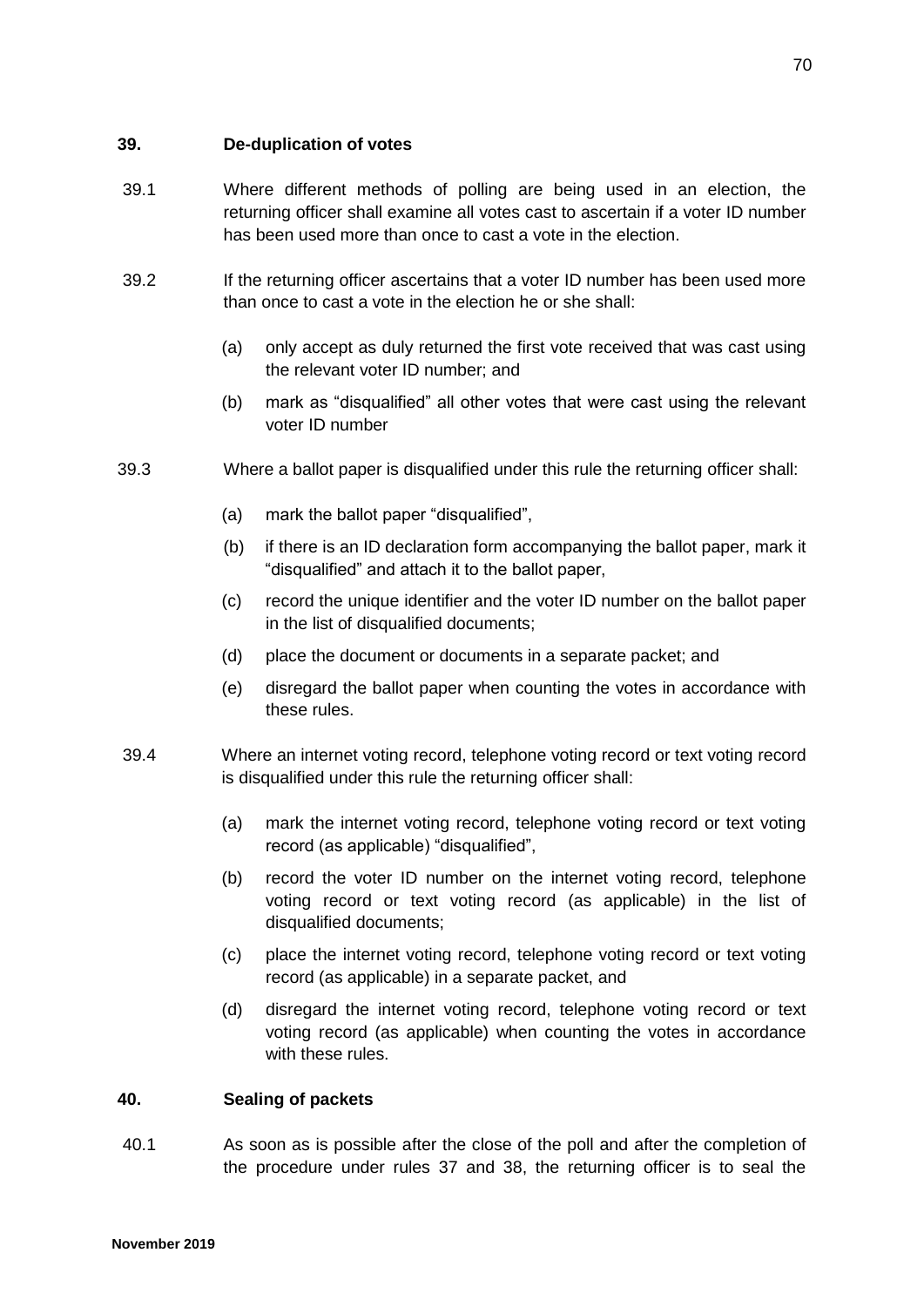## 39. De-duplication of votes

39.1 Where different methods of polling are being used in an election, the returning officer shall examine all votes cast to ascertain if a voter ID number has been used more than once to cast a vote in the election.

39.2 If the returning officer ascertains that a voter ID number has been used more than once to cast a vote in the election he or she shall:

(a) only accept as duly returned the first vote received that was cast using the relevant voter ID number; and

(b) mark as "disqualified" all other votes that were cast using the relevant voter ID number

39.3 Where a ballot paper is disqualified under this rule the returning officer shall:

(a) mark the ballot paper "disqualified",

(b) if there is an ID declaration form accompanying the ballot paper, mark it "disqualified" and attach it to the ballot paper,

(c) record the unique identifier and the voter ID number on the ballot paper in the list of disqualified documents;

(d) place the document or documents in a separate packet; and

(e) disregard the ballot paper when counting the votes in accordance with these rules.

39.4 Where an internet voting record, telephone voting record or text voting record is disqualified under this rule the returning officer shall:

(a) mark the internet voting record, telephone voting record or text voting record (as applicable) "disqualified",

(b) record the voter ID number on the internet voting record, telephone voting record or text voting record (as applicable) in the list of disqualified documents;

(c) place the internet voting record, telephone voting record or text voting record (as applicable) in a separate packet, and

(d) disregard the internet voting record, telephone voting record or text voting record (as applicable) when counting the votes in accordance with these rules.

## 40. Sealing of packets

40.1 As soon as is possible after the close of the poll and after the completion of the procedure under rules 37 and 38, the returning officer is to seal the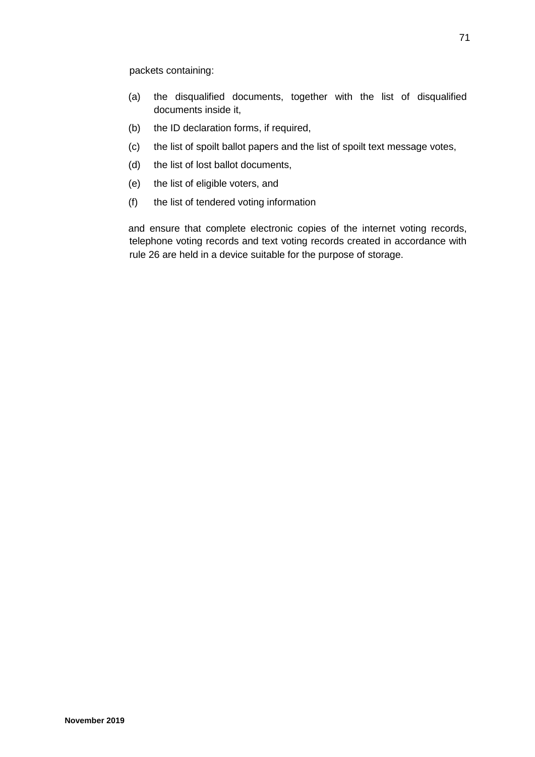packets containing:

(a) the disqualified documents, together with the list of disqualified documents inside it,

(b) the ID declaration forms, if required,

(c) the list of spoilt ballot papers and the list of spoilt text message votes,

(d) the list of lost ballot documents,

(e) the list of eligible voters, and

(f) the list of tendered voting information

and ensure that complete electronic copies of the internet voting records, telephone voting records and text voting records created in accordance with rule 26 are held in a device suitable for the purpose of storage.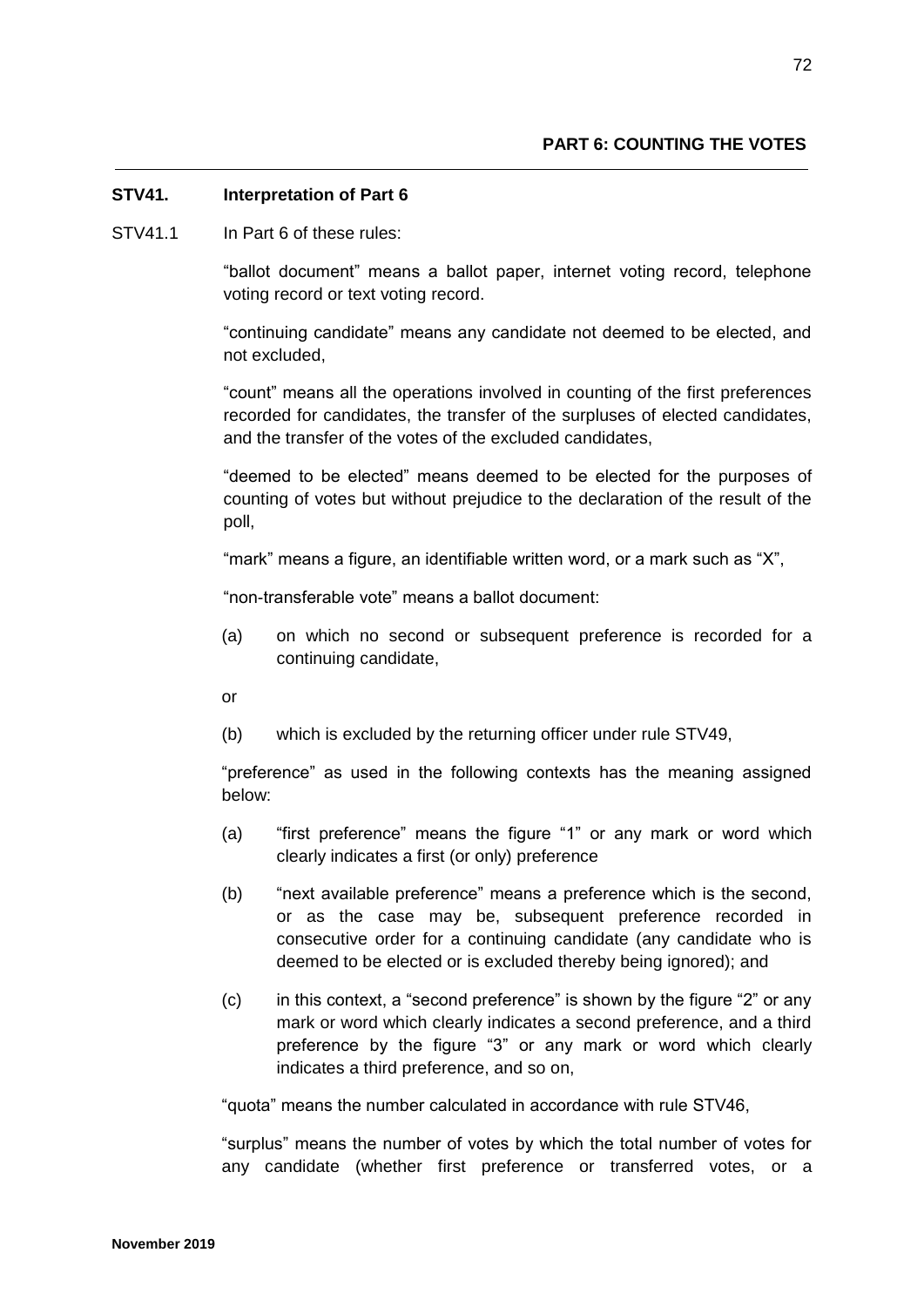## PART 6: COUNTING THE VOTES

### STV41. Interpretation of Part 6

STV41.1 In Part 6 of these rules:

"ballot document" means a ballot paper, internet voting record, telephone voting record or text voting record.

"continuing candidate" means any candidate not deemed to be elected, and not excluded,

"count" means all the operations involved in counting of the first preferences recorded for candidates, the transfer of the surpluses of elected candidates, and the transfer of the votes of the excluded candidates,

"deemed to be elected" means deemed to be elected for the purposes of counting of votes but without prejudice to the declaration of the result of the poll,

"mark" means a figure, an identifiable written word, or a mark such as "X",

"non-transferable vote" means a ballot document:

(a) on which no second or subsequent preference is recorded for a continuing candidate,

or

(b) which is excluded by the returning officer under rule STV49,

"preference" as used in the following contexts has the meaning assigned below:

(a) "first preference" means the figure "1" or any mark or word which clearly indicates a first (or only) preference

(b) "next available preference" means a preference which is the second, or as the case may be, subsequent preference recorded in consecutive order for a continuing candidate (any candidate who is deemed to be elected or is excluded thereby being ignored); and

(c) in this context, a "second preference" is shown by the figure "2" or any mark or word which clearly indicates a second preference, and a third preference by the figure "3" or any mark or word which clearly indicates a third preference, and so on,

"quota" means the number calculated in accordance with rule STV46,

"surplus" means the number of votes by which the total number of votes for any candidate (whether first preference or transferred votes, or a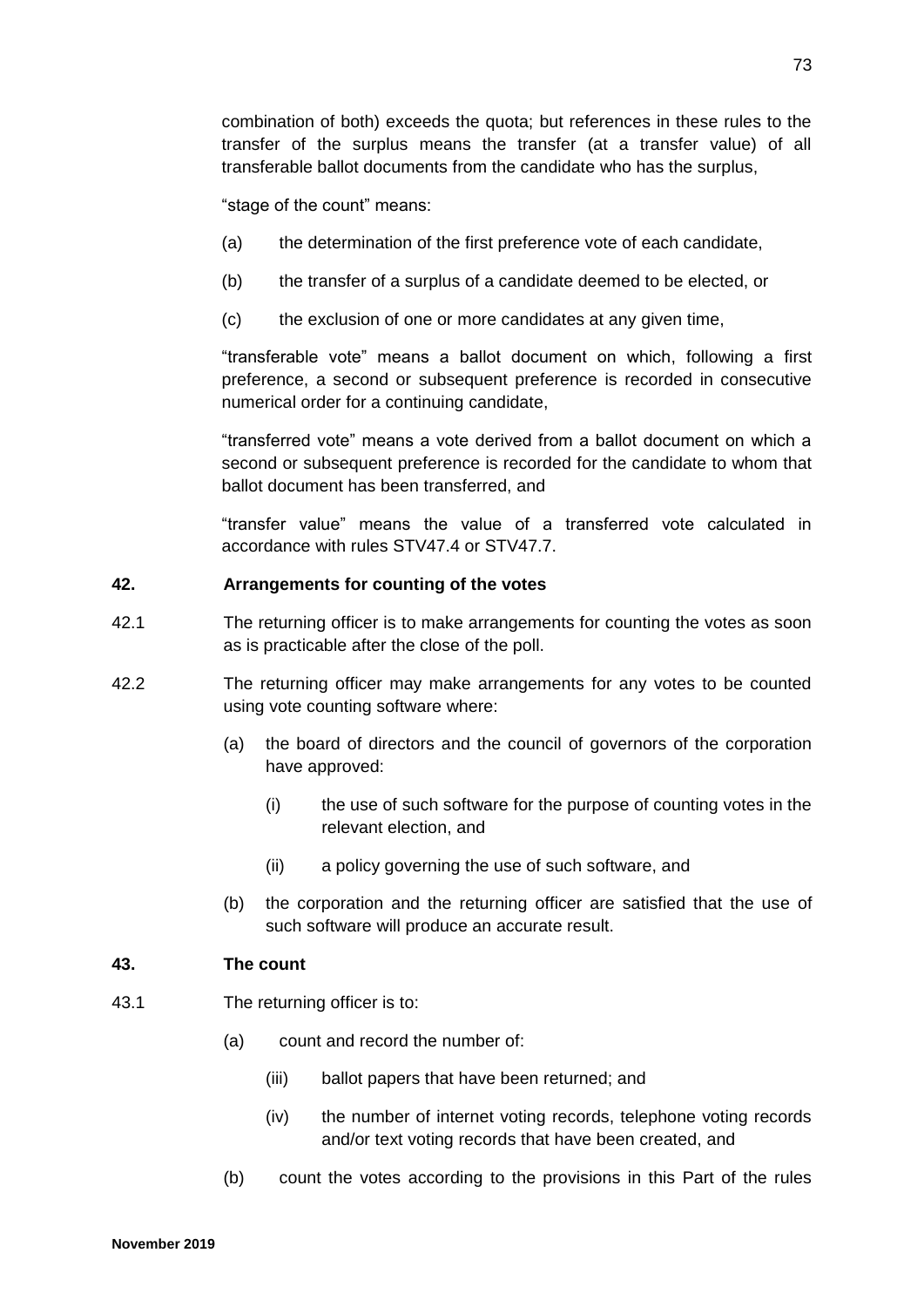combination of both) exceeds the quota; but references in these rules to the transfer of the surplus means the transfer (at a transfer value) of all transferable ballot documents from the candidate who has the surplus,

"stage of the count" means:

(a) the determination of the first preference vote of each candidate,

(b) the transfer of a surplus of a candidate deemed to be elected, or

(c) the exclusion of one or more candidates at any given time,

"transferable vote" means a ballot document on which, following a first preference, a second or subsequent preference is recorded in consecutive numerical order for a continuing candidate,

"transferred vote" means a vote derived from a ballot document on which a second or subsequent preference is recorded for the candidate to whom that ballot document has been transferred, and

"transfer value" means the value of a transferred vote calculated in accordance with rules STV47.4 or STV47.7.

**42. Arrangements for counting of the votes**

42.1 The returning officer is to make arrangements for counting the votes as soon as is practicable after the close of the poll.

42.2 The returning officer may make arrangements for any votes to be counted using vote counting software where:

(a) the board of directors and the council of governors of the corporation have approved:

(i) the use of such software for the purpose of counting votes in the relevant election, and

(ii) a policy governing the use of such software, and

(b) the corporation and the returning officer are satisfied that the use of such software will produce an accurate result.

**43. The count**

43.1 The returning officer is to:

(a) count and record the number of:

(iii) ballot papers that have been returned; and

(iv) the number of internet voting records, telephone voting records and/or text voting records that have been created, and

(b) count the votes according to the provisions in this Part of the rules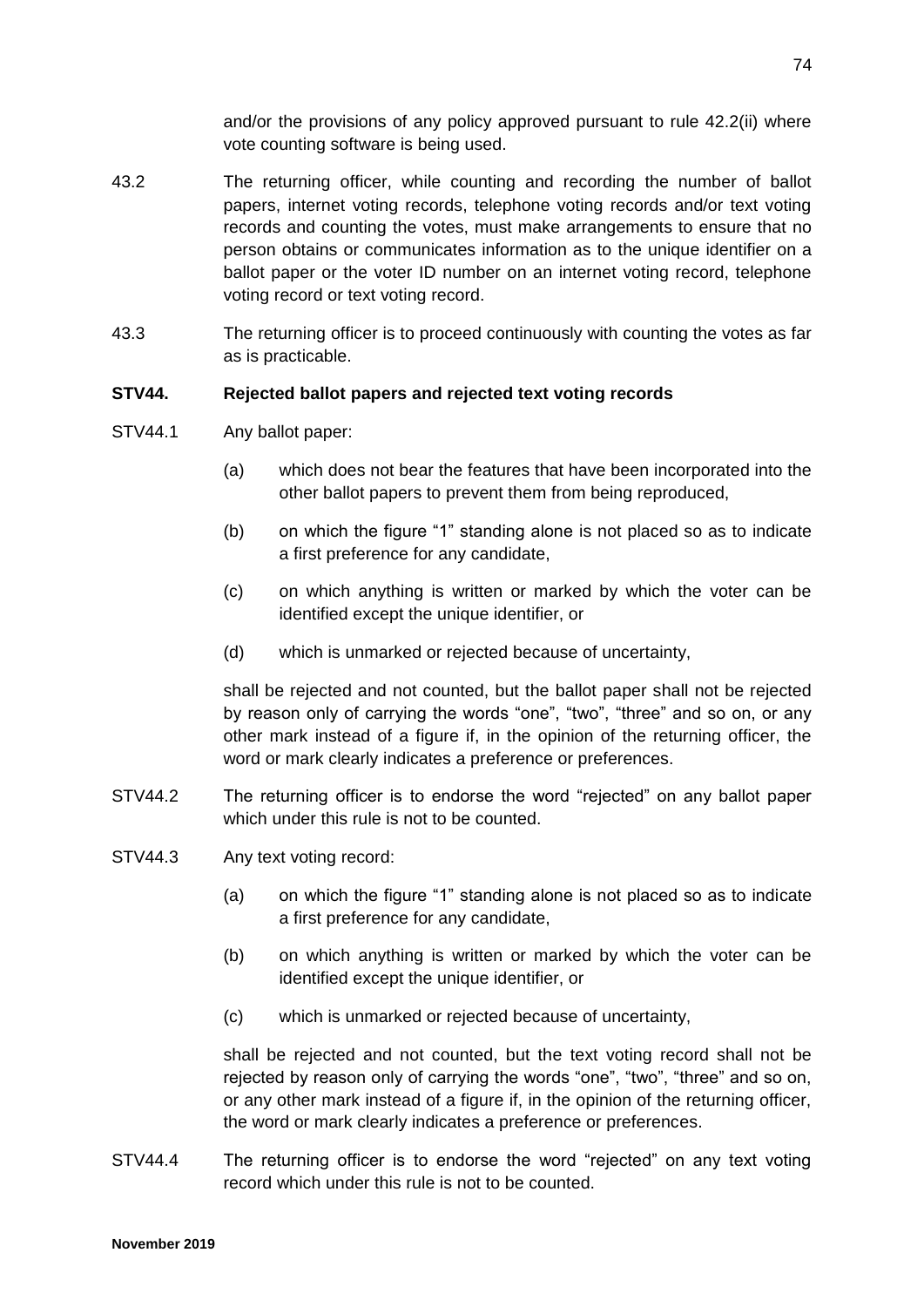and/or the provisions of any policy approved pursuant to rule 42.2(ii) where vote counting software is being used.

43.2 The returning officer, while counting and recording the number of ballot papers, internet voting records, telephone voting records and/or text voting records and counting the votes, must make arrangements to ensure that no person obtains or communicates information as to the unique identifier on a ballot paper or the voter ID number on an internet voting record, telephone voting record or text voting record.

43.3 The returning officer is to proceed continuously with counting the votes as far as is practicable.

**STV44. Rejected ballot papers and rejected text voting records**

STV44.1 Any ballot paper:

(a) which does not bear the features that have been incorporated into the other ballot papers to prevent them from being reproduced,

(b) on which the figure "1" standing alone is not placed so as to indicate a first preference for any candidate,

(c) on which anything is written or marked by which the voter can be identified except the unique identifier, or

(d) which is unmarked or rejected because of uncertainty,

shall be rejected and not counted, but the ballot paper shall not be rejected by reason only of carrying the words "one", "two", "three" and so on, or any other mark instead of a figure if, in the opinion of the returning officer, the word or mark clearly indicates a preference or preferences.

STV44.2 The returning officer is to endorse the word "rejected" on any ballot paper which under this rule is not to be counted.

STV44.3 Any text voting record:

(a) on which the figure "1" standing alone is not placed so as to indicate a first preference for any candidate,

(b) on which anything is written or marked by which the voter can be identified except the unique identifier, or

(c) which is unmarked or rejected because of uncertainty,

shall be rejected and not counted, but the text voting record shall not be rejected by reason only of carrying the words "one", "two", "three" and so on, or any other mark instead of a figure if, in the opinion of the returning officer, the word or mark clearly indicates a preference or preferences.

STV44.4 The returning officer is to endorse the word "rejected" on any text voting record which under this rule is not to be counted.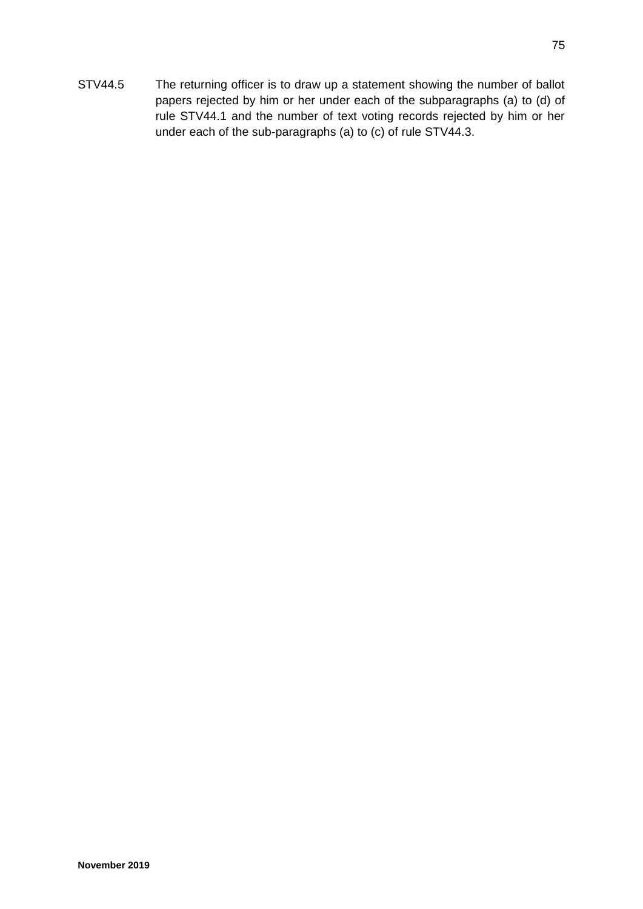STV44.5 The returning officer is to draw up a statement showing the number of ballot papers rejected by him or her under each of the subparagraphs (a) to (d) of rule STV44.1 and the number of text voting records rejected by him or her under each of the sub-paragraphs (a) to (c) of rule STV44.3.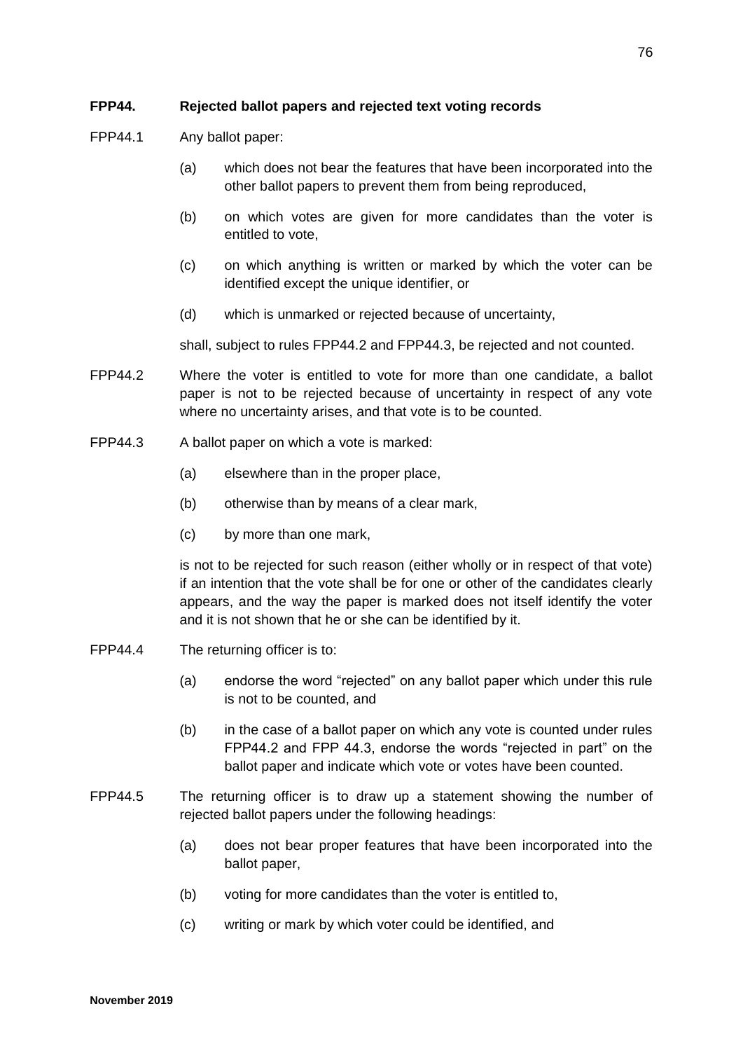**FPP44. Rejected ballot papers and rejected text voting records**

FPP44.1 Any ballot paper:

(a) which does not bear the features that have been incorporated into the other ballot papers to prevent them from being reproduced,

(b) on which votes are given for more candidates than the voter is entitled to vote,

(c) on which anything is written or marked by which the voter can be identified except the unique identifier, or

(d) which is unmarked or rejected because of uncertainty,

shall, subject to rules FPP44.2 and FPP44.3, be rejected and not counted.

FPP44.2 Where the voter is entitled to vote for more than one candidate, a ballot paper is not to be rejected because of uncertainty in respect of any vote where no uncertainty arises, and that vote is to be counted.

FPP44.3 A ballot paper on which a vote is marked:

(a) elsewhere than in the proper place,

(b) otherwise than by means of a clear mark,

(c) by more than one mark,

is not to be rejected for such reason (either wholly or in respect of that vote) if an intention that the vote shall be for one or other of the candidates clearly appears, and the way the paper is marked does not itself identify the voter and it is not shown that he or she can be identified by it.

FPP44.4 The returning officer is to:

(a) endorse the word "rejected" on any ballot paper which under this rule is not to be counted, and

(b) in the case of a ballot paper on which any vote is counted under rules FPP44.2 and FPP 44.3, endorse the words "rejected in part" on the ballot paper and indicate which vote or votes have been counted.

FPP44.5 The returning officer is to draw up a statement showing the number of rejected ballot papers under the following headings:

(a) does not bear proper features that have been incorporated into the ballot paper,

(b) voting for more candidates than the voter is entitled to,

(c) writing or mark by which voter could be identified, and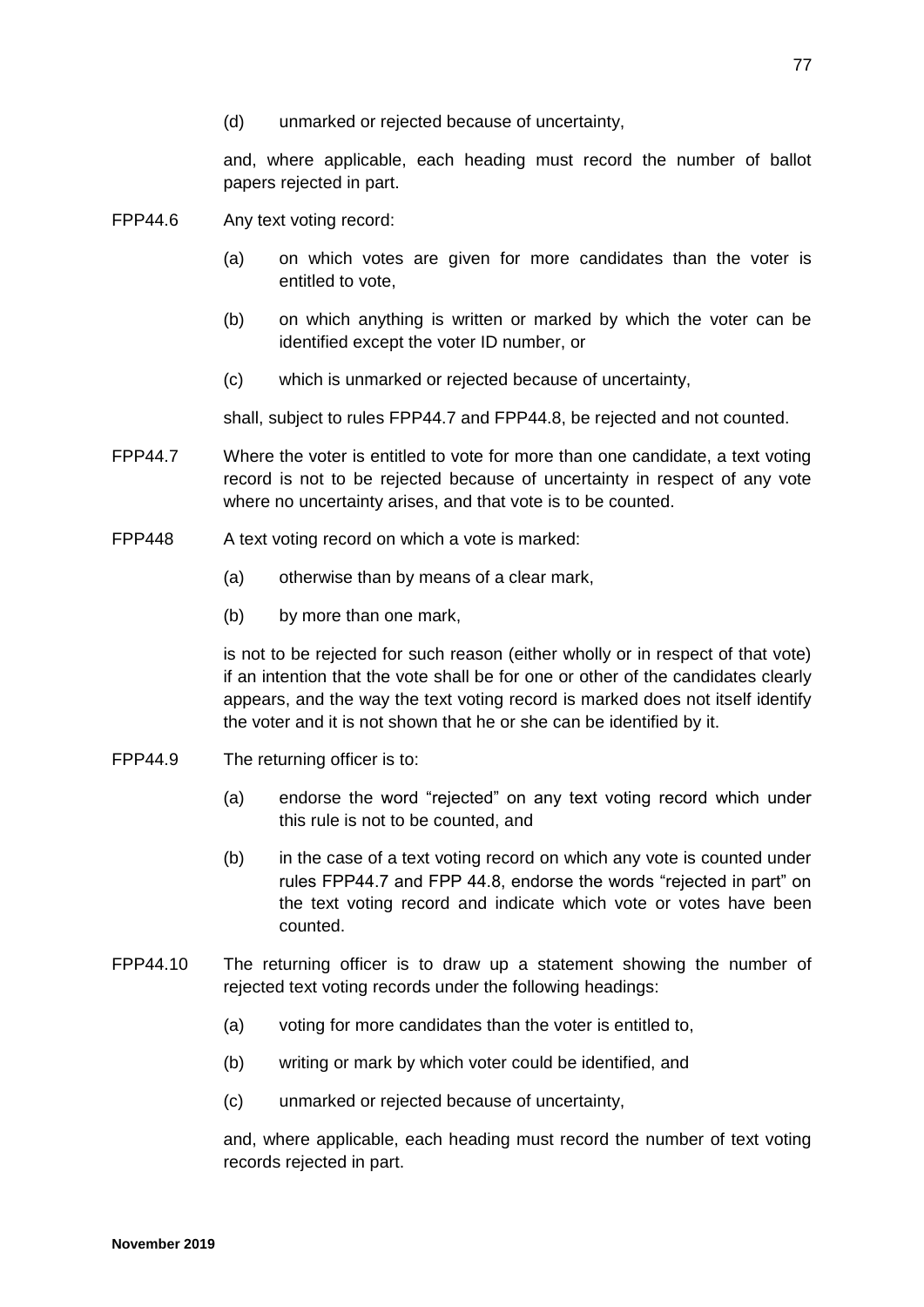(d) unmarked or rejected because of uncertainty,

and, where applicable, each heading must record the number of ballot papers rejected in part.

FPP44.6 Any text voting record:

(a) on which votes are given for more candidates than the voter is entitled to vote,

(b) on which anything is written or marked by which the voter can be identified except the voter ID number, or

(c) which is unmarked or rejected because of uncertainty,

shall, subject to rules FPP44.7 and FPP44.8, be rejected and not counted.

FPP44.7 Where the voter is entitled to vote for more than one candidate, a text voting record is not to be rejected because of uncertainty in respect of any vote where no uncertainty arises, and that vote is to be counted.

FPP448 A text voting record on which a vote is marked:

(a) otherwise than by means of a clear mark,

(b) by more than one mark,

is not to be rejected for such reason (either wholly or in respect of that vote) if an intention that the vote shall be for one or other of the candidates clearly appears, and the way the text voting record is marked does not itself identify the voter and it is not shown that he or she can be identified by it.

FPP44.9 The returning officer is to:

(a) endorse the word “rejected” on any text voting record which under this rule is not to be counted, and

(b) in the case of a text voting record on which any vote is counted under rules FPP44.7 and FPP 44.8, endorse the words “rejected in part” on the text voting record and indicate which vote or votes have been counted.

FPP44.10 The returning officer is to draw up a statement showing the number of rejected text voting records under the following headings:

(a) voting for more candidates than the voter is entitled to,

(b) writing or mark by which voter could be identified, and

(c) unmarked or rejected because of uncertainty,

and, where applicable, each heading must record the number of text voting records rejected in part.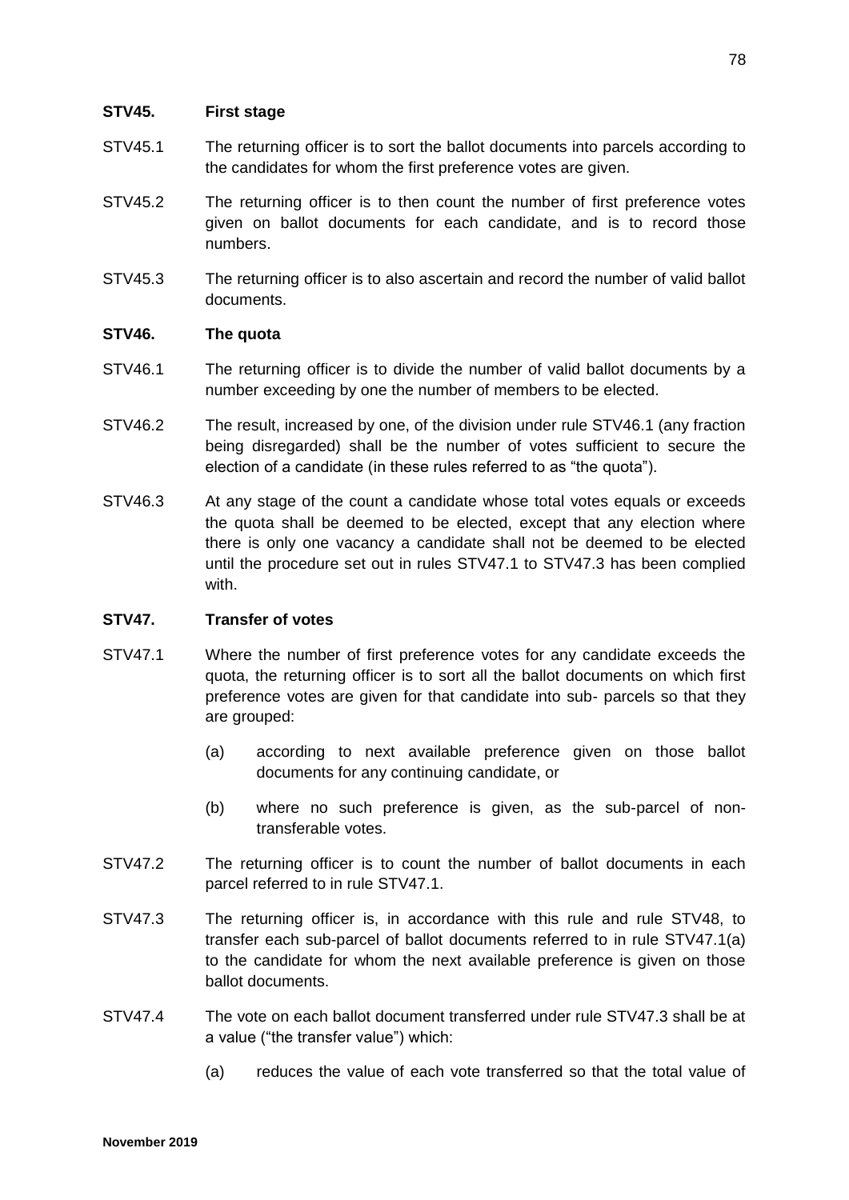### STV45. First stage

STV45.1 The returning officer is to sort the ballot documents into parcels according to the candidates for whom the first preference votes are given.

STV45.2 The returning officer is to then count the number of first preference votes given on ballot documents for each candidate, and is to record those numbers.

STV45.3 The returning officer is to also ascertain and record the number of valid ballot documents.

### STV46. The quota

STV46.1 The returning officer is to divide the number of valid ballot documents by a number exceeding by one the number of members to be elected.

STV46.2 The result, increased by one, of the division under rule STV46.1 (any fraction being disregarded) shall be the number of votes sufficient to secure the election of a candidate (in these rules referred to as "the quota").

STV46.3 At any stage of the count a candidate whose total votes equals or exceeds the quota shall be deemed to be elected, except that any election where there is only one vacancy a candidate shall not be deemed to be elected until the procedure set out in rules STV47.1 to STV47.3 has been complied with.

### STV47. Transfer of votes

STV47.1 Where the number of first preference votes for any candidate exceeds the quota, the returning officer is to sort all the ballot documents on which first preference votes are given for that candidate into sub- parcels so that they are grouped:

- (a) according to next available preference given on those ballot documents for any continuing candidate, or
- (b) where no such preference is given, as the sub-parcel of non-transferable votes.

STV47.2 The returning officer is to count the number of ballot documents in each parcel referred to in rule STV47.1.

STV47.3 The returning officer is, in accordance with this rule and rule STV48, to transfer each sub-parcel of ballot documents referred to in rule STV47.1(a) to the candidate for whom the next available preference is given on those ballot documents.

STV47.4 The vote on each ballot document transferred under rule STV47.3 shall be at a value ("the transfer value") which:

- (a) reduces the value of each vote transferred so that the total value of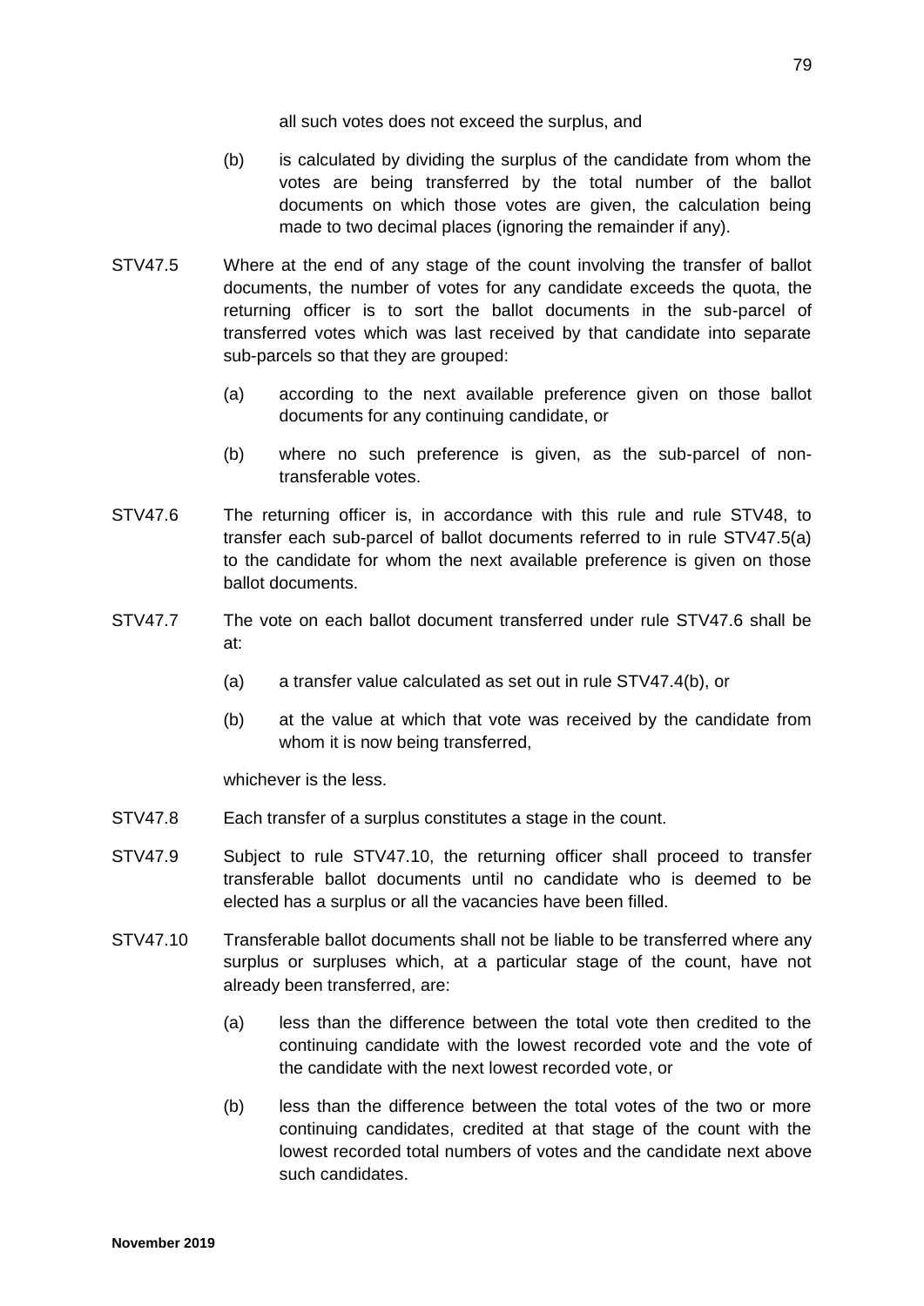all such votes does not exceed the surplus, and

(b) is calculated by dividing the surplus of the candidate from whom the votes are being transferred by the total number of the ballot documents on which those votes are given, the calculation being made to two decimal places (ignoring the remainder if any).

STV47.5 Where at the end of any stage of the count involving the transfer of ballot documents, the number of votes for any candidate exceeds the quota, the returning officer is to sort the ballot documents in the sub-parcel of transferred votes which was last received by that candidate into separate sub-parcels so that they are grouped:

(a) according to the next available preference given on those ballot documents for any continuing candidate, or

(b) where no such preference is given, as the sub-parcel of non-transferable votes.

STV47.6 The returning officer is, in accordance with this rule and rule STV48, to transfer each sub-parcel of ballot documents referred to in rule STV47.5(a) to the candidate for whom the next available preference is given on those ballot documents.

STV47.7 The vote on each ballot document transferred under rule STV47.6 shall be at:

(a) a transfer value calculated as set out in rule STV47.4(b), or

(b) at the value at which that vote was received by the candidate from whom it is now being transferred,

whichever is the less.

STV47.8 Each transfer of a surplus constitutes a stage in the count.

STV47.9 Subject to rule STV47.10, the returning officer shall proceed to transfer transferable ballot documents until no candidate who is deemed to be elected has a surplus or all the vacancies have been filled.

STV47.10 Transferable ballot documents shall not be liable to be transferred where any surplus or surpluses which, at a particular stage of the count, have not already been transferred, are:

(a) less than the difference between the total vote then credited to the continuing candidate with the lowest recorded vote and the vote of the candidate with the next lowest recorded vote, or

(b) less than the difference between the total votes of the two or more continuing candidates, credited at that stage of the count with the lowest recorded total numbers of votes and the candidate next above such candidates.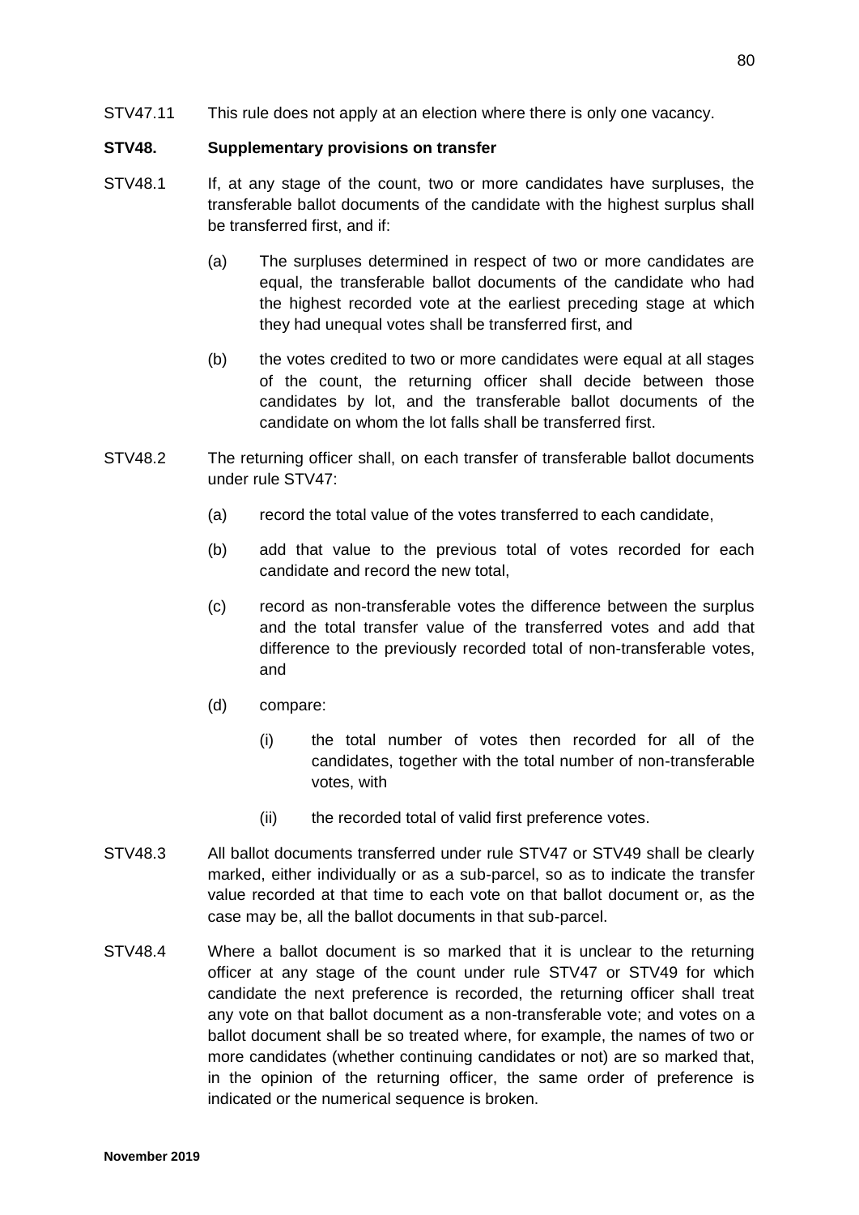STV47.11 This rule does not apply at an election where there is only one vacancy.

### STV48. Supplementary provisions on transfer

STV48.1 If, at any stage of the count, two or more candidates have surpluses, the transferable ballot documents of the candidate with the highest surplus shall be transferred first, and if:

(a) The surpluses determined in respect of two or more candidates are equal, the transferable ballot documents of the candidate who had the highest recorded vote at the earliest preceding stage at which they had unequal votes shall be transferred first, and

(b) the votes credited to two or more candidates were equal at all stages of the count, the returning officer shall decide between those candidates by lot, and the transferable ballot documents of the candidate on whom the lot falls shall be transferred first.

STV48.2 The returning officer shall, on each transfer of transferable ballot documents under rule STV47:

(a) record the total value of the votes transferred to each candidate,

(b) add that value to the previous total of votes recorded for each candidate and record the new total,

(c) record as non-transferable votes the difference between the surplus and the total transfer value of the transferred votes and add that difference to the previously recorded total of non-transferable votes, and

(d) compare:

(i) the total number of votes then recorded for all of the candidates, together with the total number of non-transferable votes, with

(ii) the recorded total of valid first preference votes.

STV48.3 All ballot documents transferred under rule STV47 or STV49 shall be clearly marked, either individually or as a sub-parcel, so as to indicate the transfer value recorded at that time to each vote on that ballot document or, as the case may be, all the ballot documents in that sub-parcel.

STV48.4 Where a ballot document is so marked that it is unclear to the returning officer at any stage of the count under rule STV47 or STV49 for which candidate the next preference is recorded, the returning officer shall treat any vote on that ballot document as a non-transferable vote; and votes on a ballot document shall be so treated where, for example, the names of two or more candidates (whether continuing candidates or not) are so marked that, in the opinion of the returning officer, the same order of preference is indicated or the numerical sequence is broken.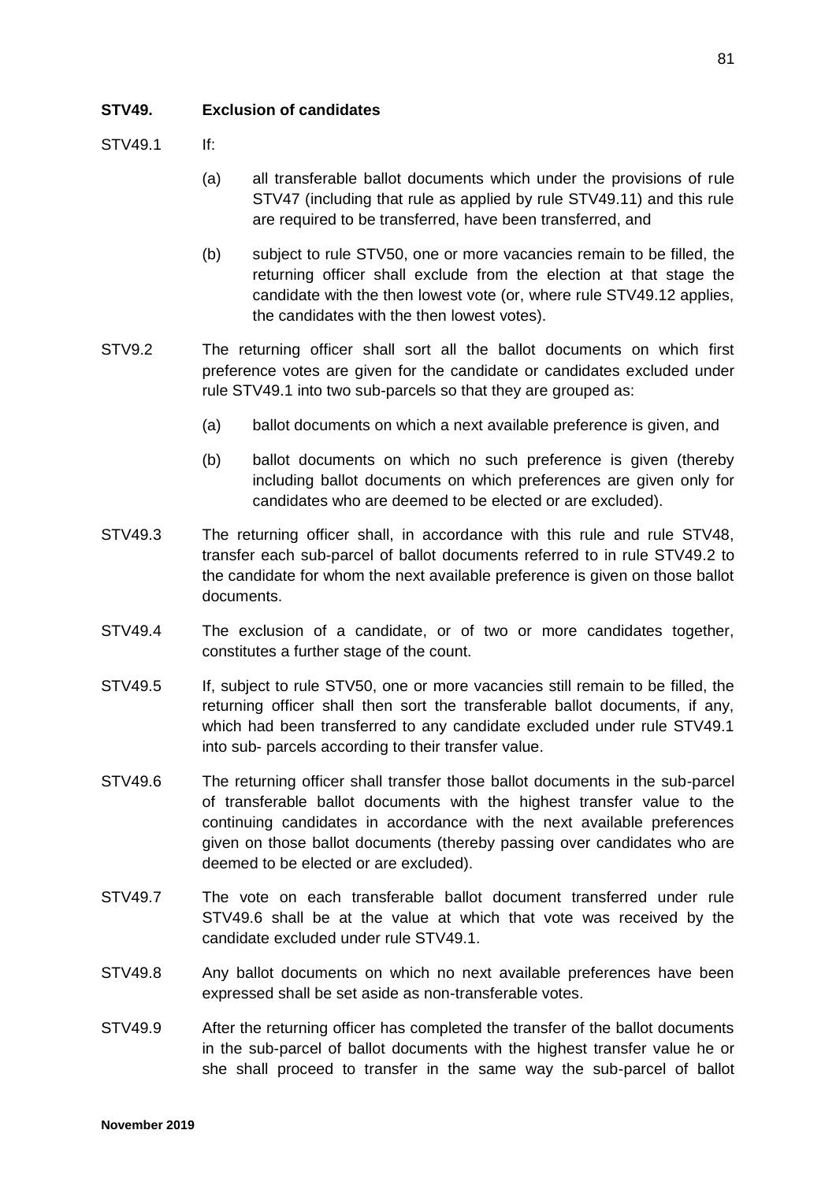### STV49. Exclusion of candidates

STV49.1 If:

(a) all transferable ballot documents which under the provisions of rule STV47 (including that rule as applied by rule STV49.11) and this rule are required to be transferred, have been transferred, and

(b) subject to rule STV50, one or more vacancies remain to be filled, the returning officer shall exclude from the election at that stage the candidate with the then lowest vote (or, where rule STV49.12 applies, the candidates with the then lowest votes).

STV9.2 The returning officer shall sort all the ballot documents on which first preference votes are given for the candidate or candidates excluded under rule STV49.1 into two sub-parcels so that they are grouped as:

(a) ballot documents on which a next available preference is given, and

(b) ballot documents on which no such preference is given (thereby including ballot documents on which preferences are given only for candidates who are deemed to be elected or are excluded).

STV49.3 The returning officer shall, in accordance with this rule and rule STV48, transfer each sub-parcel of ballot documents referred to in rule STV49.2 to the candidate for whom the next available preference is given on those ballot documents.

STV49.4 The exclusion of a candidate, or of two or more candidates together, constitutes a further stage of the count.

STV49.5 If, subject to rule STV50, one or more vacancies still remain to be filled, the returning officer shall then sort the transferable ballot documents, if any, which had been transferred to any candidate excluded under rule STV49.1 into sub- parcels according to their transfer value.

STV49.6 The returning officer shall transfer those ballot documents in the sub-parcel of transferable ballot documents with the highest transfer value to the continuing candidates in accordance with the next available preferences given on those ballot documents (thereby passing over candidates who are deemed to be elected or are excluded).

STV49.7 The vote on each transferable ballot document transferred under rule STV49.6 shall be at the value at which that vote was received by the candidate excluded under rule STV49.1.

STV49.8 Any ballot documents on which no next available preferences have been expressed shall be set aside as non-transferable votes.

STV49.9 After the returning officer has completed the transfer of the ballot documents in the sub-parcel of ballot documents with the highest transfer value he or she shall proceed to transfer in the same way the sub-parcel of ballot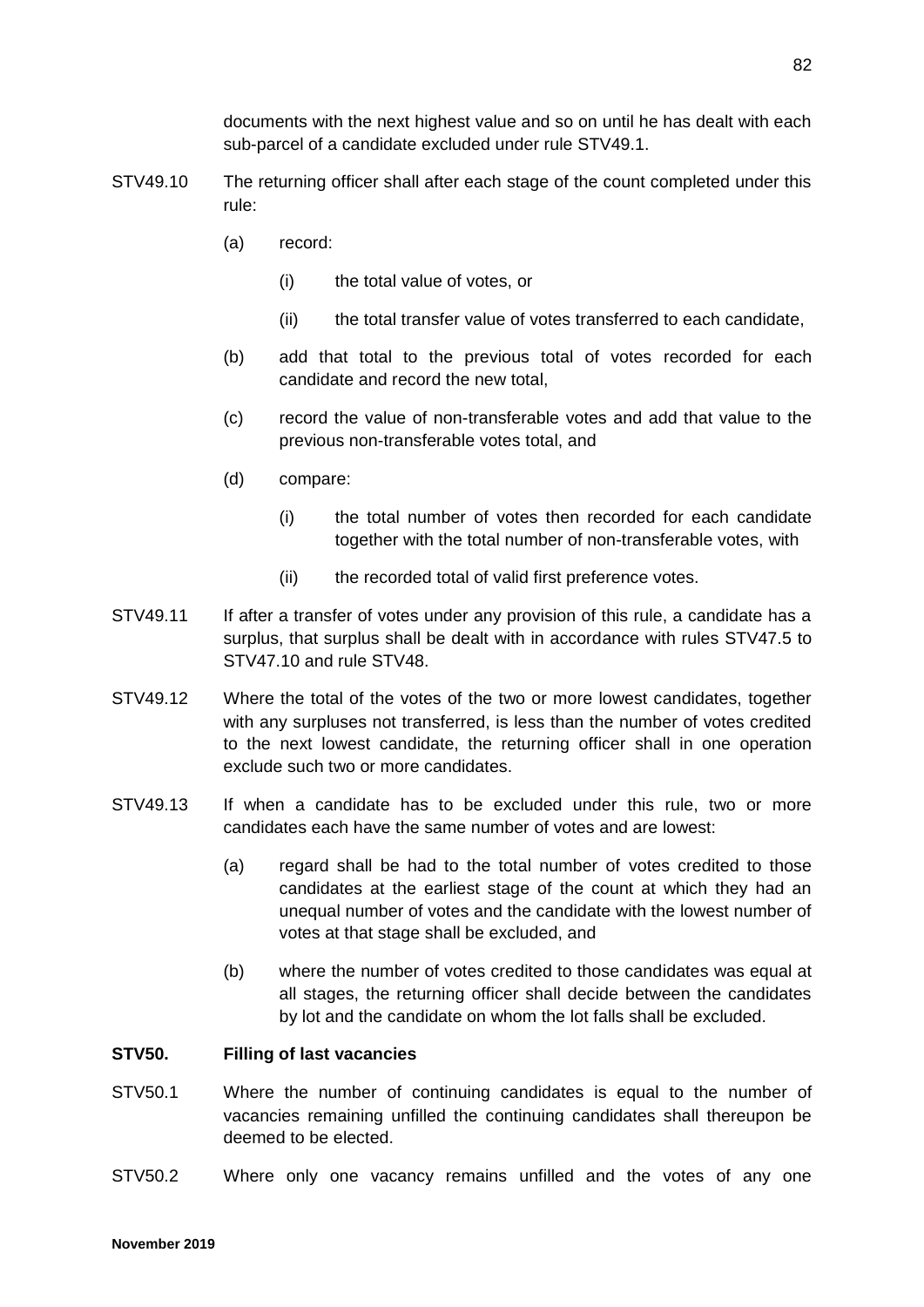documents with the next highest value and so on until he has dealt with each sub-parcel of a candidate excluded under rule STV49.1.

STV49.10 The returning officer shall after each stage of the count completed under this rule:

- (a) record:
  - (i) the total value of votes, or
  - (ii) the total transfer value of votes transferred to each candidate,
- (b) add that total to the previous total of votes recorded for each candidate and record the new total,
- (c) record the value of non-transferable votes and add that value to the previous non-transferable votes total, and
- (d) compare:
  - (i) the total number of votes then recorded for each candidate together with the total number of non-transferable votes, with
  - (ii) the recorded total of valid first preference votes.

STV49.11 If after a transfer of votes under any provision of this rule, a candidate has a surplus, that surplus shall be dealt with in accordance with rules STV47.5 to STV47.10 and rule STV48.

STV49.12 Where the total of the votes of the two or more lowest candidates, together with any surpluses not transferred, is less than the number of votes credited to the next lowest candidate, the returning officer shall in one operation exclude such two or more candidates.

STV49.13 If when a candidate has to be excluded under this rule, two or more candidates each have the same number of votes and are lowest:

- (a) regard shall be had to the total number of votes credited to those candidates at the earliest stage of the count at which they had an unequal number of votes and the candidate with the lowest number of votes at that stage shall be excluded, and
- (b) where the number of votes credited to those candidates was equal at all stages, the returning officer shall decide between the candidates by lot and the candidate on whom the lot falls shall be excluded.

**STV50. Filling of last vacancies**

STV50.1 Where the number of continuing candidates is equal to the number of vacancies remaining unfilled the continuing candidates shall thereupon be deemed to be elected.

STV50.2 Where only one vacancy remains unfilled and the votes of any one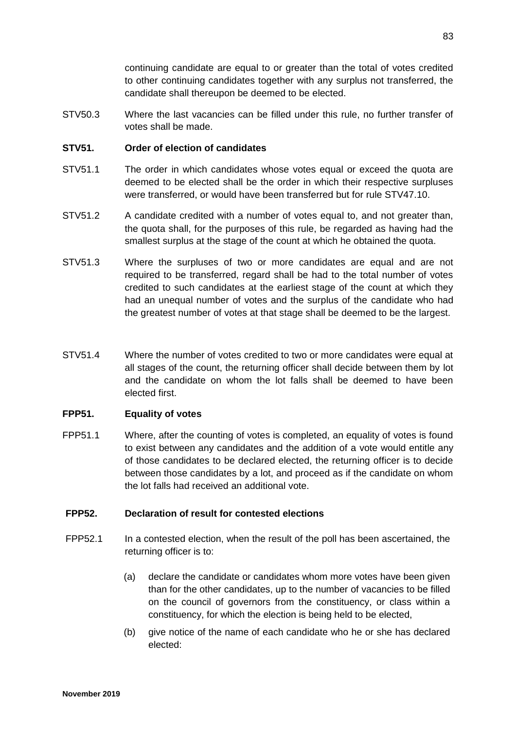continuing candidate are equal to or greater than the total of votes credited to other continuing candidates together with any surplus not transferred, the candidate shall thereupon be deemed to be elected.

STV50.3 Where the last vacancies can be filled under this rule, no further transfer of votes shall be made.

**STV51. Order of election of candidates**

STV51.1 The order in which candidates whose votes equal or exceed the quota are deemed to be elected shall be the order in which their respective surpluses were transferred, or would have been transferred but for rule STV47.10.

STV51.2 A candidate credited with a number of votes equal to, and not greater than, the quota shall, for the purposes of this rule, be regarded as having had the smallest surplus at the stage of the count at which he obtained the quota.

STV51.3 Where the surpluses of two or more candidates are equal and are not required to be transferred, regard shall be had to the total number of votes credited to such candidates at the earliest stage of the count at which they had an unequal number of votes and the surplus of the candidate who had the greatest number of votes at that stage shall be deemed to be the largest.

STV51.4 Where the number of votes credited to two or more candidates were equal at all stages of the count, the returning officer shall decide between them by lot and the candidate on whom the lot falls shall be deemed to have been elected first.

**FPP51. Equality of votes**

FPP51.1 Where, after the counting of votes is completed, an equality of votes is found to exist between any candidates and the addition of a vote would entitle any of those candidates to be declared elected, the returning officer is to decide between those candidates by a lot, and proceed as if the candidate on whom the lot falls had received an additional vote.

**FPP52. Declaration of result for contested elections**

FPP52.1 In a contested election, when the result of the poll has been ascertained, the returning officer is to:

(a) declare the candidate or candidates whom more votes have been given than for the other candidates, up to the number of vacancies to be filled on the council of governors from the constituency, or class within a constituency, for which the election is being held to be elected,

(b) give notice of the name of each candidate who he or she has declared elected: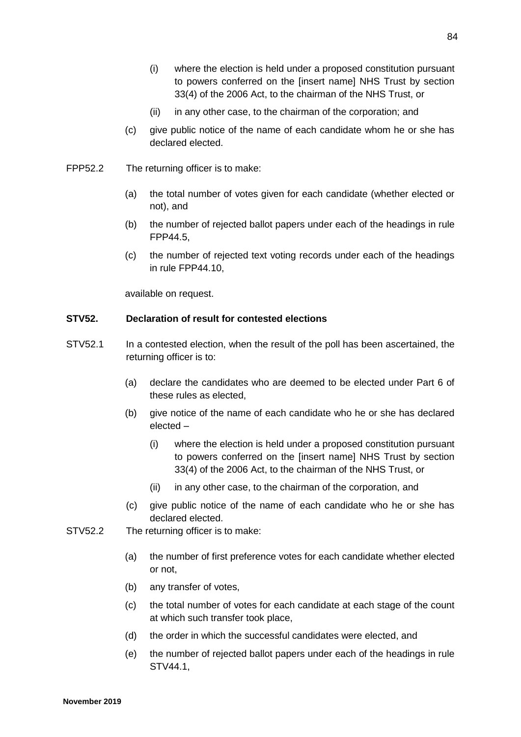(i) where the election is held under a proposed constitution pursuant to powers conferred on the [insert name] NHS Trust by section 33(4) of the 2006 Act, to the chairman of the NHS Trust, or

(ii) in any other case, to the chairman of the corporation; and

(c) give public notice of the name of each candidate whom he or she has declared elected.

FPP52.2 The returning officer is to make:

(a) the total number of votes given for each candidate (whether elected or not), and

(b) the number of rejected ballot papers under each of the headings in rule FPP44.5,

(c) the number of rejected text voting records under each of the headings in rule FPP44.10,

available on request.

**STV52. Declaration of result for contested elections**

STV52.1 In a contested election, when the result of the poll has been ascertained, the returning officer is to:

(a) declare the candidates who are deemed to be elected under Part 6 of these rules as elected,

(b) give notice of the name of each candidate who he or she has declared elected –

(i) where the election is held under a proposed constitution pursuant to powers conferred on the [insert name] NHS Trust by section 33(4) of the 2006 Act, to the chairman of the NHS Trust, or

(ii) in any other case, to the chairman of the corporation, and

(c) give public notice of the name of each candidate who he or she has declared elected.

STV52.2 The returning officer is to make:

(a) the number of first preference votes for each candidate whether elected or not,

(b) any transfer of votes,

(c) the total number of votes for each candidate at each stage of the count at which such transfer took place,

(d) the order in which the successful candidates were elected, and

(e) the number of rejected ballot papers under each of the headings in rule STV44.1,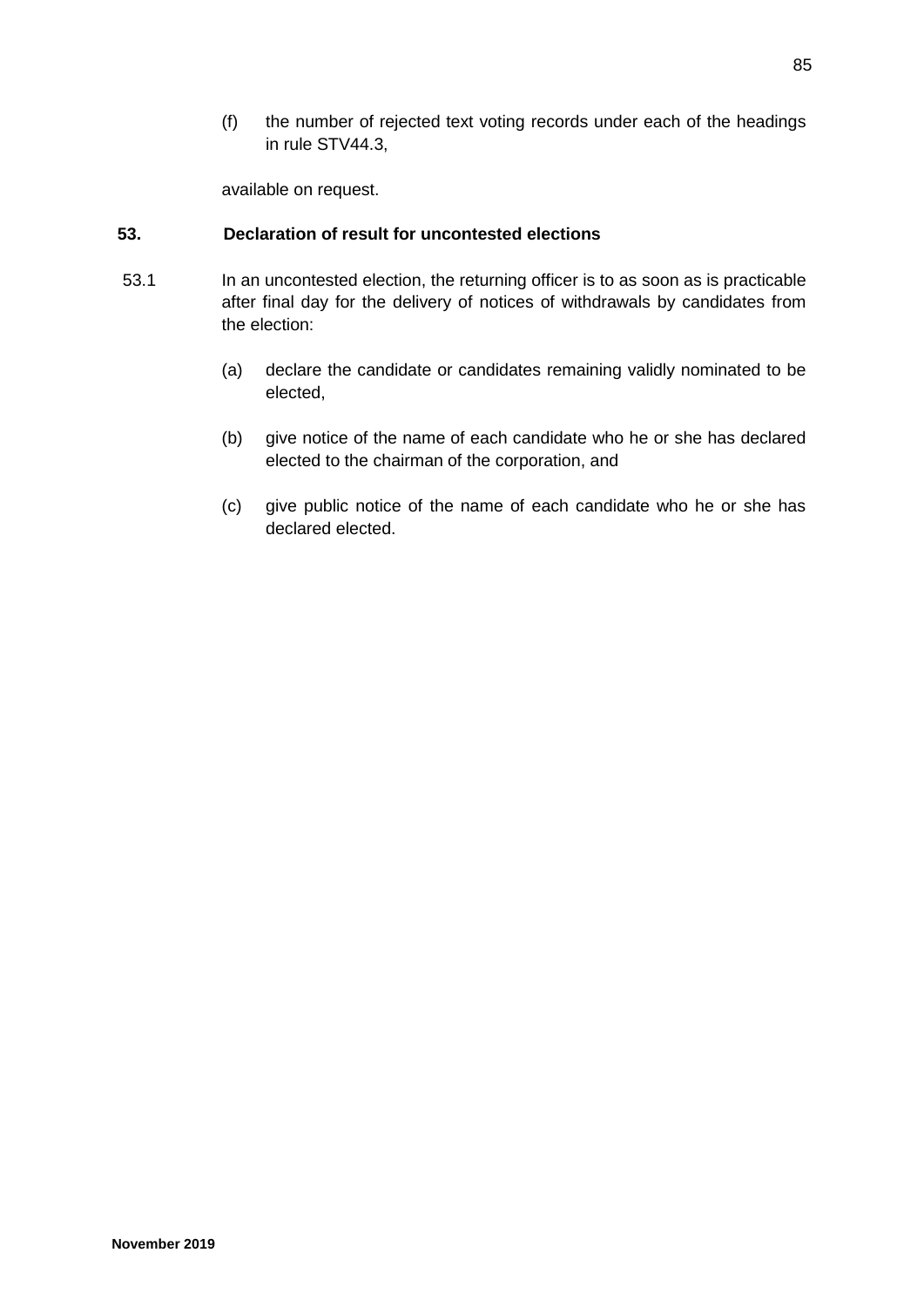(f) the number of rejected text voting records under each of the headings in rule STV44.3,

available on request.

## 53. Declaration of result for uncontested elections

53.1 In an uncontested election, the returning officer is to as soon as is practicable after final day for the delivery of notices of withdrawals by candidates from the election:

(a) declare the candidate or candidates remaining validly nominated to be elected,

(b) give notice of the name of each candidate who he or she has declared elected to the chairman of the corporation, and

(c) give public notice of the name of each candidate who he or she has declared elected.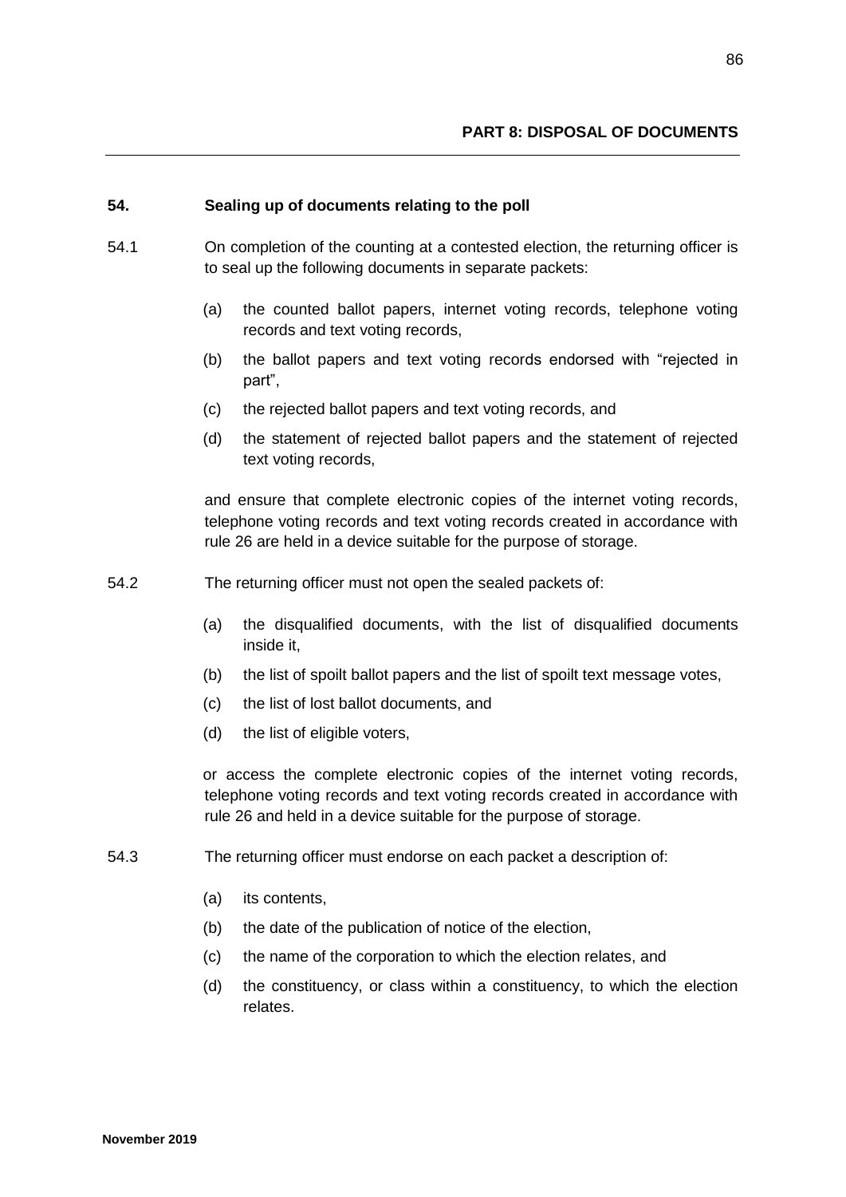## PART 8: DISPOSAL OF DOCUMENTS

### 54. Sealing up of documents relating to the poll

54.1 On completion of the counting at a contested election, the returning officer is to seal up the following documents in separate packets:

- (a) the counted ballot papers, internet voting records, telephone voting records and text voting records,
- (b) the ballot papers and text voting records endorsed with "rejected in part",
- (c) the rejected ballot papers and text voting records, and
- (d) the statement of rejected ballot papers and the statement of rejected text voting records,

and ensure that complete electronic copies of the internet voting records, telephone voting records and text voting records created in accordance with rule 26 are held in a device suitable for the purpose of storage.

54.2 The returning officer must not open the sealed packets of:

- (a) the disqualified documents, with the list of disqualified documents inside it,
- (b) the list of spoilt ballot papers and the list of spoilt text message votes,
- (c) the list of lost ballot documents, and
- (d) the list of eligible voters,

or access the complete electronic copies of the internet voting records, telephone voting records and text voting records created in accordance with rule 26 and held in a device suitable for the purpose of storage.

54.3 The returning officer must endorse on each packet a description of:

- (a) its contents,
- (b) the date of the publication of notice of the election,
- (c) the name of the corporation to which the election relates, and
- (d) the constituency, or class within a constituency, to which the election relates.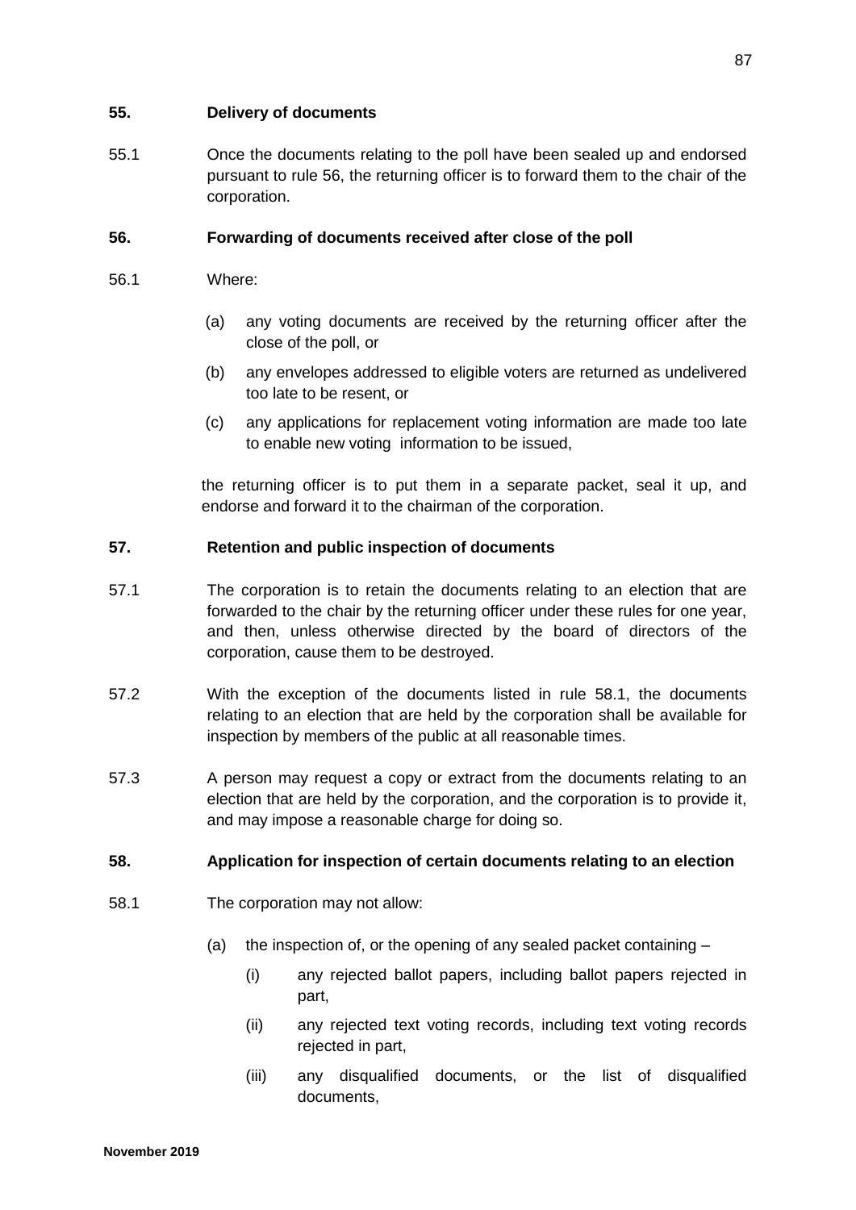### 55. Delivery of documents

55.1 Once the documents relating to the poll have been sealed up and endorsed pursuant to rule 56, the returning officer is to forward them to the chair of the corporation.

### 56. Forwarding of documents received after close of the poll

56.1 Where:

(a) any voting documents are received by the returning officer after the close of the poll, or

(b) any envelopes addressed to eligible voters are returned as undelivered too late to be resent, or

(c) any applications for replacement voting information are made too late to enable new voting information to be issued,

the returning officer is to put them in a separate packet, seal it up, and endorse and forward it to the chairman of the corporation.

### 57. Retention and public inspection of documents

57.1 The corporation is to retain the documents relating to an election that are forwarded to the chair by the returning officer under these rules for one year, and then, unless otherwise directed by the board of directors of the corporation, cause them to be destroyed.

57.2 With the exception of the documents listed in rule 58.1, the documents relating to an election that are held by the corporation shall be available for inspection by members of the public at all reasonable times.

57.3 A person may request a copy or extract from the documents relating to an election that are held by the corporation, and the corporation is to provide it, and may impose a reasonable charge for doing so.

### 58. Application for inspection of certain documents relating to an election

58.1 The corporation may not allow:

(a) the inspection of, or the opening of any sealed packet containing –

(i) any rejected ballot papers, including ballot papers rejected in part,

(ii) any rejected text voting records, including text voting records rejected in part,

(iii) any disqualified documents, or the list of disqualified documents,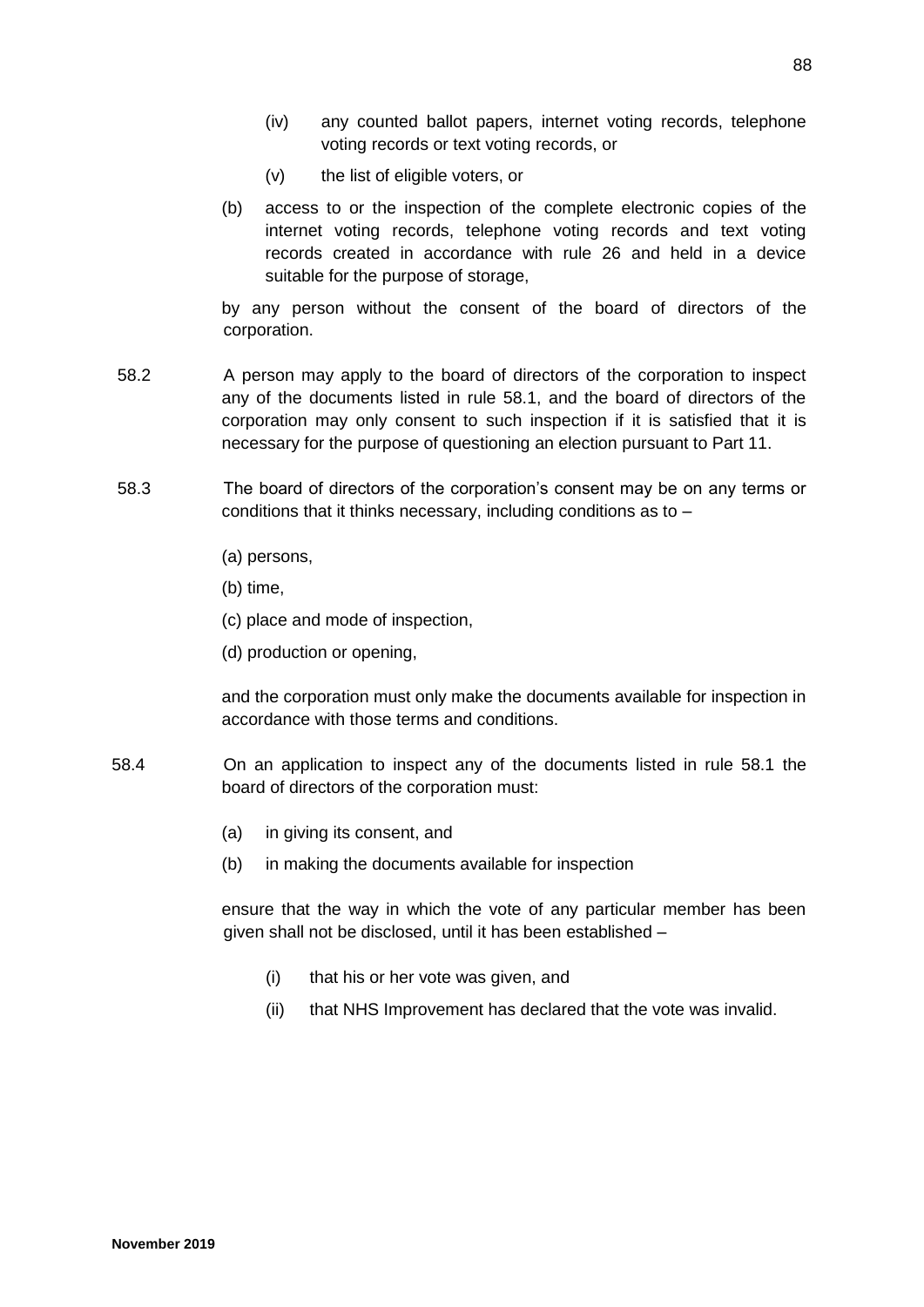(iv) any counted ballot papers, internet voting records, telephone voting records or text voting records, or

(v) the list of eligible voters, or

(b) access to or the inspection of the complete electronic copies of the internet voting records, telephone voting records and text voting records created in accordance with rule 26 and held in a device suitable for the purpose of storage,

by any person without the consent of the board of directors of the corporation.

58.2 A person may apply to the board of directors of the corporation to inspect any of the documents listed in rule 58.1, and the board of directors of the corporation may only consent to such inspection if it is satisfied that it is necessary for the purpose of questioning an election pursuant to Part 11.

58.3 The board of directors of the corporation's consent may be on any terms or conditions that it thinks necessary, including conditions as to –

(a) persons,

(b) time,

(c) place and mode of inspection,

(d) production or opening,

and the corporation must only make the documents available for inspection in accordance with those terms and conditions.

58.4 On an application to inspect any of the documents listed in rule 58.1 the board of directors of the corporation must:

(a) in giving its consent, and

(b) in making the documents available for inspection

ensure that the way in which the vote of any particular member has been given shall not be disclosed, until it has been established –

(i) that his or her vote was given, and

(ii) that NHS Improvement has declared that the vote was invalid.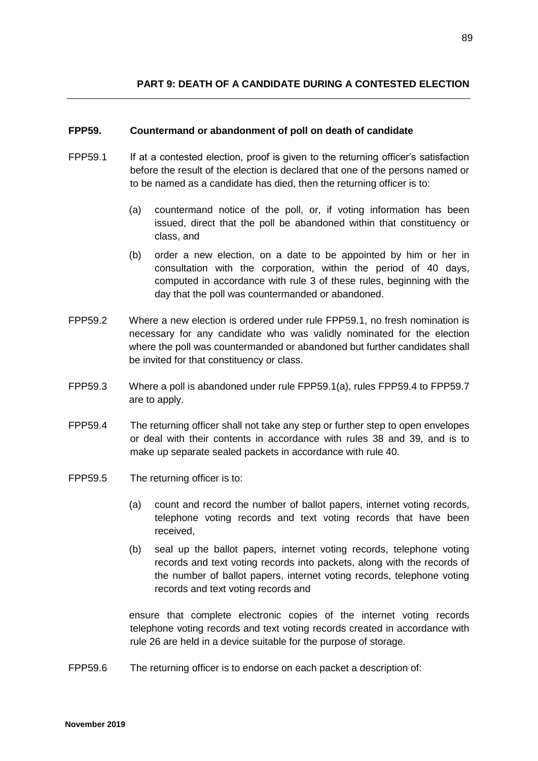## PART 9: DEATH OF A CANDIDATE DURING A CONTESTED ELECTION

**FPP59. Countermand or abandonment of poll on death of candidate**

FPP59.1 If at a contested election, proof is given to the returning officer's satisfaction before the result of the election is declared that one of the persons named or to be named as a candidate has died, then the returning officer is to:

(a) countermand notice of the poll, or, if voting information has been issued, direct that the poll be abandoned within that constituency or class, and

(b) order a new election, on a date to be appointed by him or her in consultation with the corporation, within the period of 40 days, computed in accordance with rule 3 of these rules, beginning with the day that the poll was countermanded or abandoned.

FPP59.2 Where a new election is ordered under rule FPP59.1, no fresh nomination is necessary for any candidate who was validly nominated for the election where the poll was countermanded or abandoned but further candidates shall be invited for that constituency or class.

FPP59.3 Where a poll is abandoned under rule FPP59.1(a), rules FPP59.4 to FPP59.7 are to apply.

FPP59.4 The returning officer shall not take any step or further step to open envelopes or deal with their contents in accordance with rules 38 and 39, and is to make up separate sealed packets in accordance with rule 40.

FPP59.5 The returning officer is to:

(a) count and record the number of ballot papers, internet voting records, telephone voting records and text voting records that have been received,

(b) seal up the ballot papers, internet voting records, telephone voting records and text voting records into packets, along with the records of the number of ballot papers, internet voting records, telephone voting records and text voting records and

ensure that complete electronic copies of the internet voting records telephone voting records and text voting records created in accordance with rule 26 are held in a device suitable for the purpose of storage.

FPP59.6 The returning officer is to endorse on each packet a description of: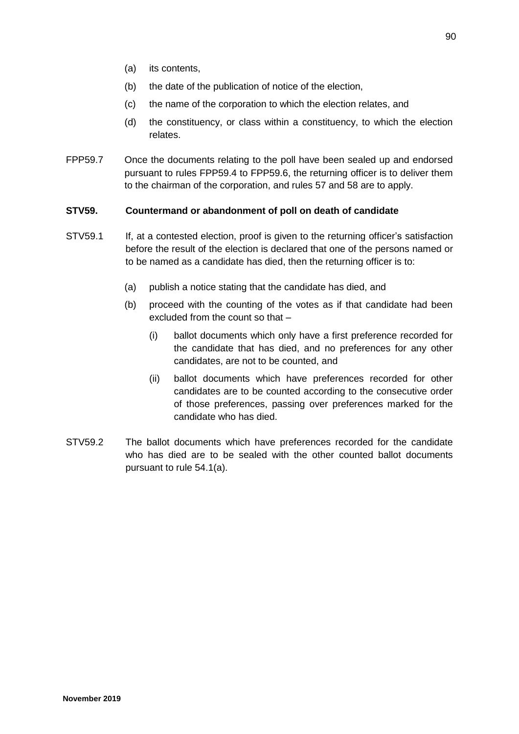(a) its contents,

(b) the date of the publication of notice of the election,

(c) the name of the corporation to which the election relates, and

(d) the constituency, or class within a constituency, to which the election relates.

FPP59.7 Once the documents relating to the poll have been sealed up and endorsed pursuant to rules FPP59.4 to FPP59.6, the returning officer is to deliver them to the chairman of the corporation, and rules 57 and 58 are to apply.

**STV59. Countermand or abandonment of poll on death of candidate**

STV59.1 If, at a contested election, proof is given to the returning officer's satisfaction before the result of the election is declared that one of the persons named or to be named as a candidate has died, then the returning officer is to:

(a) publish a notice stating that the candidate has died, and

(b) proceed with the counting of the votes as if that candidate had been excluded from the count so that –

   (i) ballot documents which only have a first preference recorded for the candidate that has died, and no preferences for any other candidates, are not to be counted, and

   (ii) ballot documents which have preferences recorded for other candidates are to be counted according to the consecutive order of those preferences, passing over preferences marked for the candidate who has died.

STV59.2 The ballot documents which have preferences recorded for the candidate who has died are to be sealed with the other counted ballot documents pursuant to rule 54.1(a).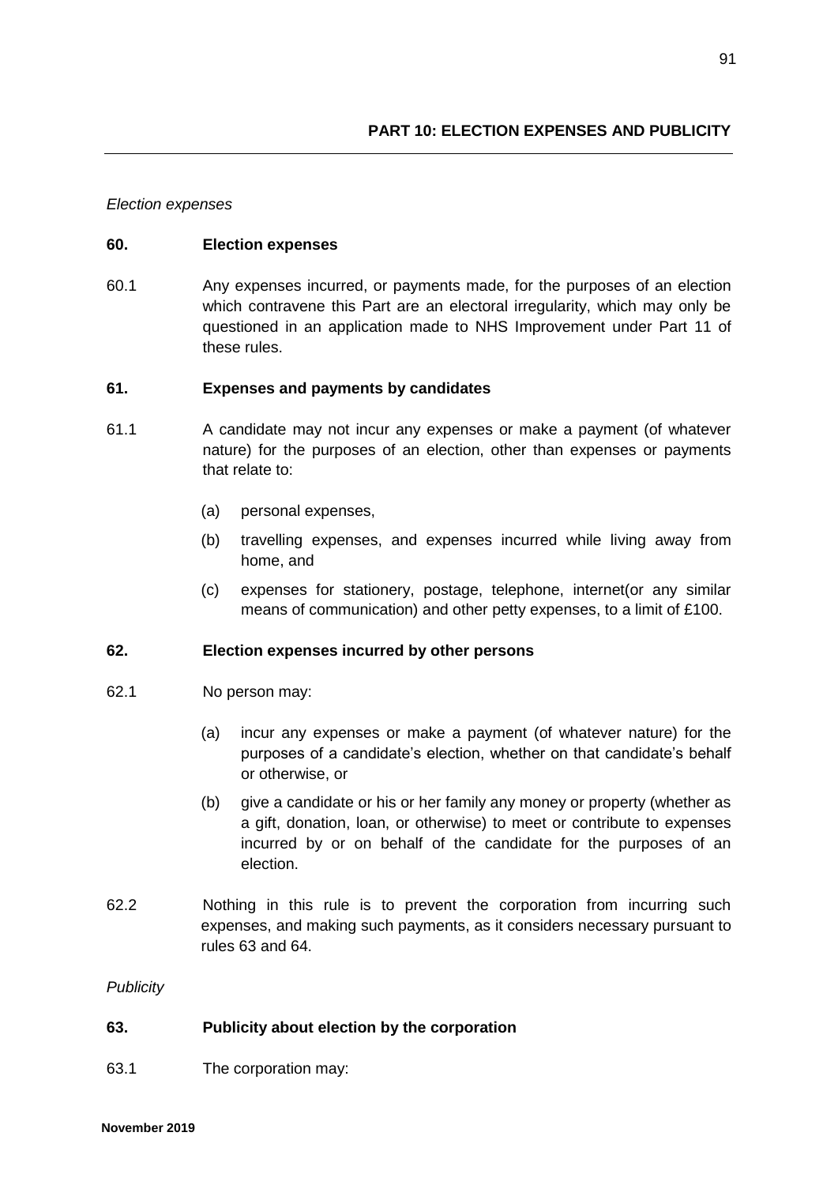## PART 10: ELECTION EXPENSES AND PUBLICITY

*Election expenses*

**60. Election expenses**

60.1 Any expenses incurred, or payments made, for the purposes of an election which contravene this Part are an electoral irregularity, which may only be questioned in an application made to NHS Improvement under Part 11 of these rules.

**61. Expenses and payments by candidates**

61.1 A candidate may not incur any expenses or make a payment (of whatever nature) for the purposes of an election, other than expenses or payments that relate to:

(a) personal expenses,

(b) travelling expenses, and expenses incurred while living away from home, and

(c) expenses for stationery, postage, telephone, internet(or any similar means of communication) and other petty expenses, to a limit of £100.

**62. Election expenses incurred by other persons**

62.1 No person may:

(a) incur any expenses or make a payment (of whatever nature) for the purposes of a candidate's election, whether on that candidate's behalf or otherwise, or

(b) give a candidate or his or her family any money or property (whether as a gift, donation, loan, or otherwise) to meet or contribute to expenses incurred by or on behalf of the candidate for the purposes of an election.

62.2 Nothing in this rule is to prevent the corporation from incurring such expenses, and making such payments, as it considers necessary pursuant to rules 63 and 64.

*Publicity*

**63. Publicity about election by the corporation**

63.1 The corporation may: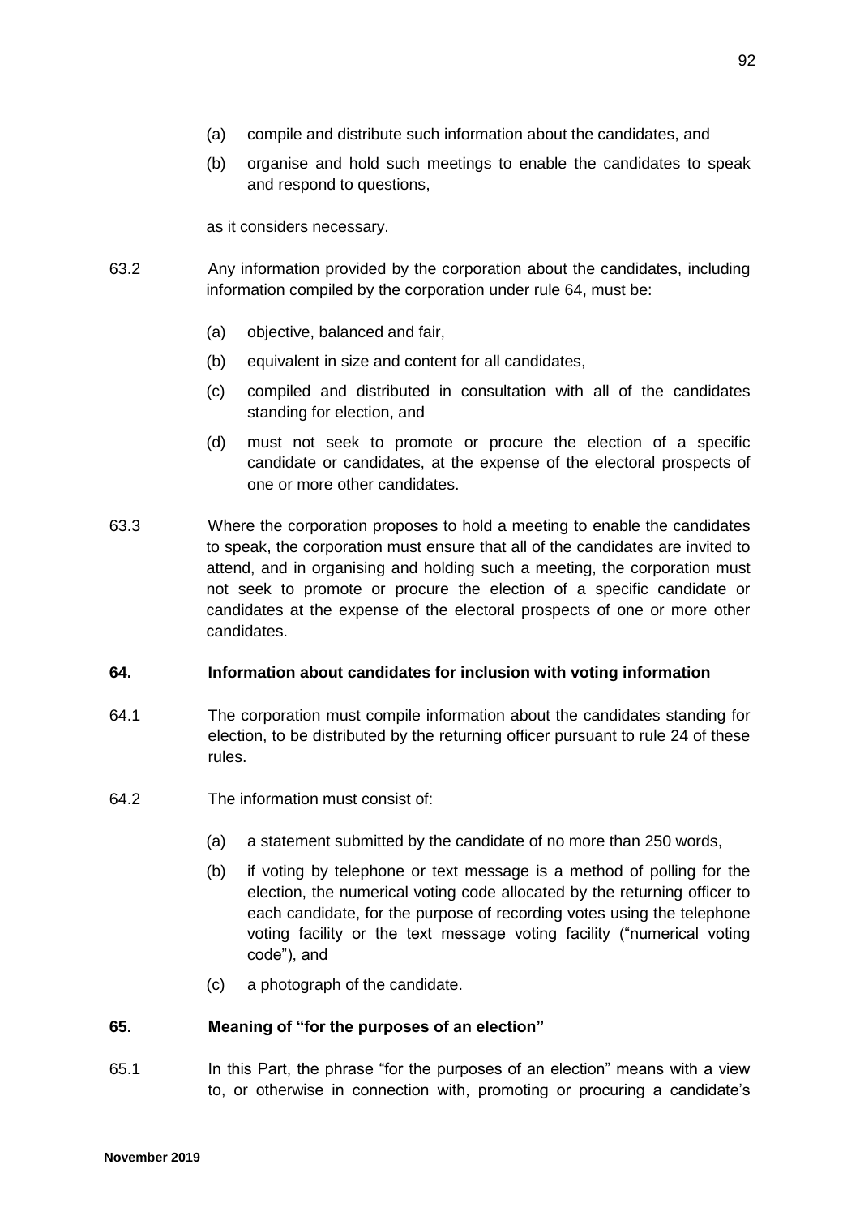(a) compile and distribute such information about the candidates, and

(b) organise and hold such meetings to enable the candidates to speak and respond to questions,

as it considers necessary.

63.2 Any information provided by the corporation about the candidates, including information compiled by the corporation under rule 64, must be:

(a) objective, balanced and fair,

(b) equivalent in size and content for all candidates,

(c) compiled and distributed in consultation with all of the candidates standing for election, and

(d) must not seek to promote or procure the election of a specific candidate or candidates, at the expense of the electoral prospects of one or more other candidates.

63.3 Where the corporation proposes to hold a meeting to enable the candidates to speak, the corporation must ensure that all of the candidates are invited to attend, and in organising and holding such a meeting, the corporation must not seek to promote or procure the election of a specific candidate or candidates at the expense of the electoral prospects of one or more other candidates.

**64. Information about candidates for inclusion with voting information**

64.1 The corporation must compile information about the candidates standing for election, to be distributed by the returning officer pursuant to rule 24 of these rules.

64.2 The information must consist of:

(a) a statement submitted by the candidate of no more than 250 words,

(b) if voting by telephone or text message is a method of polling for the election, the numerical voting code allocated by the returning officer to each candidate, for the purpose of recording votes using the telephone voting facility or the text message voting facility ("numerical voting code"), and

(c) a photograph of the candidate.

**65. Meaning of "for the purposes of an election"**

65.1 In this Part, the phrase "for the purposes of an election" means with a view to, or otherwise in connection with, promoting or procuring a candidate's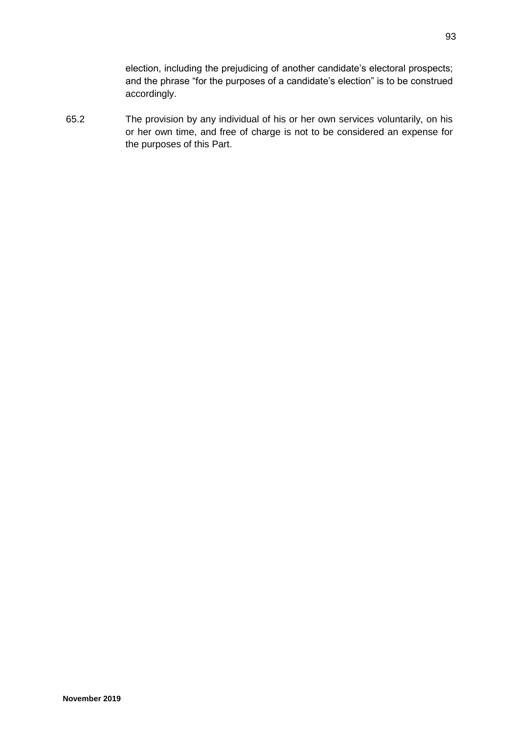election, including the prejudicing of another candidate's electoral prospects; and the phrase "for the purposes of a candidate's election" is to be construed accordingly.

65.2 The provision by any individual of his or her own services voluntarily, on his or her own time, and free of charge is not to be considered an expense for the purposes of this Part.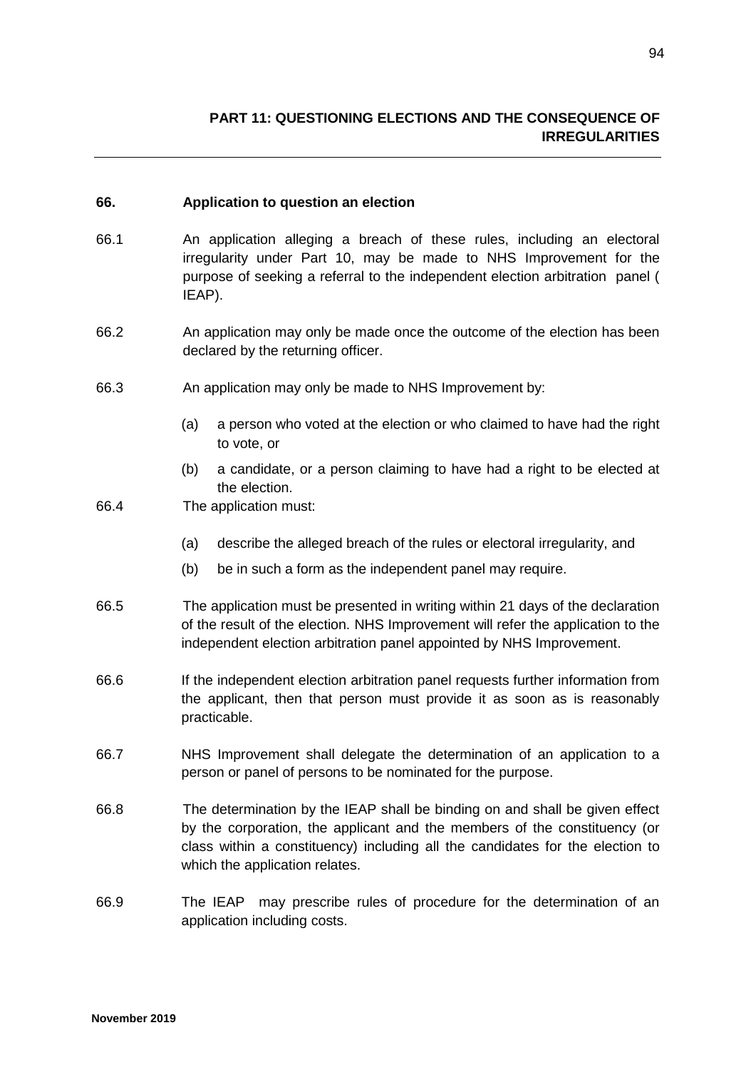## PART 11: QUESTIONING ELECTIONS AND THE CONSEQUENCE OF IRREGULARITIES

### 66. Application to question an election

66.1 An application alleging a breach of these rules, including an electoral irregularity under Part 10, may be made to NHS Improvement for the purpose of seeking a referral to the independent election arbitration panel ( IEAP).

66.2 An application may only be made once the outcome of the election has been declared by the returning officer.

66.3 An application may only be made to NHS Improvement by:

(a) a person who voted at the election or who claimed to have had the right to vote, or

(b) a candidate, or a person claiming to have had a right to be elected at the election.

66.4 The application must:

(a) describe the alleged breach of the rules or electoral irregularity, and

(b) be in such a form as the independent panel may require.

66.5 The application must be presented in writing within 21 days of the declaration of the result of the election. NHS Improvement will refer the application to the independent election arbitration panel appointed by NHS Improvement.

66.6 If the independent election arbitration panel requests further information from the applicant, then that person must provide it as soon as is reasonably practicable.

66.7 NHS Improvement shall delegate the determination of an application to a person or panel of persons to be nominated for the purpose.

66.8 The determination by the IEAP shall be binding on and shall be given effect by the corporation, the applicant and the members of the constituency (or class within a constituency) including all the candidates for the election to which the application relates.

66.9 The IEAP may prescribe rules of procedure for the determination of an application including costs.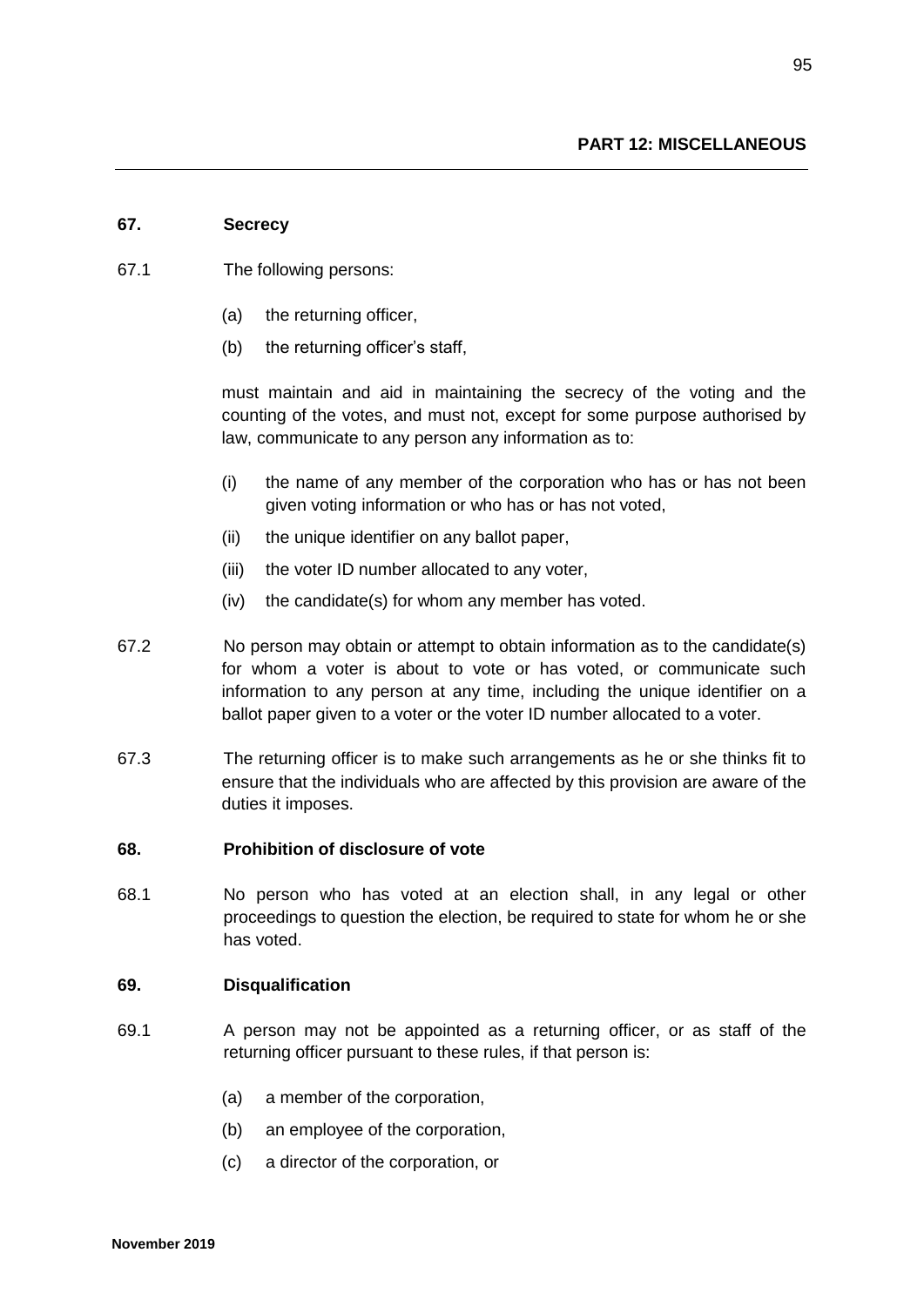## PART 12: MISCELLANEOUS

**67. Secrecy**

67.1 The following persons:

(a) the returning officer,

(b) the returning officer's staff,

must maintain and aid in maintaining the secrecy of the voting and the counting of the votes, and must not, except for some purpose authorised by law, communicate to any person any information as to:

(i) the name of any member of the corporation who has or has not been given voting information or who has or has not voted,

(ii) the unique identifier on any ballot paper,

(iii) the voter ID number allocated to any voter,

(iv) the candidate(s) for whom any member has voted.

67.2 No person may obtain or attempt to obtain information as to the candidate(s) for whom a voter is about to vote or has voted, or communicate such information to any person at any time, including the unique identifier on a ballot paper given to a voter or the voter ID number allocated to a voter.

67.3 The returning officer is to make such arrangements as he or she thinks fit to ensure that the individuals who are affected by this provision are aware of the duties it imposes.

**68. Prohibition of disclosure of vote**

68.1 No person who has voted at an election shall, in any legal or other proceedings to question the election, be required to state for whom he or she has voted.

**69. Disqualification**

69.1 A person may not be appointed as a returning officer, or as staff of the returning officer pursuant to these rules, if that person is:

(a) a member of the corporation,

(b) an employee of the corporation,

(c) a director of the corporation, or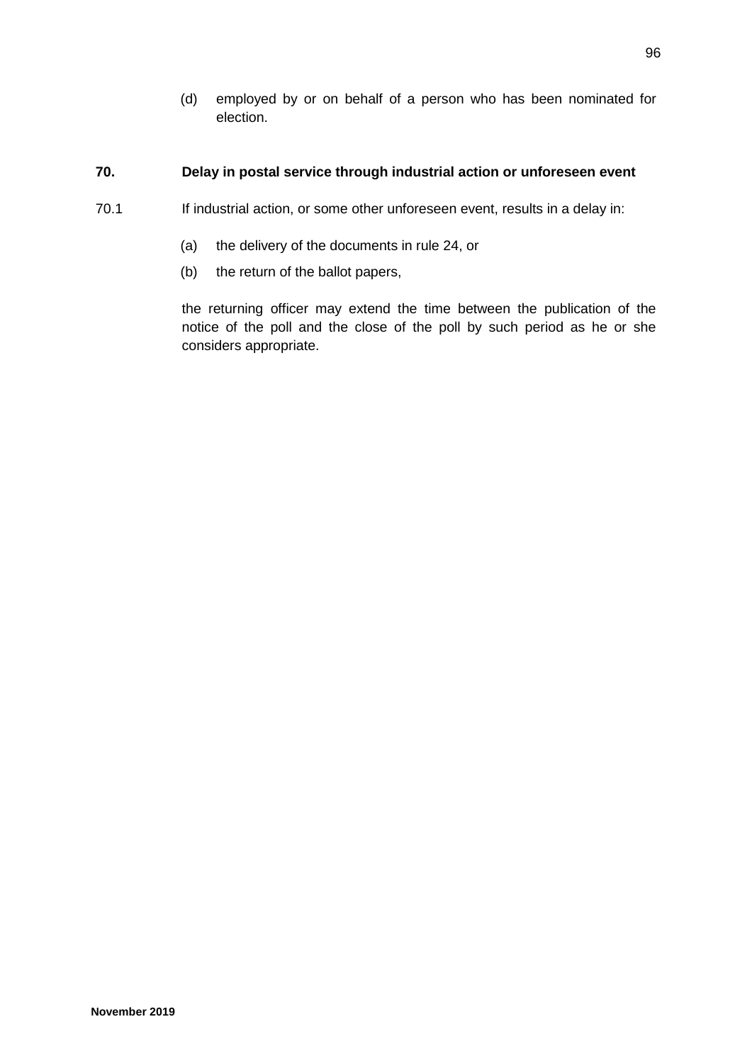(d) employed by or on behalf of a person who has been nominated for election.

**70. Delay in postal service through industrial action or unforeseen event**

70.1 If industrial action, or some other unforeseen event, results in a delay in:

(a) the delivery of the documents in rule 24, or

(b) the return of the ballot papers,

the returning officer may extend the time between the publication of the notice of the poll and the close of the poll by such period as he or she considers appropriate.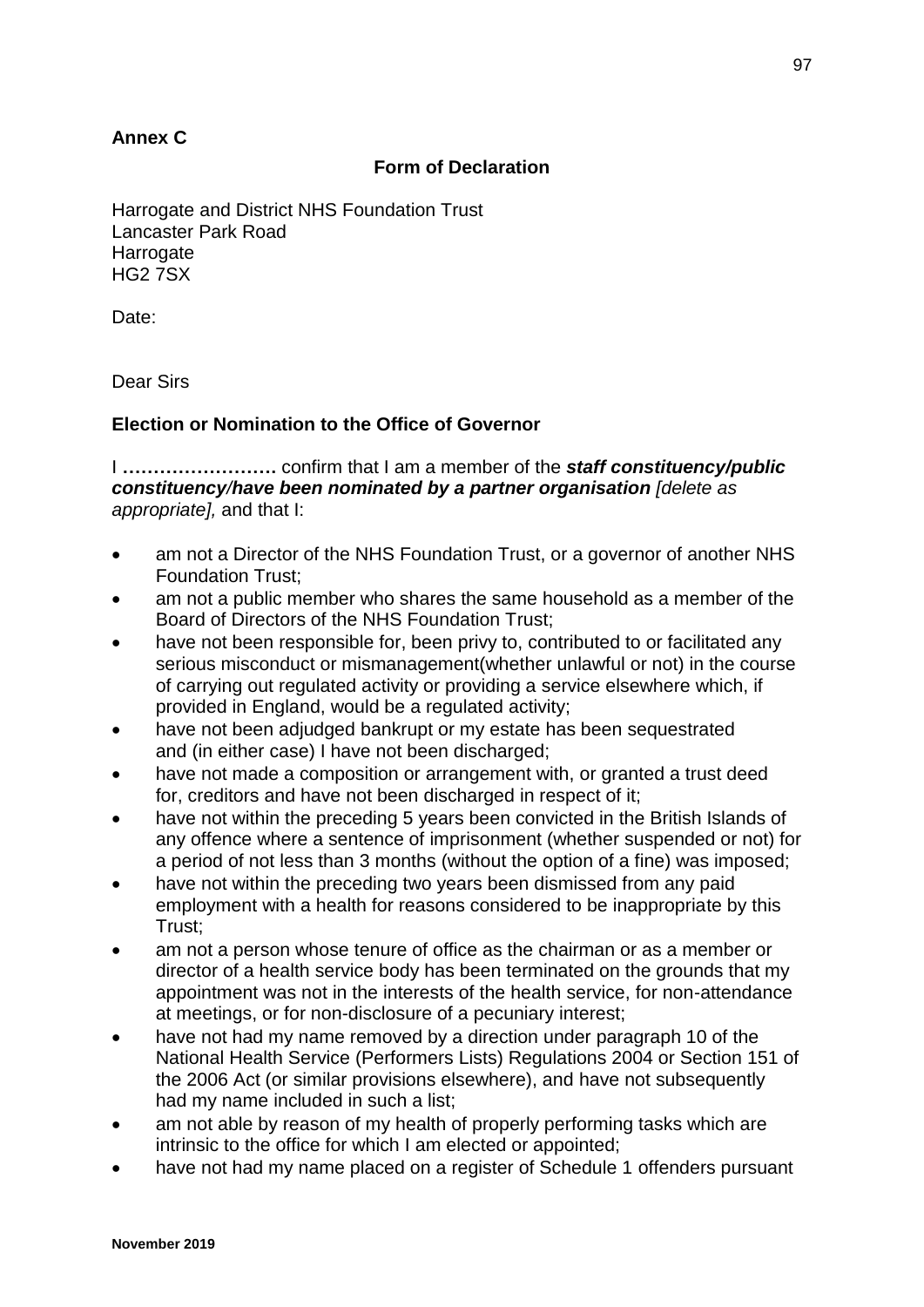**Annex C**

**Form of Declaration**

Harrogate and District NHS Foundation Trust
Lancaster Park Road
Harrogate
HG2 7SX

Date:

Dear Sirs

**Election or Nomination to the Office of Governor**

I **…………………….** confirm that I am a member of the ***staff constituency/public constituency/have been nominated by a partner organisation*** *[delete as appropriate],* and that I:

- am not a Director of the NHS Foundation Trust, or a governor of another NHS Foundation Trust;
- am not a public member who shares the same household as a member of the Board of Directors of the NHS Foundation Trust;
- have not been responsible for, been privy to, contributed to or facilitated any serious misconduct or mismanagement(whether unlawful or not) in the course of carrying out regulated activity or providing a service elsewhere which, if provided in England, would be a regulated activity;
- have not been adjudged bankrupt or my estate has been sequestrated and (in either case) I have not been discharged;
- have not made a composition or arrangement with, or granted a trust deed for, creditors and have not been discharged in respect of it;
- have not within the preceding 5 years been convicted in the British Islands of any offence where a sentence of imprisonment (whether suspended or not) for a period of not less than 3 months (without the option of a fine) was imposed;
- have not within the preceding two years been dismissed from any paid employment with a health for reasons considered to be inappropriate by this Trust;
- am not a person whose tenure of office as the chairman or as a member or director of a health service body has been terminated on the grounds that my appointment was not in the interests of the health service, for non-attendance at meetings, or for non-disclosure of a pecuniary interest;
- have not had my name removed by a direction under paragraph 10 of the National Health Service (Performers Lists) Regulations 2004 or Section 151 of the 2006 Act (or similar provisions elsewhere), and have not subsequently had my name included in such a list;
- am not able by reason of my health of properly performing tasks which are intrinsic to the office for which I am elected or appointed;
- have not had my name placed on a register of Schedule 1 offenders pursuant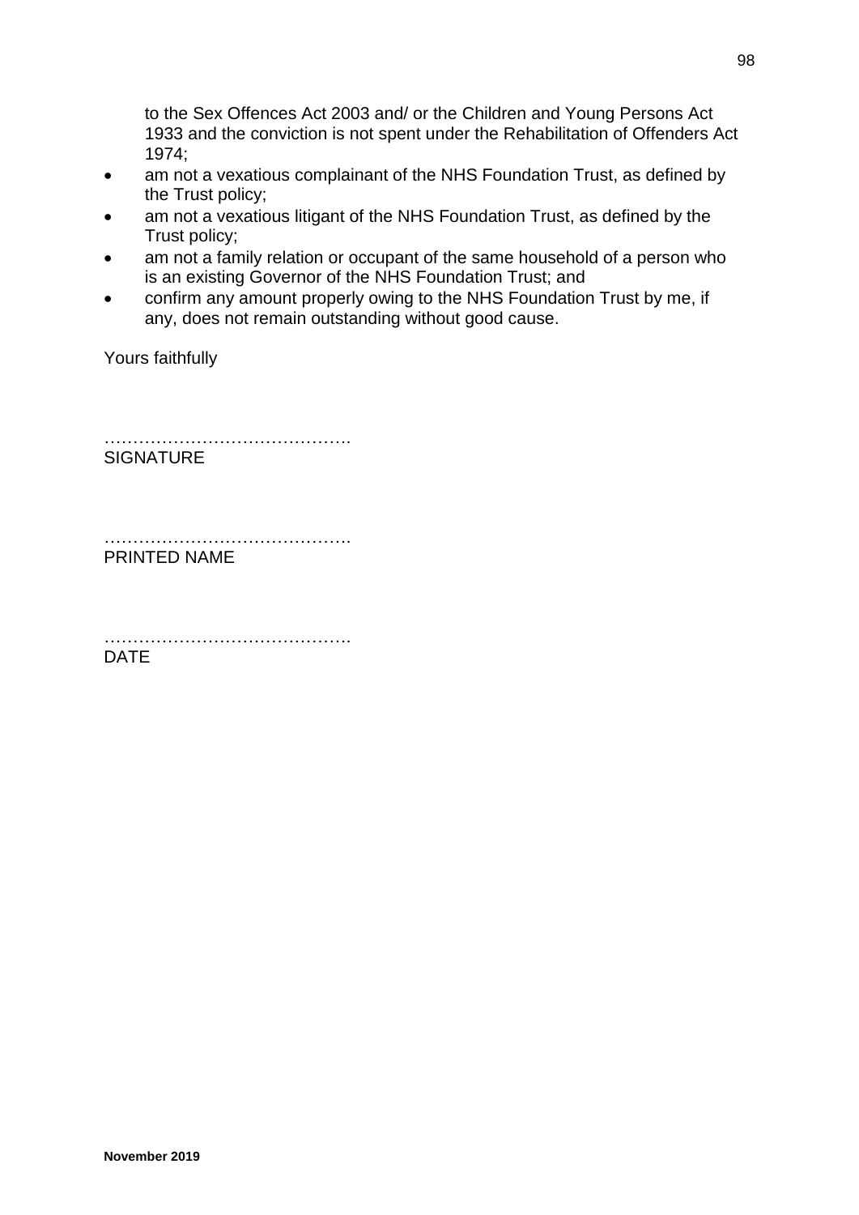to the Sex Offences Act 2003 and/ or the Children and Young Persons Act 1933 and the conviction is not spent under the Rehabilitation of Offenders Act 1974;

- am not a vexatious complainant of the NHS Foundation Trust, as defined by the Trust policy;
- am not a vexatious litigant of the NHS Foundation Trust, as defined by the Trust policy;
- am not a family relation or occupant of the same household of a person who is an existing Governor of the NHS Foundation Trust; and
- confirm any amount properly owing to the NHS Foundation Trust by me, if any, does not remain outstanding without good cause.

Yours faithfully

…………………………………….
SIGNATURE

…………………………………….
PRINTED NAME

…………………………………….
DATE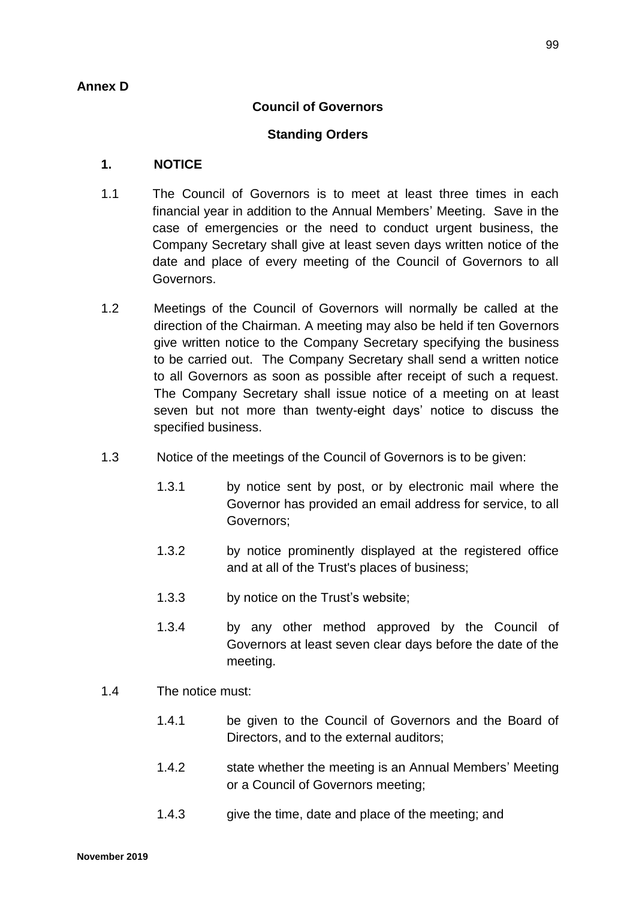**Annex D**

## Council of Governors

## Standing Orders

### 1. NOTICE

1.1 The Council of Governors is to meet at least three times in each financial year in addition to the Annual Members' Meeting. Save in the case of emergencies or the need to conduct urgent business, the Company Secretary shall give at least seven days written notice of the date and place of every meeting of the Council of Governors to all Governors.

1.2 Meetings of the Council of Governors will normally be called at the direction of the Chairman. A meeting may also be held if ten Governors give written notice to the Company Secretary specifying the business to be carried out. The Company Secretary shall send a written notice to all Governors as soon as possible after receipt of such a request. The Company Secretary shall issue notice of a meeting on at least seven but not more than twenty-eight days' notice to discuss the specified business.

1.3 Notice of the meetings of the Council of Governors is to be given:

1.3.1 by notice sent by post, or by electronic mail where the Governor has provided an email address for service, to all Governors;

1.3.2 by notice prominently displayed at the registered office and at all of the Trust's places of business;

1.3.3 by notice on the Trust's website;

1.3.4 by any other method approved by the Council of Governors at least seven clear days before the date of the meeting.

1.4 The notice must:

1.4.1 be given to the Council of Governors and the Board of Directors, and to the external auditors;

1.4.2 state whether the meeting is an Annual Members' Meeting or a Council of Governors meeting;

1.4.3 give the time, date and place of the meeting; and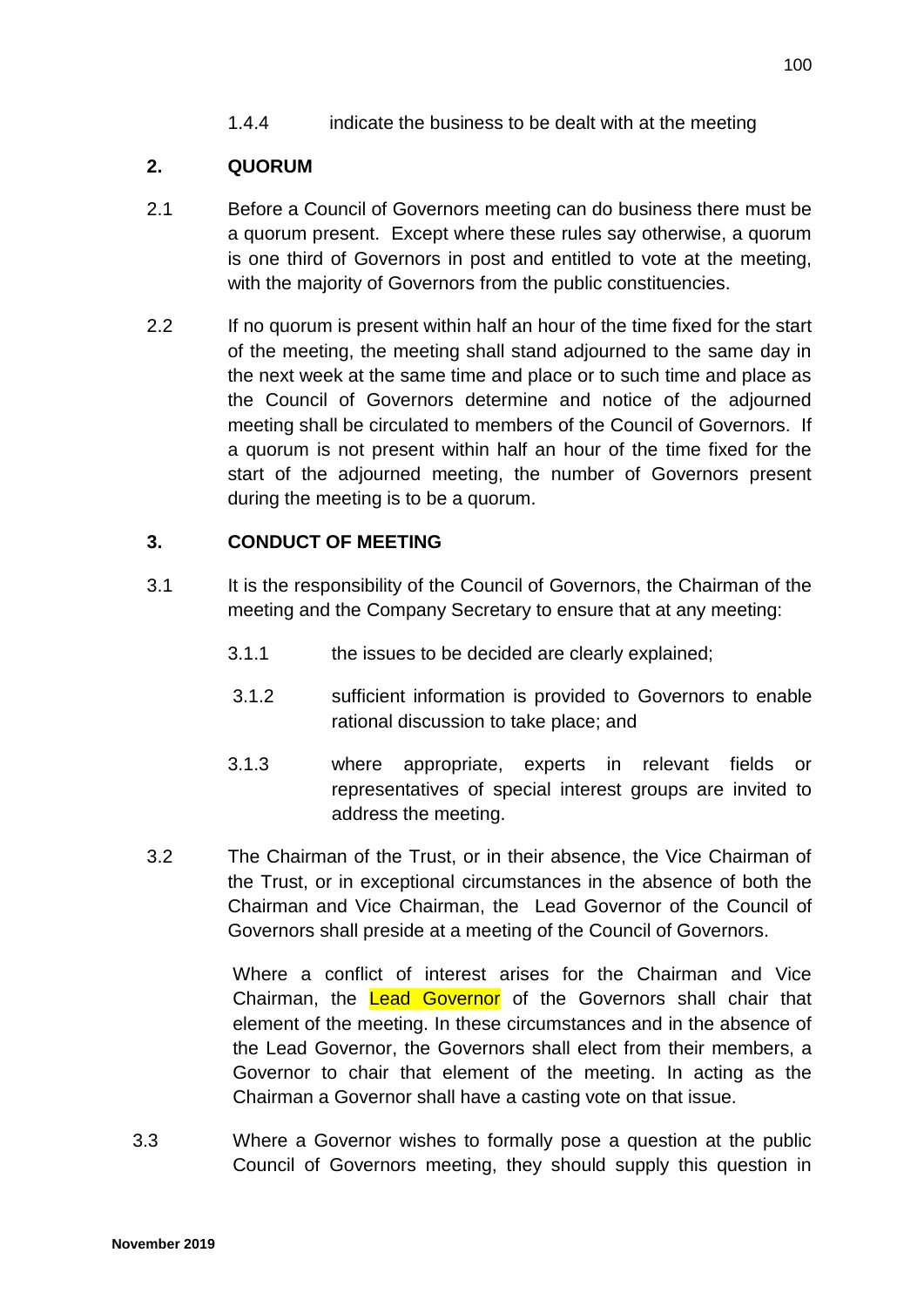1.4.4 indicate the business to be dealt with at the meeting

## 2. QUORUM

2.1 Before a Council of Governors meeting can do business there must be a quorum present. Except where these rules say otherwise, a quorum is one third of Governors in post and entitled to vote at the meeting, with the majority of Governors from the public constituencies.

2.2 If no quorum is present within half an hour of the time fixed for the start of the meeting, the meeting shall stand adjourned to the same day in the next week at the same time and place or to such time and place as the Council of Governors determine and notice of the adjourned meeting shall be circulated to members of the Council of Governors. If a quorum is not present within half an hour of the time fixed for the start of the adjourned meeting, the number of Governors present during the meeting is to be a quorum.

## 3. CONDUCT OF MEETING

3.1 It is the responsibility of the Council of Governors, the Chairman of the meeting and the Company Secretary to ensure that at any meeting:

3.1.1 the issues to be decided are clearly explained;

3.1.2 sufficient information is provided to Governors to enable rational discussion to take place; and

3.1.3 where appropriate, experts in relevant fields or representatives of special interest groups are invited to address the meeting.

3.2 The Chairman of the Trust, or in their absence, the Vice Chairman of the Trust, or in exceptional circumstances in the absence of both the Chairman and Vice Chairman, the Lead Governor of the Council of Governors shall preside at a meeting of the Council of Governors.

Where a conflict of interest arises for the Chairman and Vice Chairman, the Lead Governor of the Governors shall chair that element of the meeting. In these circumstances and in the absence of the Lead Governor, the Governors shall elect from their members, a Governor to chair that element of the meeting. In acting as the Chairman a Governor shall have a casting vote on that issue.

3.3 Where a Governor wishes to formally pose a question at the public Council of Governors meeting, they should supply this question in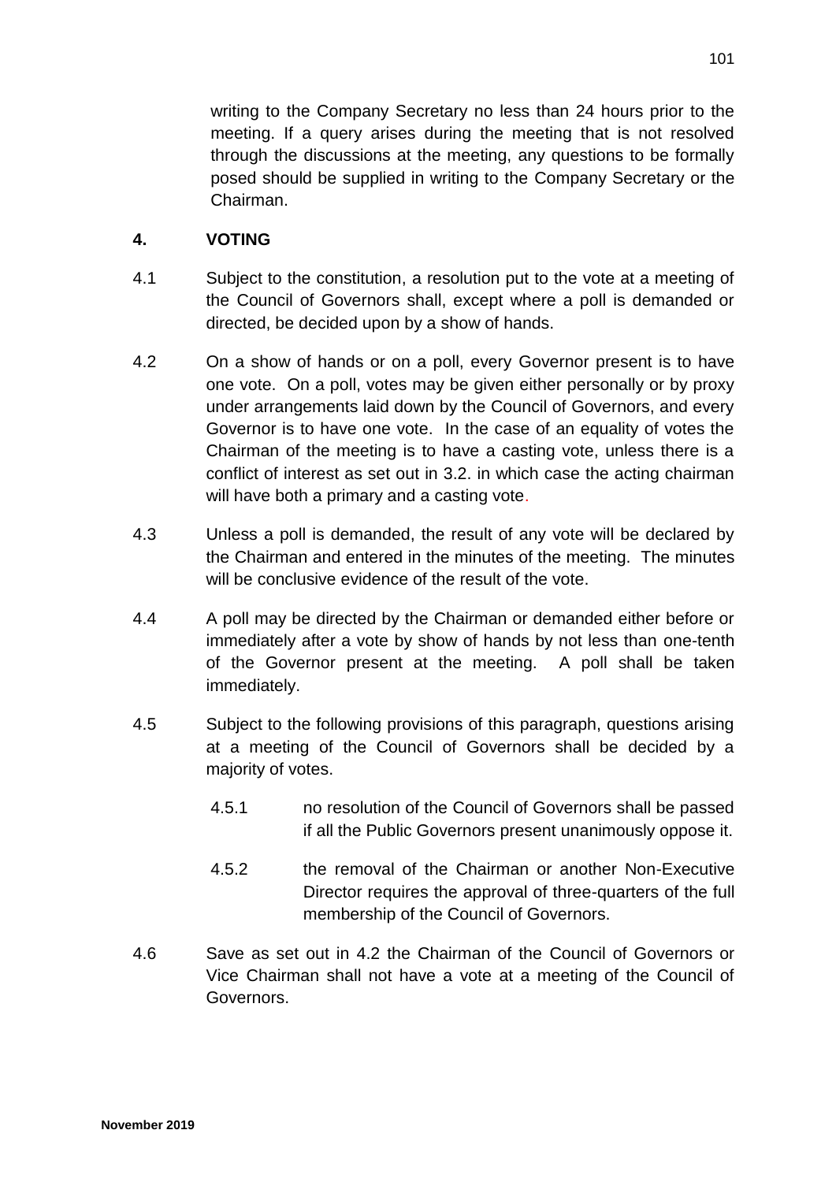writing to the Company Secretary no less than 24 hours prior to the meeting. If a query arises during the meeting that is not resolved through the discussions at the meeting, any questions to be formally posed should be supplied in writing to the Company Secretary or the Chairman.

## 4. VOTING

4.1 Subject to the constitution, a resolution put to the vote at a meeting of the Council of Governors shall, except where a poll is demanded or directed, be decided upon by a show of hands.

4.2 On a show of hands or on a poll, every Governor present is to have one vote. On a poll, votes may be given either personally or by proxy under arrangements laid down by the Council of Governors, and every Governor is to have one vote. In the case of an equality of votes the Chairman of the meeting is to have a casting vote, unless there is a conflict of interest as set out in 3.2. in which case the acting chairman will have both a primary and a casting vote.

4.3 Unless a poll is demanded, the result of any vote will be declared by the Chairman and entered in the minutes of the meeting. The minutes will be conclusive evidence of the result of the vote.

4.4 A poll may be directed by the Chairman or demanded either before or immediately after a vote by show of hands by not less than one-tenth of the Governor present at the meeting. A poll shall be taken immediately.

4.5 Subject to the following provisions of this paragraph, questions arising at a meeting of the Council of Governors shall be decided by a majority of votes.

4.5.1 no resolution of the Council of Governors shall be passed if all the Public Governors present unanimously oppose it.

4.5.2 the removal of the Chairman or another Non-Executive Director requires the approval of three-quarters of the full membership of the Council of Governors.

4.6 Save as set out in 4.2 the Chairman of the Council of Governors or Vice Chairman shall not have a vote at a meeting of the Council of Governors.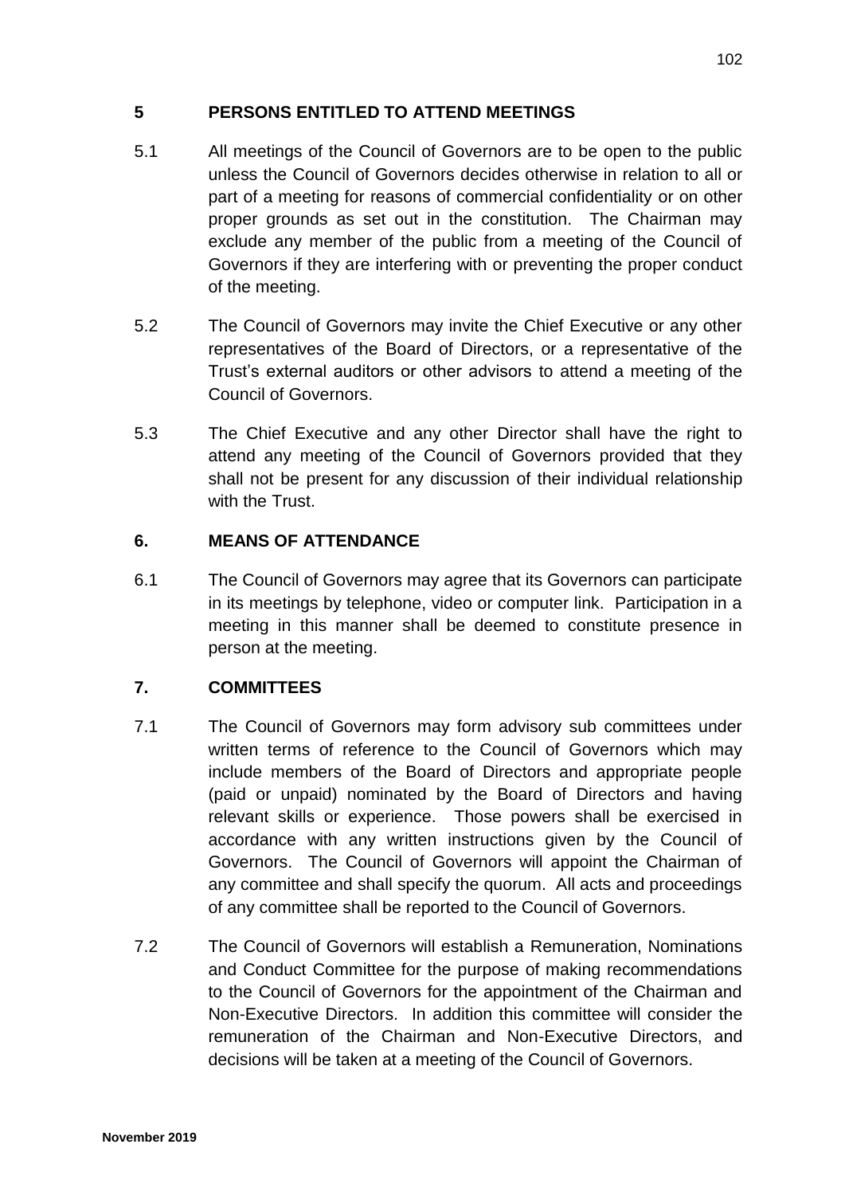## 5 PERSONS ENTITLED TO ATTEND MEETINGS

5.1 All meetings of the Council of Governors are to be open to the public unless the Council of Governors decides otherwise in relation to all or part of a meeting for reasons of commercial confidentiality or on other proper grounds as set out in the constitution. The Chairman may exclude any member of the public from a meeting of the Council of Governors if they are interfering with or preventing the proper conduct of the meeting.

5.2 The Council of Governors may invite the Chief Executive or any other representatives of the Board of Directors, or a representative of the Trust's external auditors or other advisors to attend a meeting of the Council of Governors.

5.3 The Chief Executive and any other Director shall have the right to attend any meeting of the Council of Governors provided that they shall not be present for any discussion of their individual relationship with the Trust.

## 6. MEANS OF ATTENDANCE

6.1 The Council of Governors may agree that its Governors can participate in its meetings by telephone, video or computer link. Participation in a meeting in this manner shall be deemed to constitute presence in person at the meeting.

## 7. COMMITTEES

7.1 The Council of Governors may form advisory sub committees under written terms of reference to the Council of Governors which may include members of the Board of Directors and appropriate people (paid or unpaid) nominated by the Board of Directors and having relevant skills or experience. Those powers shall be exercised in accordance with any written instructions given by the Council of Governors. The Council of Governors will appoint the Chairman of any committee and shall specify the quorum. All acts and proceedings of any committee shall be reported to the Council of Governors.

7.2 The Council of Governors will establish a Remuneration, Nominations and Conduct Committee for the purpose of making recommendations to the Council of Governors for the appointment of the Chairman and Non-Executive Directors. In addition this committee will consider the remuneration of the Chairman and Non-Executive Directors, and decisions will be taken at a meeting of the Council of Governors.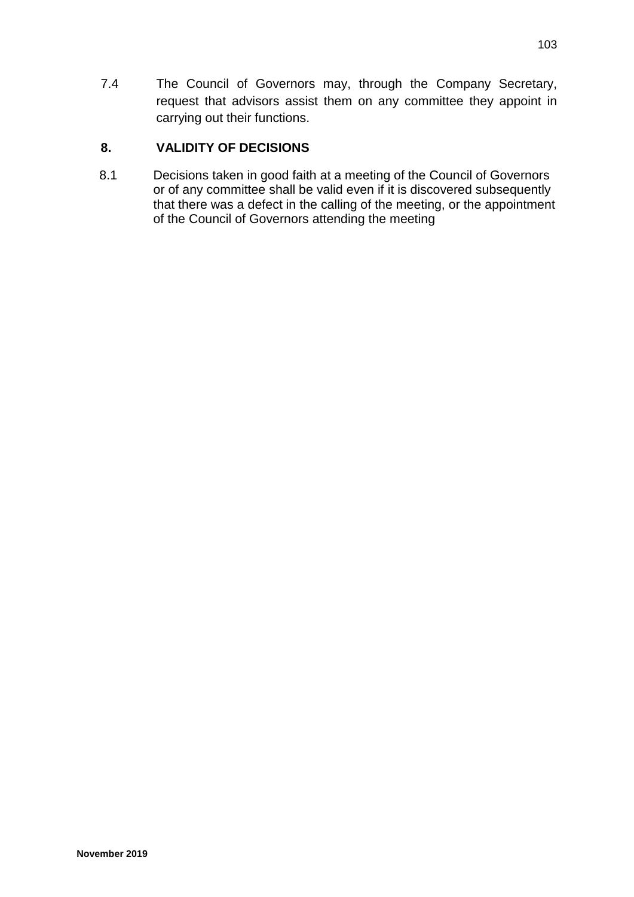7.4 The Council of Governors may, through the Company Secretary, request that advisors assist them on any committee they appoint in carrying out their functions.

## 8. VALIDITY OF DECISIONS

8.1 Decisions taken in good faith at a meeting of the Council of Governors or of any committee shall be valid even if it is discovered subsequently that there was a defect in the calling of the meeting, or the appointment of the Council of Governors attending the meeting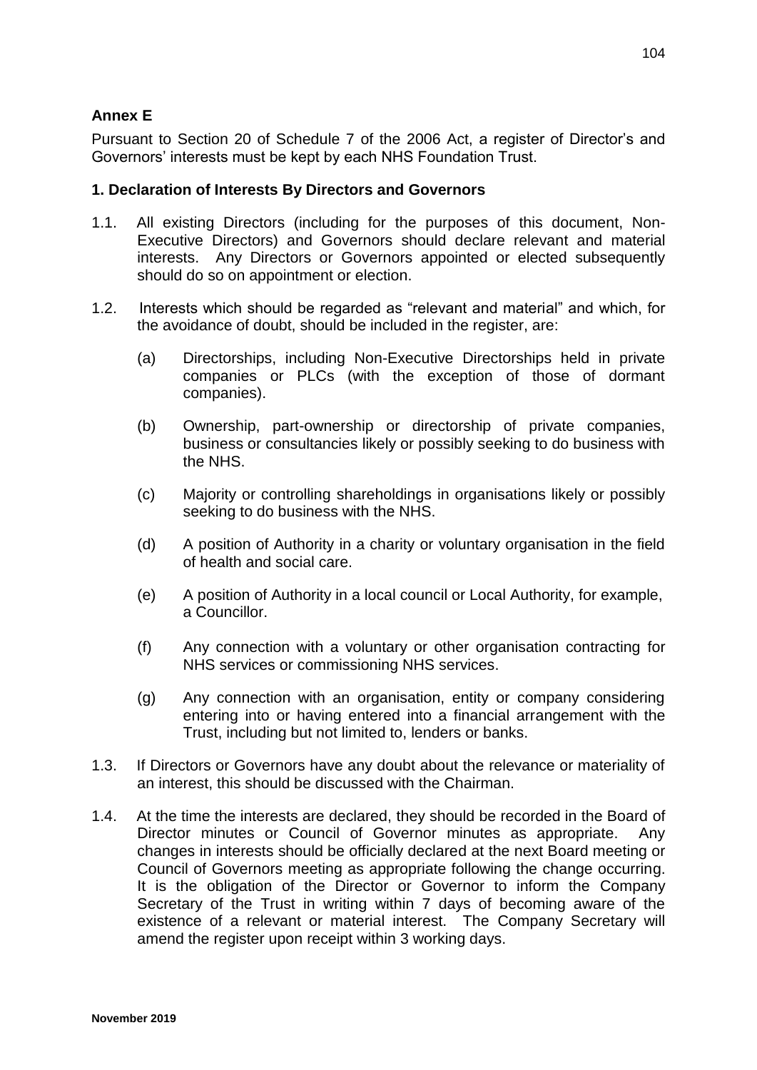## Annex E

Pursuant to Section 20 of Schedule 7 of the 2006 Act, a register of Director's and Governors' interests must be kept by each NHS Foundation Trust.

### 1. Declaration of Interests By Directors and Governors

1.1. All existing Directors (including for the purposes of this document, Non-Executive Directors) and Governors should declare relevant and material interests. Any Directors or Governors appointed or elected subsequently should do so on appointment or election.

1.2. Interests which should be regarded as "relevant and material" and which, for the avoidance of doubt, should be included in the register, are:

(a) Directorships, including Non-Executive Directorships held in private companies or PLCs (with the exception of those of dormant companies).

(b) Ownership, part-ownership or directorship of private companies, business or consultancies likely or possibly seeking to do business with the NHS.

(c) Majority or controlling shareholdings in organisations likely or possibly seeking to do business with the NHS.

(d) A position of Authority in a charity or voluntary organisation in the field of health and social care.

(e) A position of Authority in a local council or Local Authority, for example, a Councillor.

(f) Any connection with a voluntary or other organisation contracting for NHS services or commissioning NHS services.

(g) Any connection with an organisation, entity or company considering entering into or having entered into a financial arrangement with the Trust, including but not limited to, lenders or banks.

1.3. If Directors or Governors have any doubt about the relevance or materiality of an interest, this should be discussed with the Chairman.

1.4. At the time the interests are declared, they should be recorded in the Board of Director minutes or Council of Governor minutes as appropriate. Any changes in interests should be officially declared at the next Board meeting or Council of Governors meeting as appropriate following the change occurring. It is the obligation of the Director or Governor to inform the Company Secretary of the Trust in writing within 7 days of becoming aware of the existence of a relevant or material interest. The Company Secretary will amend the register upon receipt within 3 working days.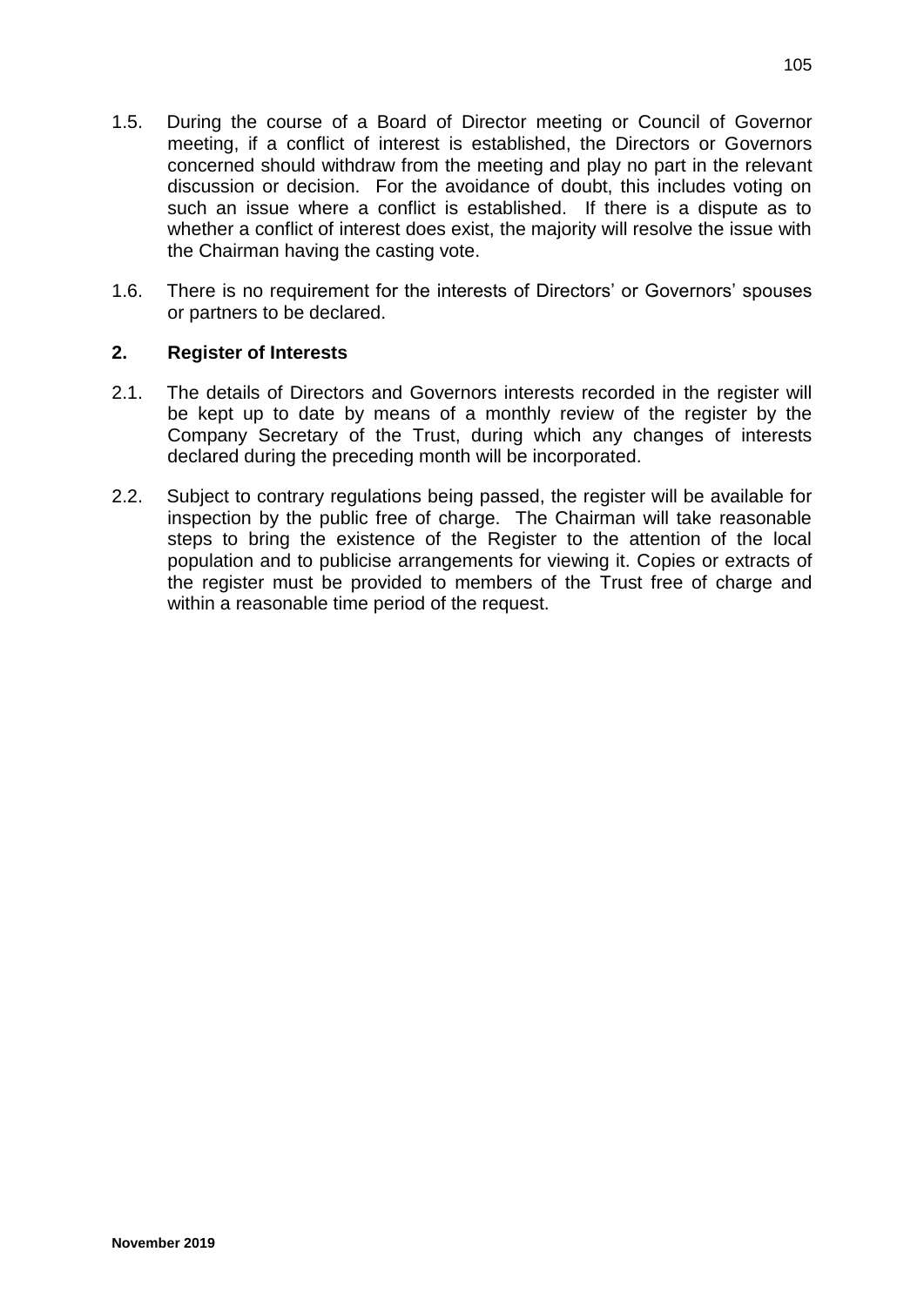1.5. During the course of a Board of Director meeting or Council of Governor meeting, if a conflict of interest is established, the Directors or Governors concerned should withdraw from the meeting and play no part in the relevant discussion or decision. For the avoidance of doubt, this includes voting on such an issue where a conflict is established. If there is a dispute as to whether a conflict of interest does exist, the majority will resolve the issue with the Chairman having the casting vote.

1.6. There is no requirement for the interests of Directors' or Governors' spouses or partners to be declared.

## 2. Register of Interests

2.1. The details of Directors and Governors interests recorded in the register will be kept up to date by means of a monthly review of the register by the Company Secretary of the Trust, during which any changes of interests declared during the preceding month will be incorporated.

2.2. Subject to contrary regulations being passed, the register will be available for inspection by the public free of charge. The Chairman will take reasonable steps to bring the existence of the Register to the attention of the local population and to publicise arrangements for viewing it. Copies or extracts of the register must be provided to members of the Trust free of charge and within a reasonable time period of the request.